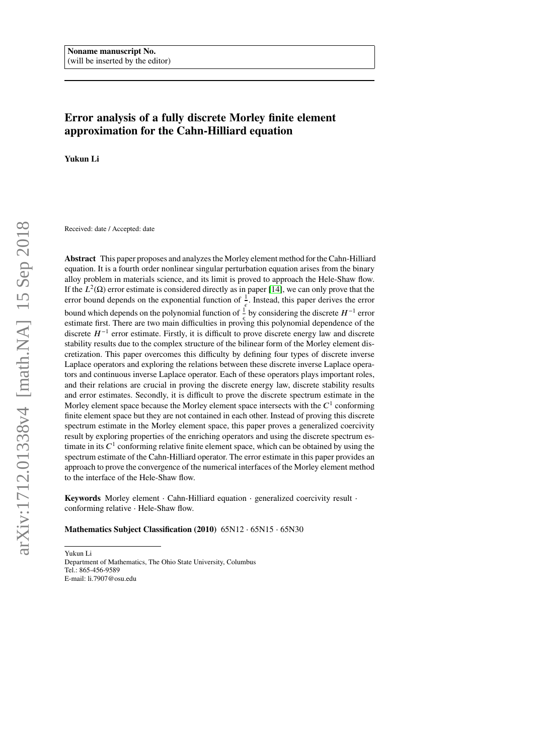Noname manuscript No.
(will be inserted by the editor)

# Error analysis of a fully discrete Morley finite element approximation for the Cahn-Hilliard equation

**Yukun Li**

Received: date / Accepted: date

**Abstract** This paper proposes and analyzes the Morley element method for the Cahn-Hilliard equation. It is a fourth order nonlinear singular perturbation equation arises from the binary alloy problem in materials science, and its limit is proved to approach the Hele-Shaw flow. If the $L^2(\Omega)$ error estimate is considered directly as in paper [14], we can only prove that the error bound depends on the exponential function of $\frac{1}{\epsilon}$. Instead, this paper derives the error bound which depends on the polynomial function of $\frac{1}{\epsilon}$ by considering the discrete $H^{-1}$ error estimate first. There are two main difficulties in proving this polynomial dependence of the discrete $H^{-1}$ error estimate. Firstly, it is difficult to prove discrete energy law and discrete stability results due to the complex structure of the bilinear form of the Morley element discretization. This paper overcomes this difficulty by defining four types of discrete inverse Laplace operators and exploring the relations between these discrete inverse Laplace operators and continuous inverse Laplace operator. Each of these operators plays important roles, and their relations are crucial in proving the discrete energy law, discrete stability results and error estimates. Secondly, it is difficult to prove the discrete spectrum estimate in the Morley element space because the Morley element space intersects with the $C^1$ conforming finite element space but they are not contained in each other. Instead of proving this discrete spectrum estimate in the Morley element space, this paper proves a generalized coercivity result by exploring properties of the enriching operators and using the discrete spectrum estimate in its $C^1$ conforming relative finite element space, which can be obtained by using the spectrum estimate of the Cahn-Hilliard operator. The error estimate in this paper provides an approach to prove the convergence of the numerical interfaces of the Morley element method to the interface of the Hele-Shaw flow.

**Keywords** Morley element · Cahn-Hilliard equation · generalized coercivity result · conforming relative · Hele-Shaw flow.

**Mathematics Subject Classification (2010)** 65N12 · 65N15 · 65N30

---

Yukun Li
Department of Mathematics, The Ohio State University, Columbus
Tel.: 865-456-9589
E-mail: li.7907@osu.edu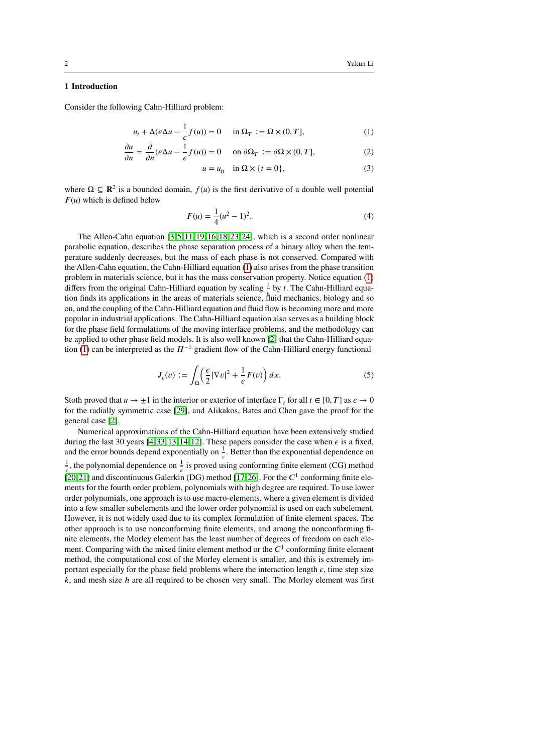## 1 Introduction

Consider the following Cahn-Hilliard problem:

$$u_t + \Delta(\epsilon \Delta u - \frac{1}{\epsilon} f(u)) = 0 \quad \text{in } \Omega_T := \Omega \times (0, T], \tag{1}$$

$$\frac{\partial u}{\partial n} = \frac{\partial}{\partial n}(\epsilon \Delta u - \frac{1}{\epsilon} f(u)) = 0 \quad \text{on } \partial\Omega_T := \partial\Omega \times (0, T], \tag{2}$$

$$u = u_0 \quad \text{in } \Omega \times \{t = 0\}, \tag{3}$$

where $\Omega \subseteq \mathbf{R}^2$ is a bounded domain, $f(u)$ is the first derivative of a double well potential $F(u)$ which is defined below

$$F(u) = \frac{1}{4}(u^2 - 1)^2. \tag{4}$$

The Allen-Cahn equation [3,5,11,19,16,18,23,24], which is a second order nonlinear parabolic equation, describes the phase separation process of a binary alloy when the temperature suddenly decreases, but the mass of each phase is not conserved. Compared with the Allen-Cahn equation, the Cahn-Hilliard equation (1) also arises from the phase transition problem in materials science, but it has the mass conservation property. Notice equation (1) differs from the original Cahn-Hilliard equation by scaling $\frac{t}{\epsilon}$ by $t$. The Cahn-Hilliard equation finds its applications in the areas of materials science, fluid mechanics, biology and so on, and the coupling of the Cahn-Hilliard equation and fluid flow is becoming more and more popular in industrial applications. The Cahn-Hilliard equation also serves as a building block for the phase field formulations of the moving interface problems, and the methodology can be applied to other phase field models. It is also well known [2] that the Cahn-Hilliard equation (1) can be interpreted as the $H^{-1}$ gradient flow of the Cahn-Hilliard energy functional

$$J_\epsilon(v) := \int_\Omega \Big( \frac{\epsilon}{2} |\nabla v|^2 + \frac{1}{\epsilon} F(v) \Big)\, dx. \tag{5}$$

Stoth proved that $u \to \pm 1$ in the interior or exterior of interface $\Gamma_t$ for all $t \in [0, T]$ as $\epsilon \to 0$ for the radially symmetric case [29], and Alikakos, Bates and Chen gave the proof for the general case [2].

Numerical approximations of the Cahn-Hilliard equation have been extensively studied during the last 30 years [4,33,13,14,12]. These papers consider the case when $\epsilon$ is a fixed, and the error bounds depend exponentially on $\frac{1}{\epsilon}$. Better than the exponential dependence on $\frac{1}{\epsilon}$, the polynomial dependence on $\frac{1}{\epsilon}$ is proved using conforming finite element (CG) method [20,21] and discontinuous Galerkin (DG) method [17,26]. For the $C^1$ conforming finite elements for the fourth order problem, polynomials with high degree are required. To use lower order polynomials, one approach is to use macro-elements, where a given element is divided into a few smaller subelements and the lower order polynomial is used on each subelement. However, it is not widely used due to its complex formulation of finite element spaces. The other approach is to use nonconforming finite elements, and among the nonconforming finite elements, the Morley element has the least number of degrees of freedom on each element. Comparing with the mixed finite element method or the $C^1$ conforming finite element method, the computational cost of the Morley element is smaller, and this is extremely important especially for the phase field problems where the interaction length $\epsilon$, time step size $k$, and mesh size $h$ are all required to be chosen very small. The Morley element was first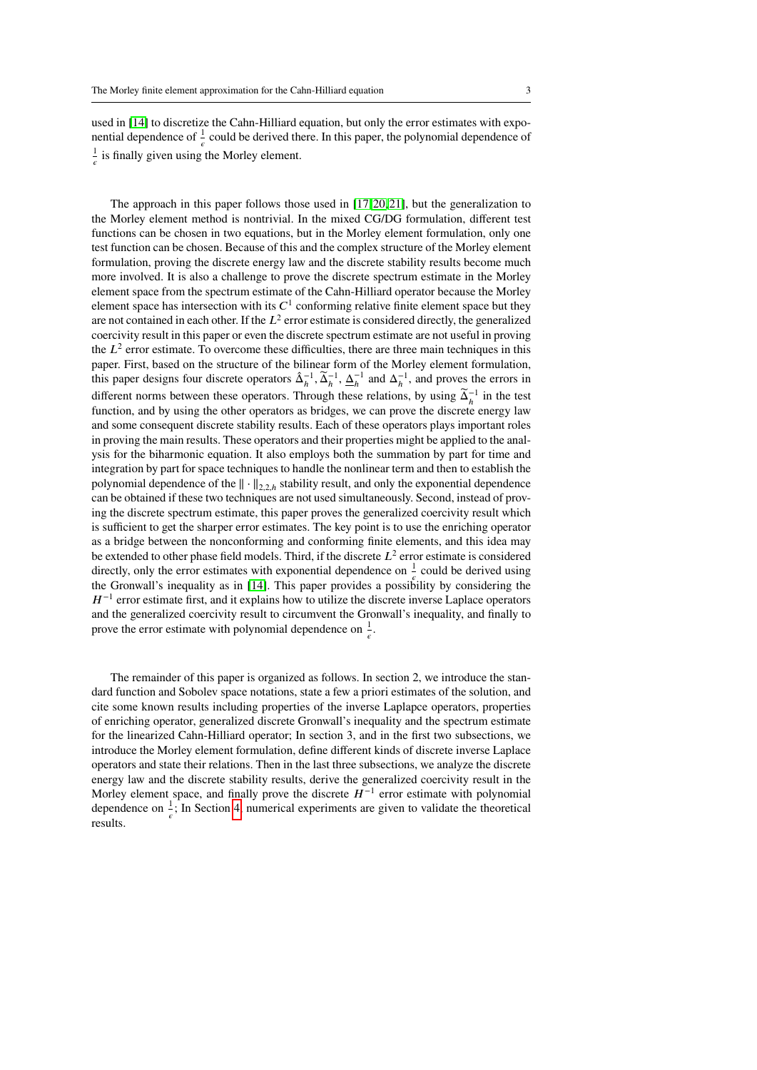used in [14] to discretize the Cahn-Hilliard equation, but only the error estimates with exponential dependence of $\frac{1}{\epsilon}$ could be derived there. In this paper, the polynomial dependence of $\frac{1}{\epsilon}$ is finally given using the Morley element.

The approach in this paper follows those used in [17,20,21], but the generalization to the Morley element method is nontrivial. In the mixed CG/DG formulation, different test functions can be chosen in two equations, but in the Morley element formulation, only one test function can be chosen. Because of this and the complex structure of the Morley element formulation, proving the discrete energy law and the discrete stability results become much more involved. It is also a challenge to prove the discrete spectrum estimate in the Morley element space from the spectrum estimate of the Cahn-Hilliard operator because the Morley element space has intersection with its $C^1$ conforming relative finite element space but they are not contained in each other. If the $L^2$ error estimate is considered directly, the generalized coercivity result in this paper or even the discrete spectrum estimate are not useful in proving the $L^2$ error estimate. To overcome these difficulties, there are three main techniques in this paper. First, based on the structure of the bilinear form of the Morley element formulation, this paper designs four discrete operators $\hat{\Delta}_h^{-1}$, $\widetilde{\Delta}_h^{-1}$, $\underline{\Delta}_h^{-1}$ and $\Delta_h^{-1}$, and proves the errors in different norms between these operators. Through these relations, by using $\widetilde{\Delta}_h^{-1}$ in the test function, and by using the other operators as bridges, we can prove the discrete energy law and some consequent discrete stability results. Each of these operators plays important roles in proving the main results. These operators and their properties might be applied to the analysis for the biharmonic equation. It also employs both the summation by part for time and integration by part for space techniques to handle the nonlinear term and then to establish the polynomial dependence of the $\|\cdot\|_{2,2,h}$ stability result, and only the exponential dependence can be obtained if these two techniques are not used simultaneously. Second, instead of proving the discrete spectrum estimate, this paper proves the generalized coercivity result which is sufficient to get the sharper error estimates. The key point is to use the enriching operator as a bridge between the nonconforming and conforming finite elements, and this idea may be extended to other phase field models. Third, if the discrete $L^2$ error estimate is considered directly, only the error estimates with exponential dependence on $\frac{1}{\epsilon}$ could be derived using the Gronwall's inequality as in [14]. This paper provides a possibility by considering the $H^{-1}$ error estimate first, and it explains how to utilize the discrete inverse Laplace operators and the generalized coercivity result to circumvent the Gronwall's inequality, and finally to prove the error estimate with polynomial dependence on $\frac{1}{\epsilon}$.

The remainder of this paper is organized as follows. In section 2, we introduce the standard function and Sobolev space notations, state a few a priori estimates of the solution, and cite some known results including properties of the inverse Laplace operators, properties of enriching operator, generalized discrete Gronwall's inequality and the spectrum estimate for the linearized Cahn-Hilliard operator; In section 3, and in the first two subsections, we introduce the Morley element formulation, define different kinds of discrete inverse Laplace operators and state their relations. Then in the last three subsections, we analyze the discrete energy law and the discrete stability results, derive the generalized coercivity result in the Morley element space, and finally prove the discrete $H^{-1}$ error estimate with polynomial dependence on $\frac{1}{\epsilon}$; In Section 4, numerical experiments are given to validate the theoretical results.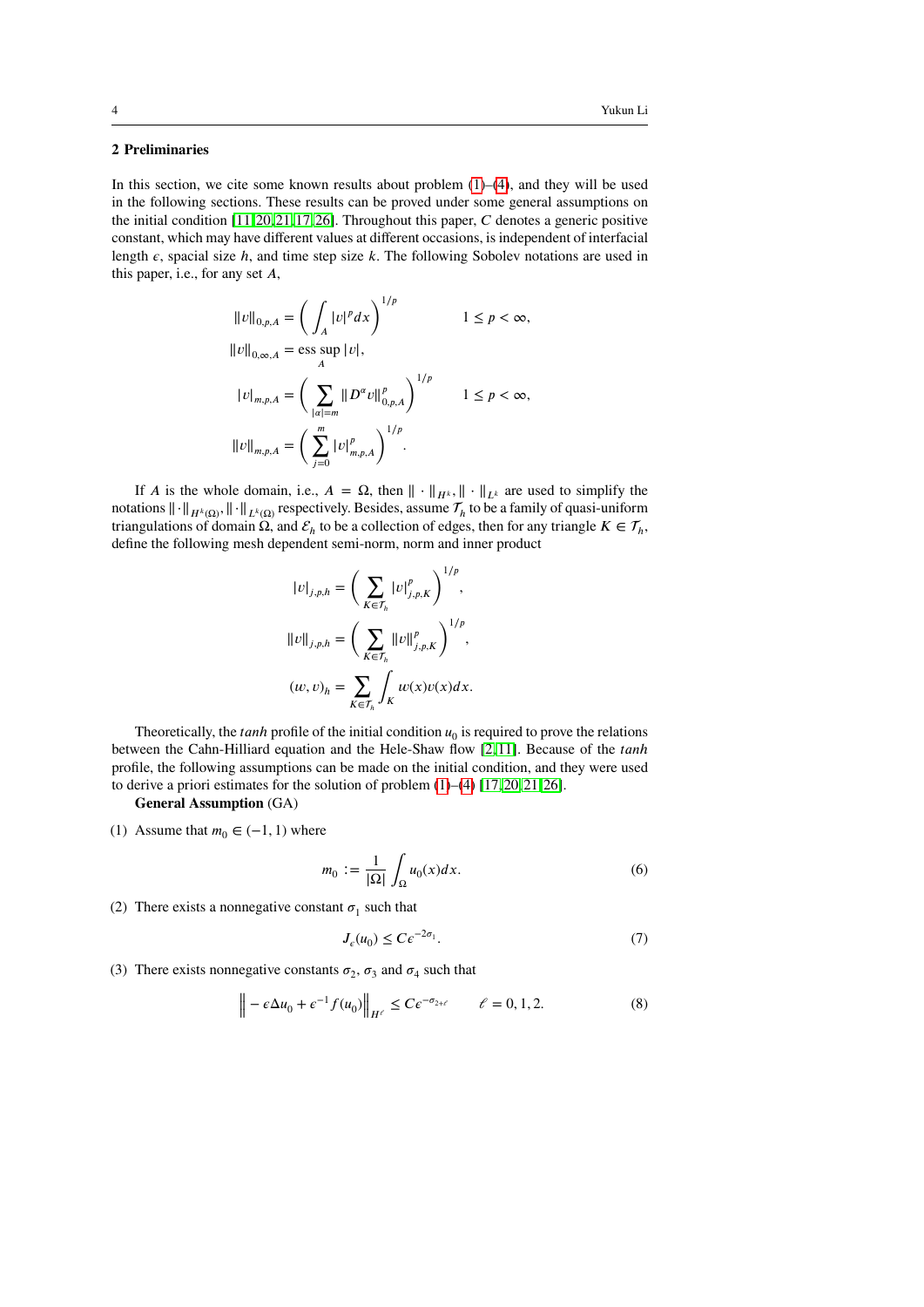## 2 Preliminaries

In this section, we cite some known results about problem (1)–(4), and they will be used in the following sections. These results can be proved under some general assumptions on the initial condition [11,20,21,17,26]. Throughout this paper, $C$ denotes a generic positive constant, which may have different values at different occasions, is independent of interfacial length $\epsilon$, spacial size $h$, and time step size $k$. The following Sobolev notations are used in this paper, i.e., for any set $A$,

$$
\begin{aligned}
\|v\|_{0,p,A} &= \left( \int_A |v|^p dx \right)^{1/p} \qquad 1 \le p < \infty, \\
\|v\|_{0,\infty,A} &= \operatorname*{ess\,sup}_A |v|, \\
|v|_{m,p,A} &= \left( \sum_{|\alpha|=m} \|D^\alpha v\|_{0,p,A}^p \right)^{1/p} \qquad 1 \le p < \infty, \\
\|v\|_{m,p,A} &= \left( \sum_{j=0}^{m} |v|_{m,p,A}^p \right)^{1/p}.
\end{aligned}
$$

If $A$ is the whole domain, i.e., $A = \Omega$, then $\|\cdot\|_{H^k}, \|\cdot\|_{L^k}$ are used to simplify the notations $\|\cdot\|_{H^k(\Omega)}, \|\cdot\|_{L^k(\Omega)}$ respectively. Besides, assume $\mathcal{T}_h$ to be a family of quasi-uniform triangulations of domain $\Omega$, and $\mathcal{E}_h$ to be a collection of edges, then for any triangle $K \in \mathcal{T}_h$, define the following mesh dependent semi-norm, norm and inner product

$$
\begin{aligned}
|v|_{j,p,h} &= \left( \sum_{K \in \mathcal{T}_h} |v|_{j,p,K}^p \right)^{1/p}, \\
\|v\|_{j,p,h} &= \left( \sum_{K \in \mathcal{T}_h} \|v\|_{j,p,K}^p \right)^{1/p}, \\
(w, v)_h &= \sum_{K \in \mathcal{T}_h} \int_K w(x) v(x) dx.
\end{aligned}
$$

Theoretically, the *tanh* profile of the initial condition $u_0$ is required to prove the relations between the Cahn-Hilliard equation and the Hele-Shaw flow [2,11]. Because of the *tanh* profile, the following assumptions can be made on the initial condition, and they were used to derive a priori estimates for the solution of problem (1)–(4) [17,20,21,26].

**General Assumption** (GA)

(1) Assume that $m_0 \in (-1, 1)$ where

$$
m_0 := \frac{1}{|\Omega|} \int_\Omega u_0(x) dx. \tag{6}
$$

(2) There exists a nonnegative constant $\sigma_1$ such that

$$
J_\epsilon(u_0) \le C \epsilon^{-2\sigma_1}. \tag{7}
$$

(3) There exists nonnegative constants $\sigma_2$, $\sigma_3$ and $\sigma_4$ such that

$$
\left\| -\epsilon \Delta u_0 + \epsilon^{-1} f(u_0) \right\|_{H^\ell} \le C \epsilon^{-\sigma_{2+\ell}} \qquad \ell = 0, 1, 2. \tag{8}
$$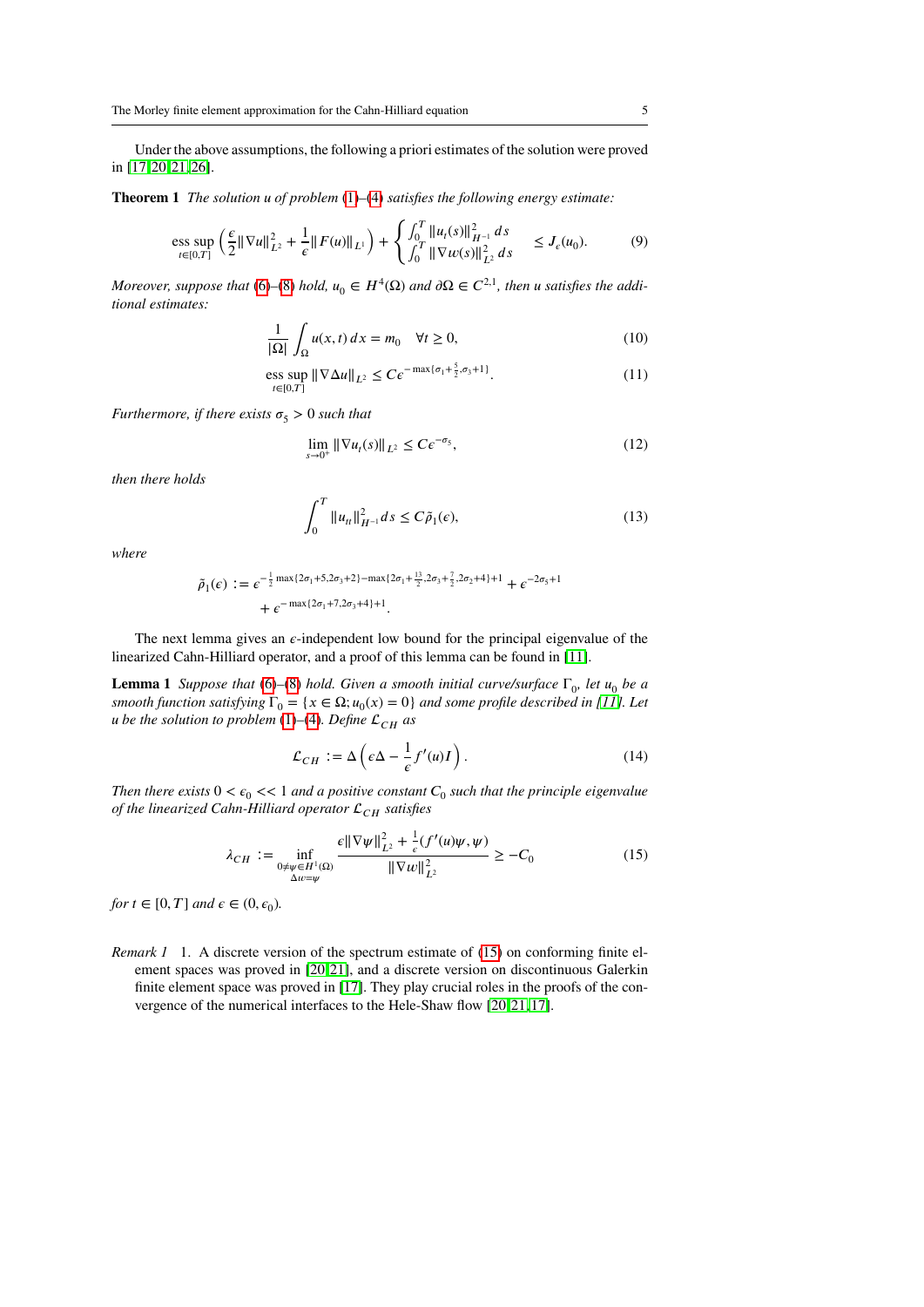Under the above assumptions, the following a priori estimates of the solution were proved in [17,20,21,26].

**Theorem 1** *The solution u of problem* (1)–(4) *satisfies the following energy estimate:*

$$\operatorname*{ess\,sup}_{t\in[0,T]} \left( \frac{\epsilon}{2}\|\nabla u\|_{L^2}^2 + \frac{1}{\epsilon}\|F(u)\|_{L^1} \right) + \begin{cases} \int_0^T \|u_t(s)\|_{H^{-1}}^2 \, ds \\ \int_0^T \|\nabla w(s)\|_{L^2}^2 \, ds \end{cases} \leq J_\epsilon(u_0). \tag{9}$$

*Moreover, suppose that* (6)–(8) *hold,* $u_0 \in H^4(\Omega)$ *and* $\partial\Omega \in C^{2,1}$*, then u satisfies the additional estimates:*

$$\frac{1}{|\Omega|}\int_\Omega u(x,t)\,dx = m_0 \quad \forall t \geq 0, \tag{10}$$

$$\operatorname*{ess\,sup}_{t\in[0,T]} \|\nabla \Delta u\|_{L^2} \leq C\epsilon^{-\max\{\sigma_1+\frac{5}{2},\sigma_3+1\}}. \tag{11}$$

*Furthermore, if there exists* $\sigma_5 > 0$ *such that*

$$\lim_{s\to 0^+} \|\nabla u_t(s)\|_{L^2} \leq C\epsilon^{-\sigma_5}, \tag{12}$$

*then there holds*

$$\int_0^T \|u_{tt}\|_{H^{-1}}^2 ds \leq C\tilde{\rho}_1(\epsilon), \tag{13}$$

*where*

$$\tilde{\rho}_1(\epsilon) := \epsilon^{-\frac{1}{2}\max\{2\sigma_1+5,2\sigma_3+2\}-\max\{2\sigma_1+\frac{13}{2},2\sigma_3+\frac{7}{2},2\sigma_2+4\}+1} + \epsilon^{-2\sigma_5+1} + \epsilon^{-\max\{2\sigma_1+7,2\sigma_3+4\}+1}.$$

The next lemma gives an $\epsilon$-independent low bound for the principal eigenvalue of the linearized Cahn-Hilliard operator, and a proof of this lemma can be found in [11].

**Lemma 1** *Suppose that* (6)–(8) *hold. Given a smooth initial curve/surface* $\Gamma_0$*, let* $u_0$ *be a smooth function satisfying* $\Gamma_0 = \{x \in \Omega; u_0(x) = 0\}$ *and some profile described in [11]. Let u be the solution to problem* (1)–(4)*. Define* $\mathcal{L}_{CH}$ *as*

$$\mathcal{L}_{CH} := \Delta\left(\epsilon\Delta - \frac{1}{\epsilon}f'(u)I\right). \tag{14}$$

*Then there exists* $0 < \epsilon_0 << 1$ *and a positive constant* $C_0$ *such that the principle eigenvalue of the linearized Cahn-Hilliard operator* $\mathcal{L}_{CH}$ *satisfies*

$$\lambda_{CH} := \inf_{\substack{0\neq\psi\in H^1(\Omega)\\ \Delta w=\psi}} \frac{\epsilon\|\nabla\psi\|_{L^2}^2 + \frac{1}{\epsilon}(f'(u)\psi,\psi)}{\|\nabla w\|_{L^2}^2} \geq -C_0 \tag{15}$$

*for* $t \in [0,T]$ *and* $\epsilon \in (0,\epsilon_0)$.

*Remark 1* 1. A discrete version of the spectrum estimate of (15) on conforming finite element spaces was proved in [20,21], and a discrete version on discontinuous Galerkin finite element space was proved in [17]. They play crucial roles in the proofs of the convergence of the numerical interfaces to the Hele-Shaw flow [20,21,17].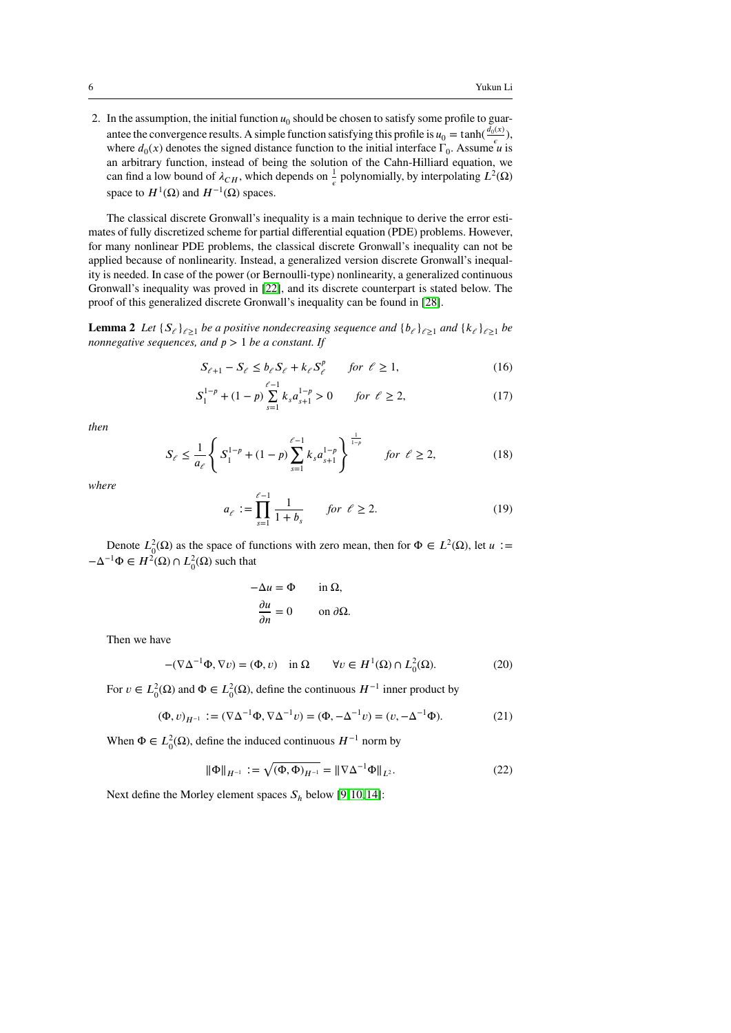2. In the assumption, the initial function $u_0$ should be chosen to satisfy some profile to guarantee the convergence results. A simple function satisfying this profile is $u_0 = \tanh(\frac{d_0(x)}{\epsilon})$, where $d_0(x)$ denotes the signed distance function to the initial interface $\Gamma_0$. Assume $u$ is an arbitrary function, instead of being the solution of the Cahn-Hilliard equation, we can find a low bound of $\lambda_{CH}$, which depends on $\frac{1}{\epsilon}$ polynomially, by interpolating $L^2(\Omega)$ space to $H^1(\Omega)$ and $H^{-1}(\Omega)$ spaces.

The classical discrete Gronwall's inequality is a main technique to derive the error estimates of fully discretized scheme for partial differential equation (PDE) problems. However, for many nonlinear PDE problems, the classical discrete Gronwall's inequality can not be applied because of nonlinearity. Instead, a generalized version discrete Gronwall's inequality is needed. In case of the power (or Bernoulli-type) nonlinearity, a generalized continuous Gronwall's inequality was proved in [22], and its discrete counterpart is stated below. The proof of this generalized discrete Gronwall's inequality can be found in [28].

**Lemma 2** *Let $\{S_\ell\}_{\ell\geq 1}$ be a positive nondecreasing sequence and $\{b_\ell\}_{\ell\geq 1}$ and $\{k_\ell\}_{\ell\geq 1}$ be nonnegative sequences, and $p > 1$ be a constant. If*

$$S_{\ell+1} - S_\ell \leq b_\ell S_\ell + k_\ell S_\ell^p \qquad \text{for } \ell \geq 1, \tag{16}$$

$$S_1^{1-p} + (1-p)\sum_{s=1}^{\ell-1} k_s a_{s+1}^{1-p} > 0 \qquad \text{for } \ell \geq 2, \tag{17}$$

*then*

$$S_\ell \leq \frac{1}{a_\ell}\left\{ S_1^{1-p} + (1-p)\sum_{s=1}^{\ell-1} k_s a_{s+1}^{1-p} \right\}^{\frac{1}{1-p}} \qquad \text{for } \ell \geq 2, \tag{18}$$

*where*

$$a_\ell := \prod_{s=1}^{\ell-1} \frac{1}{1+b_s} \qquad \text{for } \ell \geq 2. \tag{19}$$

Denote $L_0^2(\Omega)$ as the space of functions with zero mean, then for $\Phi \in L^2(\Omega)$, let $u := -\Delta^{-1}\Phi \in H^2(\Omega) \cap L_0^2(\Omega)$ such that

$$\begin{aligned} -\Delta u &= \Phi \qquad \text{in } \Omega, \\ \frac{\partial u}{\partial n} &= 0 \qquad \text{on } \partial\Omega. \end{aligned}$$

Then we have

$$-(\nabla\Delta^{-1}\Phi, \nabla v) = (\Phi, v) \quad \text{in } \Omega \qquad \forall v \in H^1(\Omega) \cap L_0^2(\Omega). \tag{20}$$

For $v \in L_0^2(\Omega)$ and $\Phi \in L_0^2(\Omega)$, define the continuous $H^{-1}$ inner product by

$$(\Phi, v)_{H^{-1}} := (\nabla\Delta^{-1}\Phi, \nabla\Delta^{-1}v) = (\Phi, -\Delta^{-1}v) = (v, -\Delta^{-1}\Phi). \tag{21}$$

When $\Phi \in L_0^2(\Omega)$, define the induced continuous $H^{-1}$ norm by

$$\|\Phi\|_{H^{-1}} := \sqrt{(\Phi, \Phi)_{H^{-1}}} = \|\nabla\Delta^{-1}\Phi\|_{L^2}. \tag{22}$$

Next define the Morley element spaces $S_h$ below [9,10,14]: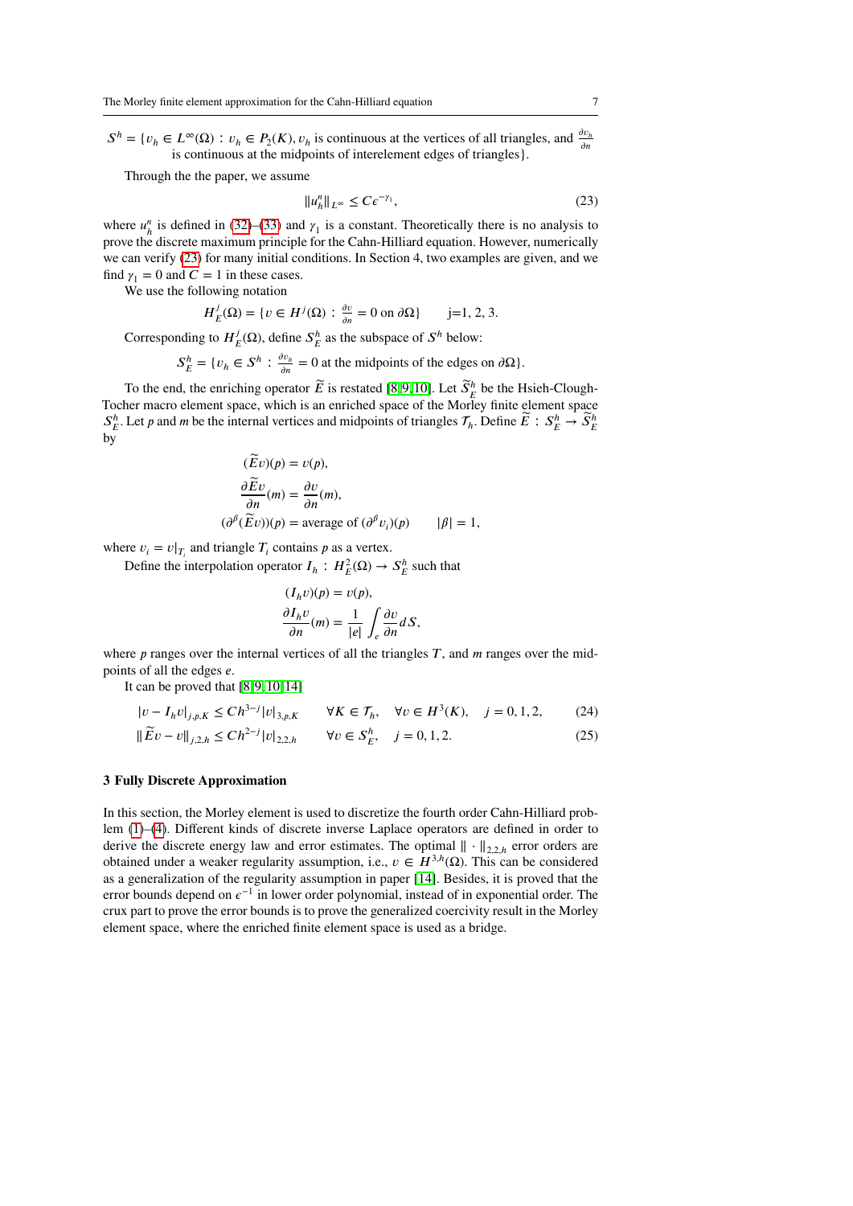$S^h = \{v_h \in L^\infty(\Omega) : v_h \in P_2(K), v_h$ is continuous at the vertices of all triangles, and $\frac{\partial v_h}{\partial n}$ is continuous at the midpoints of interelement edges of triangles$\}$.

Through the the paper, we assume

$$\|u_h^n\|_{L^\infty} \le C\epsilon^{-\gamma_1}, \tag{23}$$

where $u_h^n$ is defined in (32)–(33) and $\gamma_1$ is a constant. Theoretically there is no analysis to prove the discrete maximum principle for the Cahn-Hilliard equation. However, numerically we can verify (23) for many initial conditions. In Section 4, two examples are given, and we find $\gamma_1 = 0$ and $C = 1$ in these cases.

We use the following notation

$$H_E^j(\Omega) = \{v \in H^j(\Omega) : \tfrac{\partial v}{\partial n} = 0 \text{ on } \partial\Omega\} \qquad \text{j=1, 2, 3.}$$

Corresponding to $H_E^j(\Omega)$, define $S_E^h$ as the subspace of $S^h$ below:

$$S_E^h = \{v_h \in S^h : \tfrac{\partial v_h}{\partial n} = 0 \text{ at the midpoints of the edges on } \partial\Omega\}.$$

To the end, the enriching operator $\widetilde{E}$ is restated [8,9,10]. Let $\widetilde{S}_E^h$ be the Hsieh-Clough-Tocher macro element space, which is an enriched space of the Morley finite element space $S_E^h$. Let $p$ and $m$ be the internal vertices and midpoints of triangles $\mathcal{T}_h$. Define $\widetilde{E} : S_E^h \to \widetilde{S}_E^h$ by

$$
\begin{aligned}
(\widetilde{E}v)(p) &= v(p),\\
\frac{\partial \widetilde{E}v}{\partial n}(m) &= \frac{\partial v}{\partial n}(m),\\
(\partial^\beta(\widetilde{E}v))(p) &= \text{average of } (\partial^\beta v_i)(p) \qquad |\beta| = 1,
\end{aligned}
$$

where $v_i = v|_{T_i}$ and triangle $T_i$ contains $p$ as a vertex.

Define the interpolation operator $I_h : H_E^2(\Omega) \to S_E^h$ such that

$$
\begin{aligned}
(I_h v)(p) &= v(p),\\
\frac{\partial I_h v}{\partial n}(m) &= \frac{1}{|e|}\int_e \frac{\partial v}{\partial n}\, dS,
\end{aligned}
$$

where $p$ ranges over the internal vertices of all the triangles $T$, and $m$ ranges over the midpoints of all the edges $e$.

It can be proved that [8,9,10,14]

$$|v - I_h v|_{j,p,K} \le Ch^{3-j}|v|_{3,p,K} \qquad \forall K \in \mathcal{T}_h, \quad \forall v \in H^3(K), \quad j = 0, 1, 2, \tag{24}$$

$$\|\widetilde{E}v - v\|_{j,2,h} \le Ch^{2-j}|v|_{2,2,h} \qquad \forall v \in S_E^h, \quad j = 0, 1, 2. \tag{25}$$

## 3 Fully Discrete Approximation

In this section, the Morley element is used to discretize the fourth order Cahn-Hilliard problem (1)–(4). Different kinds of discrete inverse Laplace operators are defined in order to derive the discrete energy law and error estimates. The optimal $\|\cdot\|_{2,2,h}$ error orders are obtained under a weaker regularity assumption, i.e., $v \in H^{3,h}(\Omega)$. This can be considered as a generalization of the regularity assumption in paper [14]. Besides, it is proved that the error bounds depend on $\epsilon^{-1}$ in lower order polynomial, instead of in exponential order. The crux part to prove the error bounds is to prove the generalized coercivity result in the Morley element space, where the enriched finite element space is used as a bridge.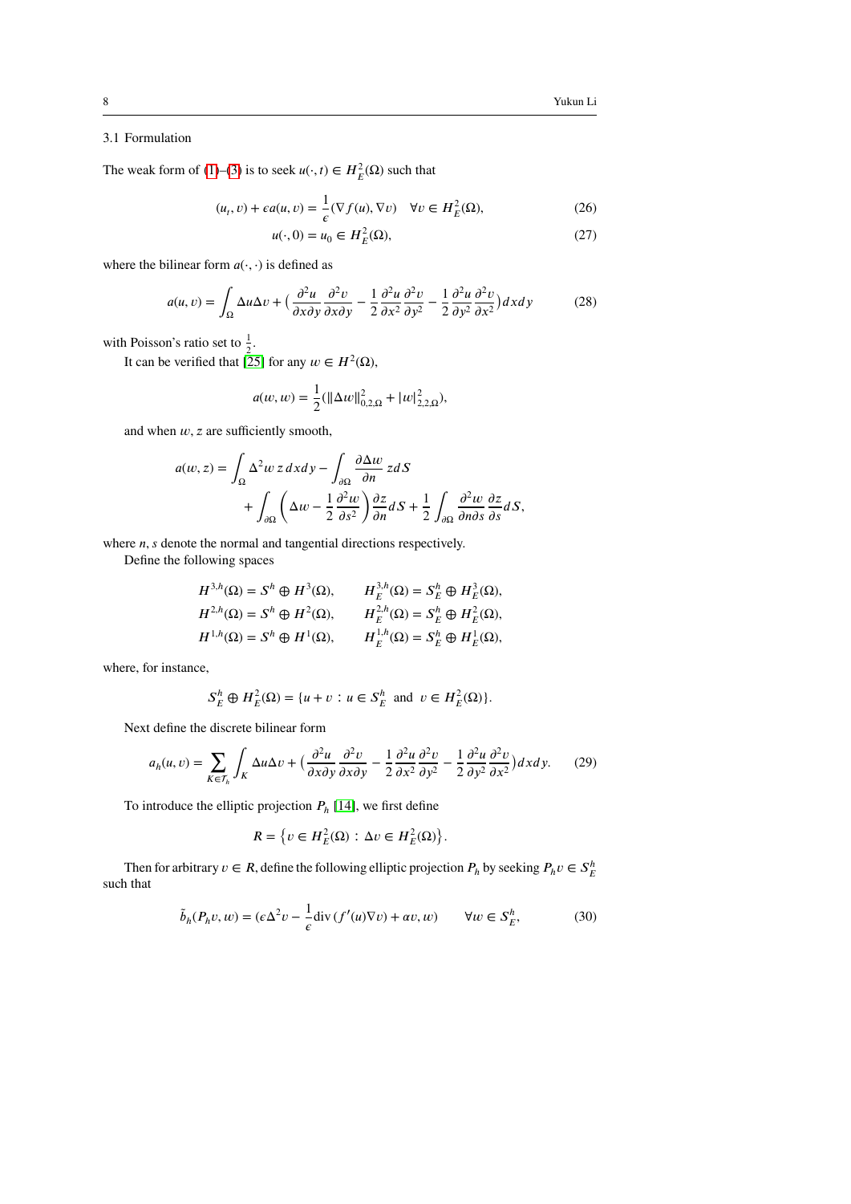### 3.1 Formulation

The weak form of (1)–(3) is to seek $u(\cdot,t) \in H_E^2(\Omega)$ such that

$$(u_t, v) + \epsilon a(u, v) = \frac{1}{\epsilon}(\nabla f(u), \nabla v) \quad \forall v \in H_E^2(\Omega), \tag{26}$$

$$u(\cdot, 0) = u_0 \in H_E^2(\Omega), \tag{27}$$

where the bilinear form $a(\cdot,\cdot)$ is defined as

$$a(u,v) = \int_\Omega \Delta u \Delta v + \Big(\frac{\partial^2 u}{\partial x \partial y}\frac{\partial^2 v}{\partial x \partial y} - \frac{1}{2}\frac{\partial^2 u}{\partial x^2}\frac{\partial^2 v}{\partial y^2} - \frac{1}{2}\frac{\partial^2 u}{\partial y^2}\frac{\partial^2 v}{\partial x^2}\Big) dxdy \tag{28}$$

with Poisson's ratio set to $\frac{1}{2}$.

It can be verified that [25] for any $w \in H^2(\Omega)$,

$$a(w,w) = \frac{1}{2}(\|\Delta w\|_{0,2,\Omega}^2 + |w|_{2,2,\Omega}^2),$$

and when $w, z$ are sufficiently smooth,

$$a(w,z) = \int_\Omega \Delta^2 w\, z\, dxdy - \int_{\partial\Omega} \frac{\partial \Delta w}{\partial n} z dS + \int_{\partial\Omega} \left(\Delta w - \frac{1}{2}\frac{\partial^2 w}{\partial s^2}\right)\frac{\partial z}{\partial n} dS + \frac{1}{2}\int_{\partial\Omega} \frac{\partial^2 w}{\partial n \partial s}\frac{\partial z}{\partial s} dS,$$

where $n, s$ denote the normal and tangential directions respectively.

Define the following spaces

$$\begin{aligned}
H^{3,h}(\Omega) &= S^h \oplus H^3(\Omega), \qquad & H_E^{3,h}(\Omega) &= S_E^h \oplus H_E^3(\Omega),\\
H^{2,h}(\Omega) &= S^h \oplus H^2(\Omega), \qquad & H_E^{2,h}(\Omega) &= S_E^h \oplus H_E^2(\Omega),\\
H^{1,h}(\Omega) &= S^h \oplus H^1(\Omega), \qquad & H_E^{1,h}(\Omega) &= S_E^h \oplus H_E^1(\Omega),
\end{aligned}$$

where, for instance,

$$S_E^h \oplus H_E^2(\Omega) = \{u + v : u \in S_E^h \text{ and } v \in H_E^2(\Omega)\}.$$

Next define the discrete bilinear form

$$a_h(u,v) = \sum_{K\in\mathcal{T}_h}\int_K \Delta u \Delta v + \Big(\frac{\partial^2 u}{\partial x \partial y}\frac{\partial^2 v}{\partial x \partial y} - \frac{1}{2}\frac{\partial^2 u}{\partial x^2}\frac{\partial^2 v}{\partial y^2} - \frac{1}{2}\frac{\partial^2 u}{\partial y^2}\frac{\partial^2 v}{\partial x^2}\Big) dxdy. \tag{29}$$

To introduce the elliptic projection $P_h$ [14], we first define

$$R = \left\{v \in H_E^2(\Omega) : \Delta v \in H_E^2(\Omega)\right\}.$$

Then for arbitrary $v \in R$, define the following elliptic projection $P_h$ by seeking $P_h v \in S_E^h$ such that

$$\tilde{b}_h(P_h v, w) = (\epsilon\Delta^2 v - \frac{1}{\epsilon}\mathrm{div}\,(f'(u)\nabla v) + \alpha v, w) \qquad \forall w \in S_E^h, \tag{30}$$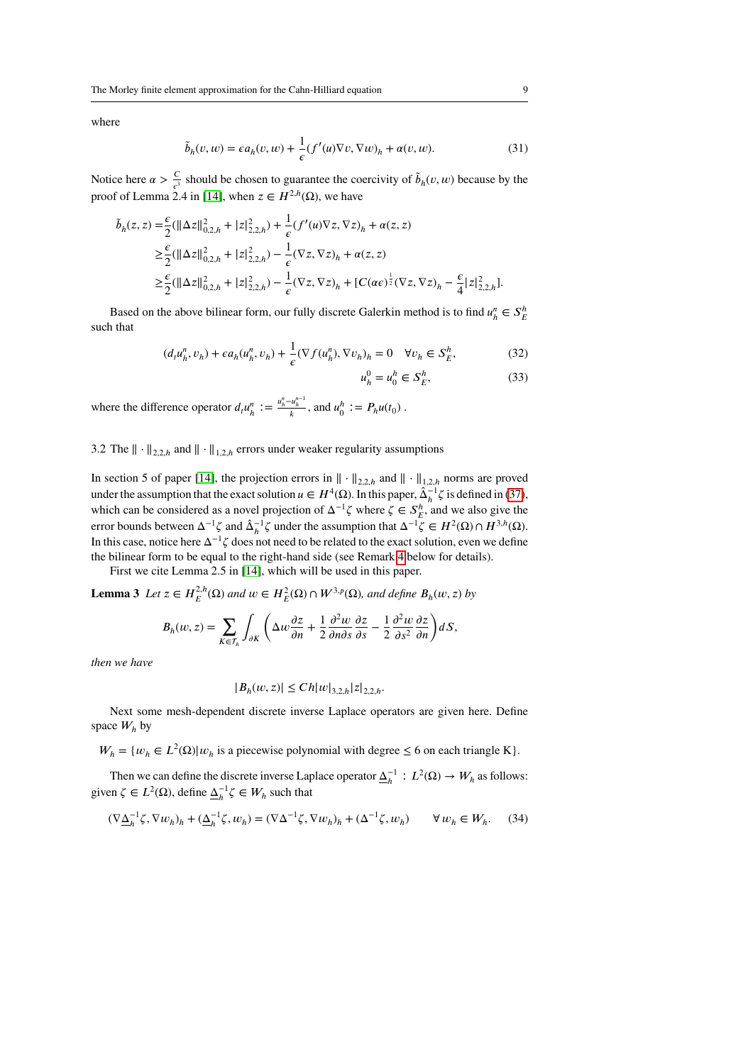where

$$\tilde{b}_h(v,w) = \epsilon a_h(v,w) + \frac{1}{\epsilon}(f'(u)\nabla v, \nabla w)_h + \alpha(v,w). \tag{31}$$

Notice here $\alpha > \frac{C}{\epsilon^3}$ should be chosen to guarantee the coercivity of $\tilde{b}_h(v,w)$ because by the proof of Lemma 2.4 in [14], when $z \in H^{2,h}(\Omega)$, we have

$$\begin{aligned}
\tilde{b}_h(z,z) =& \frac{\epsilon}{2}(\|\Delta z\|_{0,2,h}^2 + |z|_{2,2,h}^2) + \frac{1}{\epsilon}(f'(u)\nabla z, \nabla z)_h + \alpha(z,z) \\
\geq& \frac{\epsilon}{2}(\|\Delta z\|_{0,2,h}^2 + |z|_{2,2,h}^2) - \frac{1}{\epsilon}(\nabla z, \nabla z)_h + \alpha(z,z) \\
\geq& \frac{\epsilon}{2}(\|\Delta z\|_{0,2,h}^2 + |z|_{2,2,h}^2) - \frac{1}{\epsilon}(\nabla z, \nabla z)_h + [C(\alpha\epsilon)^{\frac{1}{2}}(\nabla z, \nabla z)_h - \frac{\epsilon}{4}|z|_{2,2,h}^2].
\end{aligned}$$

Based on the above bilinear form, our fully discrete Galerkin method is to find $u_h^n \in S_E^h$ such that

$$(d_t u_h^n, v_h) + \epsilon a_h(u_h^n, v_h) + \frac{1}{\epsilon}(\nabla f(u_h^n), \nabla v_h)_h = 0 \quad \forall v_h \in S_E^h, \tag{32}$$

$$u_h^0 = u_0^h \in S_E^h, \tag{33}$$

where the difference operator $d_t u_h^n := \frac{u_h^n - u_h^{n-1}}{k}$, and $u_0^h := P_h u(t_0)$ .

## 3.2 The $\|\cdot\|_{2,2,h}$ and $\|\cdot\|_{1,2,h}$ errors under weaker regularity assumptions

In section 5 of paper [14], the projection errors in $\|\cdot\|_{2,2,h}$ and $\|\cdot\|_{1,2,h}$ norms are proved under the assumption that the exact solution $u \in H^4(\Omega)$. In this paper, $\hat{\Delta}_h^{-1}\zeta$ is defined in (37), which can be considered as a novel projection of $\Delta^{-1}\zeta$ where $\zeta \in S_E^h$, and we also give the error bounds between $\Delta^{-1}\zeta$ and $\hat{\Delta}_h^{-1}\zeta$ under the assumption that $\Delta^{-1}\zeta \in H^2(\Omega) \cap H^{3,h}(\Omega)$. In this case, notice here $\Delta^{-1}\zeta$ does not need to be related to the exact solution, even we define the bilinear form to be equal to the right-hand side (see Remark 4 below for details).

First we cite Lemma 2.5 in [14], which will be used in this paper.

**Lemma 3** *Let $z \in H_E^{2,h}(\Omega)$ and $w \in H_E^2(\Omega) \cap W^{3,p}(\Omega)$, and define $B_h(w,z)$ by*

$$B_h(w,z) = \sum_{K \in \mathcal{T}_h} \int_{\partial K} \left( \Delta w \frac{\partial z}{\partial n} + \frac{1}{2}\frac{\partial^2 w}{\partial n \partial s}\frac{\partial z}{\partial s} - \frac{1}{2}\frac{\partial^2 w}{\partial s^2}\frac{\partial z}{\partial n} \right) dS,$$

*then we have*

$$|B_h(w,z)| \leq Ch|w|_{3,2,h}|z|_{2,2,h}.$$

Next some mesh-dependent discrete inverse Laplace operators are given here. Define space $W_h$ by

$$W_h = \{w_h \in L^2(\Omega) | w_h \text{ is a piecewise polynomial with degree} \leq 6 \text{ on each triangle K}\}.$$

Then we can define the discrete inverse Laplace operator $\underline{\Delta}_h^{-1} : L^2(\Omega) \to W_h$ as follows: given $\zeta \in L^2(\Omega)$, define $\underline{\Delta}_h^{-1}\zeta \in W_h$ such that

$$(\nabla \underline{\Delta}_h^{-1}\zeta, \nabla w_h)_h + (\underline{\Delta}_h^{-1}\zeta, w_h) = (\nabla \Delta^{-1}\zeta, \nabla w_h)_h + (\Delta^{-1}\zeta, w_h) \qquad \forall\, w_h \in W_h. \tag{34}$$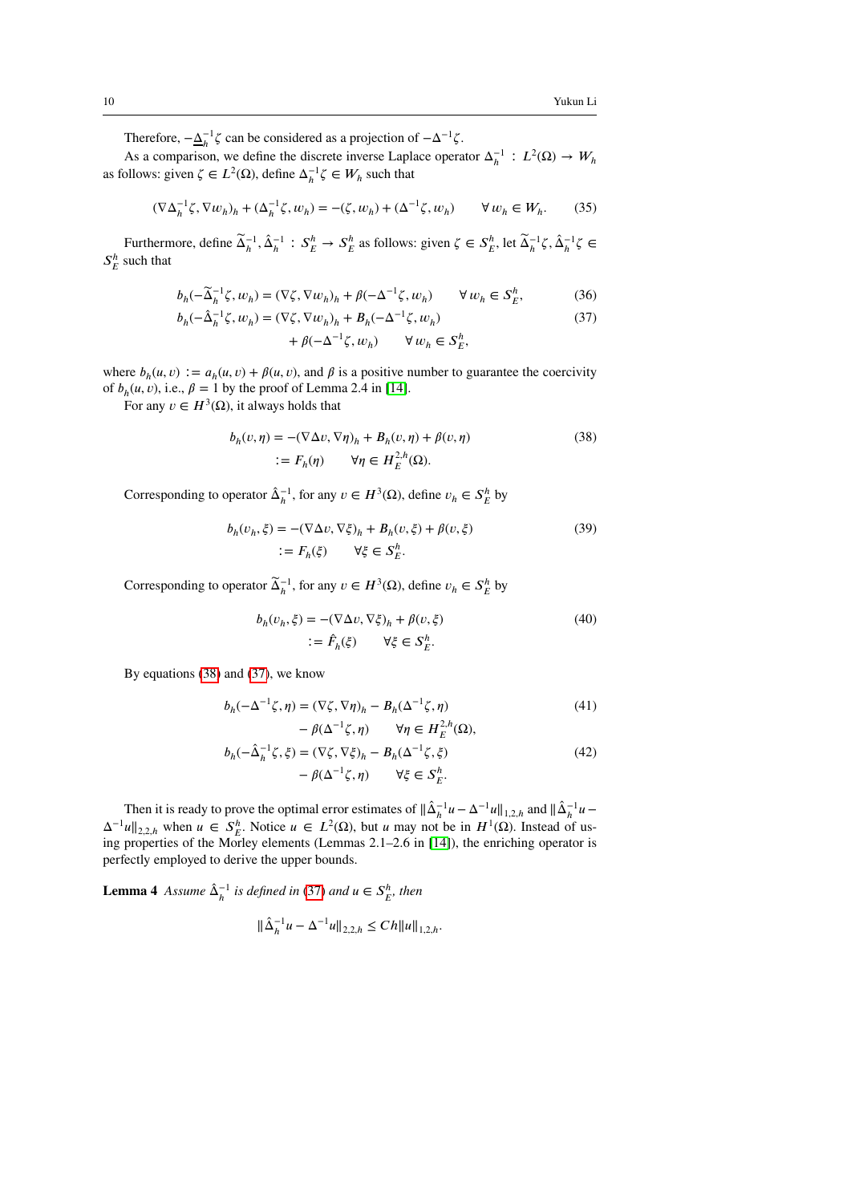Therefore, $-\underline{\Delta}_h^{-1}\zeta$ can be considered as a projection of $-\Delta^{-1}\zeta$.

As a comparison, we define the discrete inverse Laplace operator $\Delta_h^{-1} : L^2(\Omega) \to W_h$ as follows: given $\zeta \in L^2(\Omega)$, define $\Delta_h^{-1}\zeta \in W_h$ such that

$$
(\nabla \Delta_h^{-1}\zeta, \nabla w_h)_h + (\Delta_h^{-1}\zeta, w_h) = -(\zeta, w_h) + (\Delta^{-1}\zeta, w_h) \qquad \forall\, w_h \in W_h. \tag{35}
$$

Furthermore, define $\widetilde{\Delta}_h^{-1}, \hat{\Delta}_h^{-1} : S_E^h \to S_E^h$ as follows: given $\zeta \in S_E^h$, let $\widetilde{\Delta}_h^{-1}\zeta, \hat{\Delta}_h^{-1}\zeta \in S_E^h$ such that

$$
b_h(-\widetilde{\Delta}_h^{-1}\zeta, w_h) = (\nabla\zeta, \nabla w_h)_h + \beta(-\Delta^{-1}\zeta, w_h) \qquad \forall\, w_h \in S_E^h, \tag{36}
$$

$$
\begin{aligned}
b_h(-\hat{\Delta}_h^{-1}\zeta, w_h) &= (\nabla\zeta, \nabla w_h)_h + B_h(-\Delta^{-1}\zeta, w_h) \\
&\quad + \beta(-\Delta^{-1}\zeta, w_h) \qquad \forall\, w_h \in S_E^h,
\end{aligned} \tag{37}
$$

where $b_h(u, v) := a_h(u, v) + \beta(u, v)$, and $\beta$ is a positive number to guarantee the coercivity of $b_h(u, v)$, i.e., $\beta = 1$ by the proof of Lemma 2.4 in [14].

For any $v \in H^3(\Omega)$, it always holds that

$$
\begin{aligned}
b_h(v, \eta) &= -(\nabla\Delta v, \nabla\eta)_h + B_h(v, \eta) + \beta(v, \eta) \\
&:= F_h(\eta) \qquad \forall \eta \in H_E^{2,h}(\Omega).
\end{aligned} \tag{38}
$$

Corresponding to operator $\hat{\Delta}_h^{-1}$, for any $v \in H^3(\Omega)$, define $v_h \in S_E^h$ by

$$
\begin{aligned}
b_h(v_h, \xi) &= -(\nabla\Delta v, \nabla\xi)_h + B_h(v, \xi) + \beta(v, \xi) \\
&:= F_h(\xi) \qquad \forall \xi \in S_E^h.
\end{aligned} \tag{39}
$$

Corresponding to operator $\widetilde{\Delta}_h^{-1}$, for any $v \in H^3(\Omega)$, define $v_h \in S_E^h$ by

$$
\begin{aligned}
b_h(v_h, \xi) &= -(\nabla\Delta v, \nabla\xi)_h + \beta(v, \xi) \\
&:= \hat{F}_h(\xi) \qquad \forall \xi \in S_E^h.
\end{aligned} \tag{40}
$$

By equations (38) and (37), we know

$$
\begin{aligned}
b_h(-\Delta^{-1}\zeta, \eta) &= (\nabla\zeta, \nabla\eta)_h - B_h(\Delta^{-1}\zeta, \eta) \\
&\quad - \beta(\Delta^{-1}\zeta, \eta) \qquad \forall \eta \in H_E^{2,h}(\Omega),
\end{aligned} \tag{41}
$$

$$
\begin{aligned}
b_h(-\hat{\Delta}_h^{-1}\zeta, \xi) &= (\nabla\zeta, \nabla\xi)_h - B_h(\Delta^{-1}\zeta, \xi) \\
&\quad - \beta(\Delta^{-1}\zeta, \eta) \qquad \forall \xi \in S_E^h.
\end{aligned} \tag{42}
$$

Then it is ready to prove the optimal error estimates of $\|\hat{\Delta}_h^{-1}u - \Delta^{-1}u\|_{1,2,h}$ and $\|\hat{\Delta}_h^{-1}u - \Delta^{-1}u\|_{2,2,h}$ when $u \in S_E^h$. Notice $u \in L^2(\Omega)$, but $u$ may not be in $H^1(\Omega)$. Instead of using properties of the Morley elements (Lemmas 2.1–2.6 in [14]), the enriching operator is perfectly employed to derive the upper bounds.

**Lemma 4** *Assume $\hat{\Delta}_h^{-1}$ is defined in (37) and $u \in S_E^h$, then*

$$
\|\hat{\Delta}_h^{-1}u - \Delta^{-1}u\|_{2,2,h} \le Ch\|u\|_{1,2,h}.
$$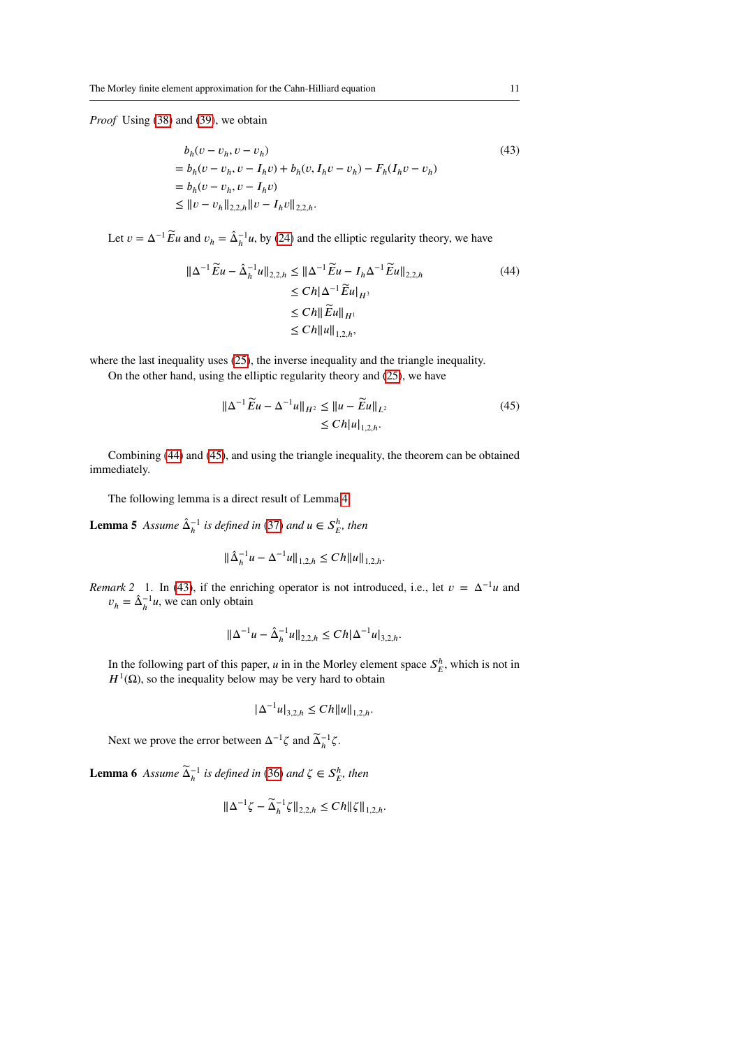*Proof* Using (38) and (39), we obtain

$$
\begin{aligned}
& b_h(v - v_h, v - v_h) \\
=\ & b_h(v - v_h, v - I_h v) + b_h(v, I_h v - v_h) - F_h(I_h v - v_h) \\
=\ & b_h(v - v_h, v - I_h v) \\
\leq\ & \|v - v_h\|_{2,2,h} \|v - I_h v\|_{2,2,h}.
\end{aligned} \tag{43}
$$

Let $v = \Delta^{-1} \widetilde{E} u$ and $v_h = \hat{\Delta}_h^{-1} u$, by (24) and the elliptic regularity theory, we have

$$
\begin{aligned}
\|\Delta^{-1} \widetilde{E} u - \hat{\Delta}_h^{-1} u\|_{2,2,h} &\leq \|\Delta^{-1} \widetilde{E} u - I_h \Delta^{-1} \widetilde{E} u\|_{2,2,h} \\
&\leq Ch |\Delta^{-1} \widetilde{E} u|_{H^3} \\
&\leq Ch \|\widetilde{E} u\|_{H^1} \\
&\leq Ch \|u\|_{1,2,h},
\end{aligned} \tag{44}
$$

where the last inequality uses (25), the inverse inequality and the triangle inequality.

On the other hand, using the elliptic regularity theory and (25), we have

$$
\begin{aligned}
\|\Delta^{-1} \widetilde{E} u - \Delta^{-1} u\|_{H^2} &\leq \|u - \widetilde{E} u\|_{L^2} \\
&\leq Ch |u|_{1,2,h}.
\end{aligned} \tag{45}
$$

Combining (44) and (45), and using the triangle inequality, the theorem can be obtained immediately.

The following lemma is a direct result of Lemma 4.

**Lemma 5** *Assume $\hat{\Delta}_h^{-1}$ is defined in (37) and $u \in S_E^h$, then*

$$
\|\hat{\Delta}_h^{-1} u - \Delta^{-1} u\|_{1,2,h} \leq Ch \|u\|_{1,2,h}.
$$

*Remark 2* 1. In (43), if the enriching operator is not introduced, i.e., let $v = \Delta^{-1} u$ and $v_h = \hat{\Delta}_h^{-1} u$, we can only obtain

$$
\|\Delta^{-1} u - \hat{\Delta}_h^{-1} u\|_{2,2,h} \leq Ch |\Delta^{-1} u|_{3,2,h}.
$$

In the following part of this paper, $u$ in in the Morley element space $S_E^h$, which is not in $H^1(\Omega)$, so the inequality below may be very hard to obtain

$$
|\Delta^{-1} u|_{3,2,h} \leq Ch \|u\|_{1,2,h}.
$$

Next we prove the error between $\Delta^{-1} \zeta$ and $\widetilde{\Delta}_h^{-1} \zeta$.

**Lemma 6** *Assume $\widetilde{\Delta}_h^{-1}$ is defined in (36) and $\zeta \in S_E^h$, then*

$$
\|\Delta^{-1} \zeta - \widetilde{\Delta}_h^{-1} \zeta\|_{2,2,h} \leq Ch \|\zeta\|_{1,2,h}.
$$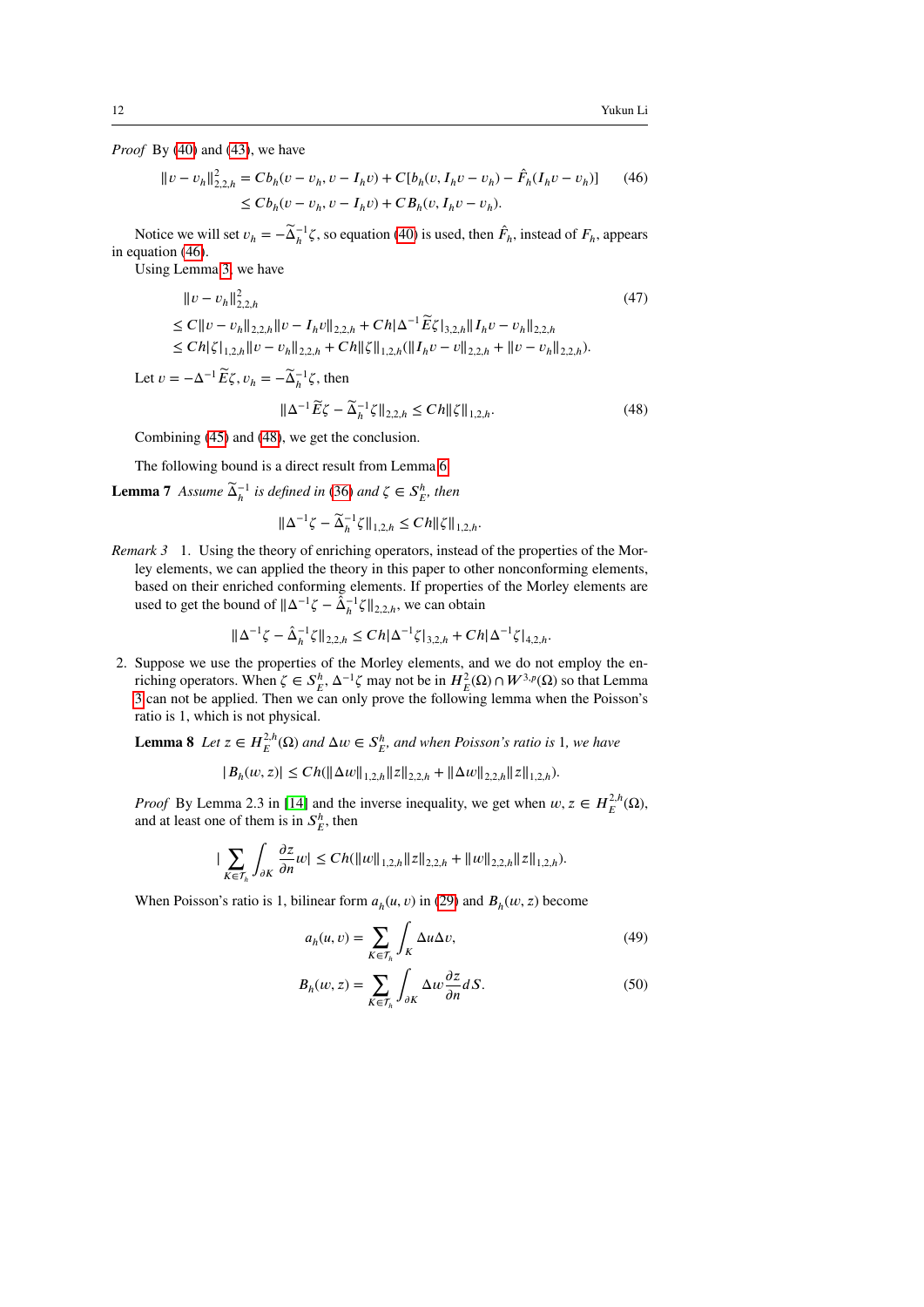*Proof* By (40) and (43), we have

$$\begin{aligned}\|v-v_h\|_{2,2,h}^2 &= Cb_h(v-v_h, v-I_h v) + C[b_h(v, I_h v - v_h) - \hat{F}_h(I_h v - v_h)] \\ &\le Cb_h(v-v_h, v-I_h v) + CB_h(v, I_h v - v_h).\end{aligned} \tag{46}$$

Notice we will set $v_h = -\widetilde{\Delta}_h^{-1}\zeta$, so equation (40) is used, then $\hat{F}_h$, instead of $F_h$, appears in equation (46).

Using Lemma 3, we have

$$\begin{aligned}&\|v-v_h\|_{2,2,h}^2 \\ &\le C\|v-v_h\|_{2,2,h}\|v-I_h v\|_{2,2,h} + Ch|\Delta^{-1}\widetilde{E}\zeta|_{3,2,h}\|I_h v - v_h\|_{2,2,h} \\ &\le Ch|\zeta|_{1,2,h}\|v-v_h\|_{2,2,h} + Ch\|\zeta\|_{1,2,h}(\|I_h v - v\|_{2,2,h} + \|v-v_h\|_{2,2,h}).\end{aligned} \tag{47}$$

Let $v = -\Delta^{-1}\widetilde{E}\zeta, v_h = -\widetilde{\Delta}_h^{-1}\zeta$, then

$$\|\Delta^{-1}\widetilde{E}\zeta - \widetilde{\Delta}_h^{-1}\zeta\|_{2,2,h} \le Ch\|\zeta\|_{1,2,h}. \tag{48}$$

Combining (45) and (48), we get the conclusion.

The following bound is a direct result from Lemma 6.

**Lemma 7** *Assume $\widetilde{\Delta}_h^{-1}$ is defined in (36) and $\zeta \in S_E^h$, then*

$$\|\Delta^{-1}\zeta - \widetilde{\Delta}_h^{-1}\zeta\|_{1,2,h} \le Ch\|\zeta\|_{1,2,h}.$$

*Remark 3* 1. Using the theory of enriching operators, instead of the properties of the Morley elements, we can applied the theory in this paper to other nonconforming elements, based on their enriched conforming elements. If properties of the Morley are used to get the bound of $\|\Delta^{-1}\zeta - \hat{\Delta}_h^{-1}\zeta\|_{2,2,h}$, we can obtain

$$\|\Delta^{-1}\zeta - \hat{\Delta}_h^{-1}\zeta\|_{2,2,h} \le Ch|\Delta^{-1}\zeta|_{3,2,h} + Ch|\Delta^{-1}\zeta|_{4,2,h}.$$

2. Suppose we use the properties of the Morley elements, and we do not employ the enriching operators. When $\zeta \in S_E^h$, $\Delta^{-1}\zeta$ may not be in $H_E^2(\Omega) \cap W^{3,p}(\Omega)$ so that Lemma 3 can not be applied. Then we can only prove the following lemma when the Poisson's ratio is 1, which is not physical.

**Lemma 8** *Let $z \in H_E^{2,h}(\Omega)$ and $\Delta w \in S_E^h$, and when Poisson's ratio is 1, we have*

$$|B_h(w,z)| \le Ch(\|\Delta w\|_{1,2,h}\|z\|_{2,2,h} + \|\Delta w\|_{2,2,h}\|z\|_{1,2,h}).$$

*Proof* By Lemma 2.3 in [14] and the inverse inequality, we get when $w, z \in H_E^{2,h}(\Omega)$, and at least one of them is in $S_E^h$, then

$$|\sum_{K\in\mathcal{T}_h}\int_{\partial K}\frac{\partial z}{\partial n}w| \le Ch(\|w\|_{1,2,h}\|z\|_{2,2,h} + \|w\|_{2,2,h}\|z\|_{1,2,h}).$$

When Poisson's ratio is 1, bilinear form $a_h(u,v)$ in (29) and $B_h(w,z)$ become

$$a_h(u,v) = \sum_{K\in\mathcal{T}_h}\int_K \Delta u \Delta v, \tag{49}$$

$$B_h(w,z) = \sum_{K\in\mathcal{T}_h}\int_{\partial K}\Delta w\frac{\partial z}{\partial n}dS. \tag{50}$$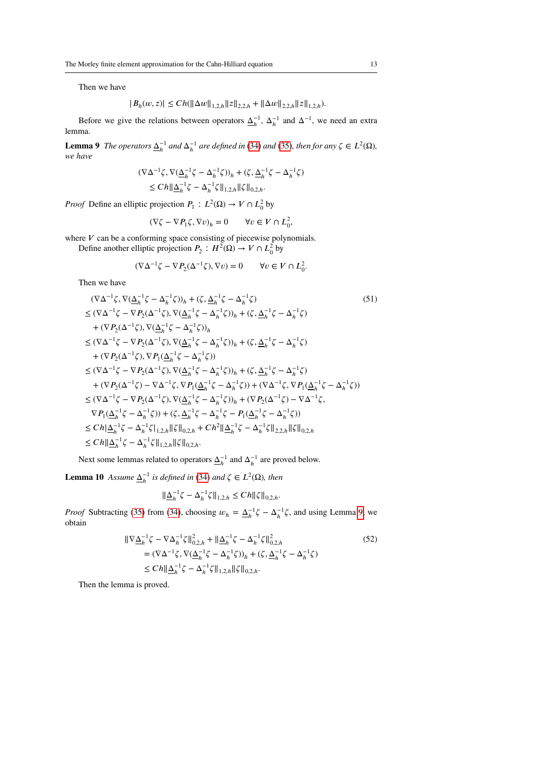Then we have

$$|B_h(w,z)| \le Ch(\|\Delta w\|_{1,2,h}\|z\|_{2,2,h} + \|\Delta w\|_{2,2,h}\|z\|_{1,2,h}).$$

Before we give the relations between operators $\underline{\Delta}_h^{-1}$, $\Delta_h^{-1}$ and $\Delta^{-1}$, we need an extra lemma.

**Lemma 9** *The operators $\underline{\Delta}_h^{-1}$ and $\Delta_h^{-1}$ are defined in (34) and (35), then for any $\zeta \in L^2(\Omega)$, we have*

$$\begin{aligned}
&(\nabla\Delta^{-1}\zeta, \nabla(\underline{\Delta}_h^{-1}\zeta - \Delta_h^{-1}\zeta))_h + (\zeta, \underline{\Delta}_h^{-1}\zeta - \Delta_h^{-1}\zeta) \\
&\quad \le Ch\|\underline{\Delta}_h^{-1}\zeta - \Delta_h^{-1}\zeta\|_{1,2,h}\|\zeta\|_{0,2,h}.
\end{aligned}$$

*Proof* Define an elliptic projection $P_1 : L^2(\Omega) \to V \cap L_0^2$ by

$$(\nabla\zeta - \nabla P_1\zeta, \nabla v)_h = 0 \qquad \forall v \in V \cap L_0^2,$$

where $V$ can be a conforming space consisting of piecewise polynomials.

Define another elliptic projection $P_2 : H^2(\Omega) \to V \cap L_0^2$ by

$$(\nabla\Delta^{-1}\zeta - \nabla P_2(\Delta^{-1}\zeta), \nabla v) = 0 \qquad \forall v \in V \cap L_0^2.$$

Then we have

$$\begin{aligned}
&(\nabla\Delta^{-1}\zeta, \nabla(\underline{\Delta}_h^{-1}\zeta - \Delta_h^{-1}\zeta))_h + (\zeta, \underline{\Delta}_h^{-1}\zeta - \Delta_h^{-1}\zeta) && (51)\\
&\le (\nabla\Delta^{-1}\zeta - \nabla P_2(\Delta^{-1}\zeta), \nabla(\underline{\Delta}_h^{-1}\zeta - \Delta_h^{-1}\zeta))_h + (\zeta, \underline{\Delta}_h^{-1}\zeta - \Delta_h^{-1}\zeta) \\
&\quad + (\nabla P_2(\Delta^{-1}\zeta), \nabla(\underline{\Delta}_h^{-1}\zeta - \Delta_h^{-1}\zeta))_h \\
&\le (\nabla\Delta^{-1}\zeta - \nabla P_2(\Delta^{-1}\zeta), \nabla(\underline{\Delta}_h^{-1}\zeta - \Delta_h^{-1}\zeta))_h + (\zeta, \underline{\Delta}_h^{-1}\zeta - \Delta_h^{-1}\zeta) \\
&\quad + (\nabla P_2(\Delta^{-1}\zeta), \nabla P_1(\underline{\Delta}_h^{-1}\zeta - \Delta_h^{-1}\zeta)) \\
&\le (\nabla\Delta^{-1}\zeta - \nabla P_2(\Delta^{-1}\zeta), \nabla(\underline{\Delta}_h^{-1}\zeta - \Delta_h^{-1}\zeta))_h + (\zeta, \underline{\Delta}_h^{-1}\zeta - \Delta_h^{-1}\zeta) \\
&\quad + (\nabla P_2(\Delta^{-1}\zeta) - \nabla\Delta^{-1}\zeta, \nabla P_1(\underline{\Delta}_h^{-1}\zeta - \Delta_h^{-1}\zeta)) + (\nabla\Delta^{-1}\zeta, \nabla P_1(\underline{\Delta}_h^{-1}\zeta - \Delta_h^{-1}\zeta)) \\
&\le (\nabla\Delta^{-1}\zeta - \nabla P_2(\Delta^{-1}\zeta), \nabla(\underline{\Delta}_h^{-1}\zeta - \Delta_h^{-1}\zeta))_h + (\nabla P_2(\Delta^{-1}\zeta) - \nabla\Delta^{-1}\zeta, \\
&\quad \nabla P_1(\underline{\Delta}_h^{-1}\zeta - \Delta_h^{-1}\zeta)) + (\zeta, \underline{\Delta}_h^{-1}\zeta - \Delta_h^{-1}\zeta - P_1(\underline{\Delta}_h^{-1}\zeta - \Delta_h^{-1}\zeta)) \\
&\le Ch|\underline{\Delta}_h^{-1}\zeta - \Delta_h^{-1}\zeta|_{1,2,h}\|\zeta\|_{0,2,h} + Ch^2\|\underline{\Delta}_h^{-1}\zeta - \Delta_h^{-1}\zeta\|_{2,2,h}\|\zeta\|_{0,2,h} \\
&\le Ch\|\underline{\Delta}_h^{-1}\zeta - \Delta_h^{-1}\zeta\|_{1,2,h}\|\zeta\|_{0,2,h}.
\end{aligned}$$

Next some lemmas related to operators $\underline{\Delta}_h^{-1}$ and $\Delta_h^{-1}$ are proved below.

**Lemma 10** *Assume $\underline{\Delta}_h^{-1}$ is defined in (34) and $\zeta \in L^2(\Omega)$, then*

$$\|\underline{\Delta}_h^{-1}\zeta - \Delta_h^{-1}\zeta\|_{1,2,h} \le Ch\|\zeta\|_{0,2,h}.$$

*Proof* Subtracting (35) from (34), choosing $w_h = \underline{\Delta}_h^{-1}\zeta - \Delta_h^{-1}\zeta$, and using Lemma 9, we obtain

$$\begin{aligned}
&\|\nabla\underline{\Delta}_h^{-1}\zeta - \nabla\Delta_h^{-1}\zeta\|_{0,2,h}^2 + \|\underline{\Delta}_h^{-1}\zeta - \Delta_h^{-1}\zeta\|_{0,2,h}^2 && (52)\\
&= (\nabla\Delta^{-1}\zeta, \nabla(\underline{\Delta}_h^{-1}\zeta - \Delta_h^{-1}\zeta))_h + (\zeta, \underline{\Delta}_h^{-1}\zeta - \Delta_h^{-1}\zeta) \\
&\le Ch\|\underline{\Delta}_h^{-1}\zeta - \Delta_h^{-1}\zeta\|_{1,2,h}\|\zeta\|_{0,2,h}.
\end{aligned}$$

Then the lemma is proved.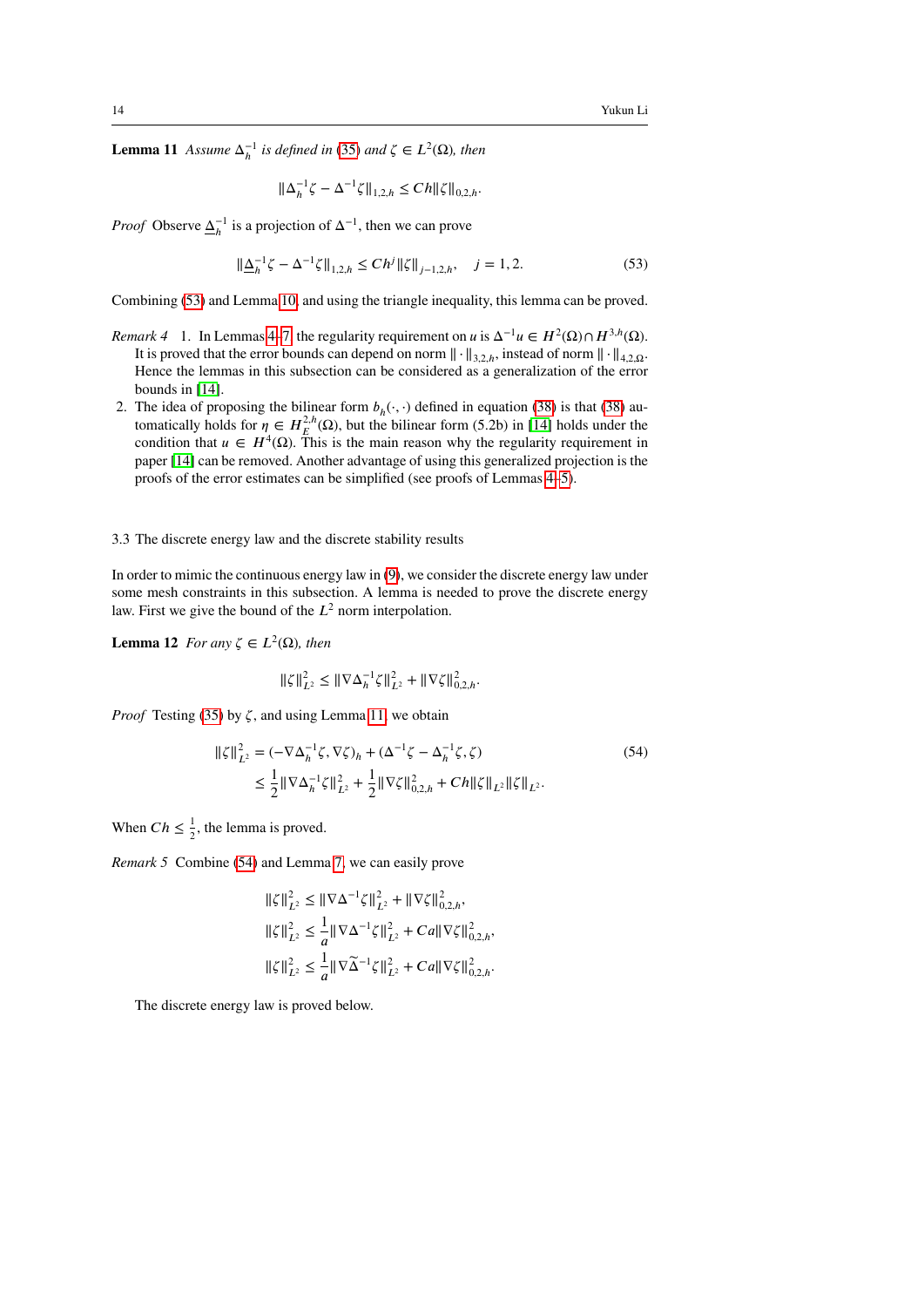**Lemma 11** *Assume $\Delta_h^{-1}$ is defined in (35) and $\zeta \in L^2(\Omega)$, then*

$$\|\Delta_h^{-1}\zeta - \Delta^{-1}\zeta\|_{1,2,h} \leq Ch\|\zeta\|_{0,2,h}.$$

*Proof* Observe $\underline{\Delta}_h^{-1}$ is a projection of $\Delta^{-1}$, then we can prove

$$\|\underline{\Delta}_h^{-1}\zeta - \Delta^{-1}\zeta\|_{1,2,h} \leq Ch^j\|\zeta\|_{j-1,2,h}, \quad j = 1, 2. \tag{53}$$

Combining (53) and Lemma 10, and using the triangle inequality, this lemma can be proved.

*Remark 4*

1. In Lemmas 4–7 the regularity requirement on $u$ is $\Delta^{-1}u \in H^2(\Omega) \cap H^{3,h}(\Omega)$. It is proved that the error bounds can depend on norm $\|\cdot\|_{3,2,h}$, instead of norm $\|\cdot\|_{4,2,\Omega}$. Hence the lemmas in this subsection can be considered as a generalization of the error bounds in [14].
2. The idea of proposing the bilinear form $b_h(\cdot,\cdot)$ defined in equation (38) is that (38) automatically holds for $\eta \in H_E^{2,h}(\Omega)$, but the bilinear form (5.2b) in [14] holds under the condition that $u \in H^4(\Omega)$. This is the main reason why the regularity requirement in paper [14] can be removed. Another advantage of using this generalized projection is the proofs of the error estimates can be simplified (see proofs of Lemmas 4–5).

### 3.3 The discrete energy law and the discrete stability results

In order to mimic the continuous energy law in (9), we consider the discrete energy law under some mesh constraints in this subsection. A lemma is needed to prove the discrete energy law. First we give the bound of the $L^2$ norm interpolation.

**Lemma 12** *For any $\zeta \in L^2(\Omega)$, then*

$$\|\zeta\|_{L^2}^2 \leq \|\nabla\Delta_h^{-1}\zeta\|_{L^2}^2 + \|\nabla\zeta\|_{0,2,h}^2.$$

*Proof* Testing (35) by $\zeta$, and using Lemma 11, we obtain

$$\begin{aligned}
\|\zeta\|_{L^2}^2 &= (-\nabla\Delta_h^{-1}\zeta, \nabla\zeta)_h + (\Delta^{-1}\zeta - \Delta_h^{-1}\zeta, \zeta) \\
&\leq \frac{1}{2}\|\nabla\Delta_h^{-1}\zeta\|_{L^2}^2 + \frac{1}{2}\|\nabla\zeta\|_{0,2,h}^2 + Ch\|\zeta\|_{L^2}\|\zeta\|_{L^2}.
\end{aligned} \tag{54}$$

When $Ch \leq \frac{1}{2}$, the lemma is proved.

*Remark 5* Combine (54) and Lemma 7, we can easily prove

$$\begin{aligned}
\|\zeta\|_{L^2}^2 &\leq \|\nabla\Delta^{-1}\zeta\|_{L^2}^2 + \|\nabla\zeta\|_{0,2,h}^2, \\
\|\zeta\|_{L^2}^2 &\leq \frac{1}{a}\|\nabla\Delta^{-1}\zeta\|_{L^2}^2 + Ca\|\nabla\zeta\|_{0,2,h}^2, \\
\|\zeta\|_{L^2}^2 &\leq \frac{1}{a}\|\nabla\widetilde{\Delta}^{-1}\zeta\|_{L^2}^2 + Ca\|\nabla\zeta\|_{0,2,h}^2.
\end{aligned}$$

The discrete energy law is proved below.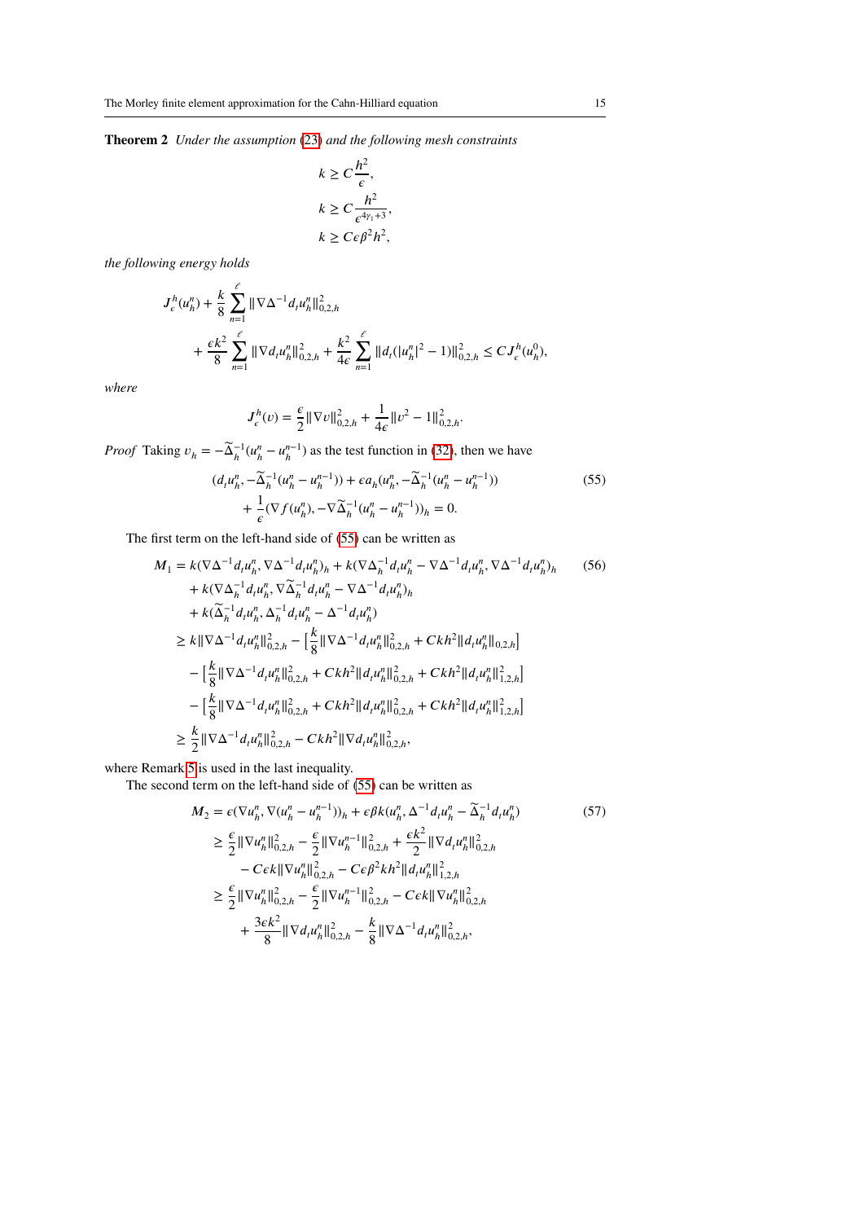**Theorem 2** *Under the assumption (23) and the following mesh constraints*

$$k \geq C\frac{h^2}{\epsilon},$$
$$k \geq C\frac{h^2}{\epsilon^{4\gamma_1+3}},$$
$$k \geq C\epsilon\beta^2 h^2,$$

*the following energy holds*

$$J_\epsilon^h(u_h^n) + \frac{k}{8}\sum_{n=1}^{\ell}\|\nabla\Delta^{-1}d_t u_h^n\|_{0,2,h}^2 + \frac{\epsilon k^2}{8}\sum_{n=1}^{\ell}\|\nabla d_t u_h^n\|_{0,2,h}^2 + \frac{k^2}{4\epsilon}\sum_{n=1}^{\ell}\|d_t(|u_h^n|^2-1)\|_{0,2,h}^2 \leq CJ_\epsilon^h(u_h^0),$$

*where*

$$J_\epsilon^h(v) = \frac{\epsilon}{2}\|\nabla v\|_{0,2,h}^2 + \frac{1}{4\epsilon}\|v^2-1\|_{0,2,h}^2.$$

*Proof* Taking $v_h = -\widetilde{\Delta}_h^{-1}(u_h^n - u_h^{n-1})$ as the test function in (32), then we have

$$\begin{aligned}(d_t u_h^n, -\widetilde{\Delta}_h^{-1}(u_h^n - u_h^{n-1})) + \epsilon a_h(u_h^n, -\widetilde{\Delta}_h^{-1}(u_h^n - u_h^{n-1}))\\ + \frac{1}{\epsilon}(\nabla f(u_h^n), -\nabla\widetilde{\Delta}_h^{-1}(u_h^n - u_h^{n-1}))_h = 0.\end{aligned} \tag{55}$$

The first term on the left-hand side of (55) can be written as

$$\begin{aligned}M_1 &= k(\nabla\Delta^{-1}d_t u_h^n, \nabla\Delta^{-1}d_t u_h^n)_h + k(\nabla\Delta_h^{-1}d_t u_h^n - \nabla\Delta^{-1}d_t u_h^n, \nabla\Delta^{-1}d_t u_h^n)_h \\
&\quad + k(\nabla\Delta_h^{-1}d_t u_h^n, \nabla\widetilde{\Delta}_h^{-1}d_t u_h^n - \nabla\Delta^{-1}d_t u_h^n)_h \\
&\quad + k(\widetilde{\Delta}_h^{-1}d_t u_h^n, \Delta_h^{-1}d_t u_h^n - \Delta^{-1}d_t u_h^n) \\
&\geq k\|\nabla\Delta^{-1}d_t u_h^n\|_{0,2,h}^2 - \Big[\frac{k}{8}\|\nabla\Delta^{-1}d_t u_h^n\|_{0,2,h}^2 + Ckh^2\|d_t u_h^n\|_{0,2,h}\Big] \\
&\quad - \Big[\frac{k}{8}\|\nabla\Delta^{-1}d_t u_h^n\|_{0,2,h}^2 + Ckh^2\|d_t u_h^n\|_{0,2,h}^2 + Ckh^2\|d_t u_h^n\|_{1,2,h}^2\Big] \\
&\quad - \Big[\frac{k}{8}\|\nabla\Delta^{-1}d_t u_h^n\|_{0,2,h}^2 + Ckh^2\|d_t u_h^n\|_{0,2,h}^2 + Ckh^2\|d_t u_h^n\|_{1,2,h}^2\Big] \\
&\geq \frac{k}{2}\|\nabla\Delta^{-1}d_t u_h^n\|_{0,2,h}^2 - Ckh^2\|\nabla d_t u_h^n\|_{0,2,h}^2,\end{aligned} \tag{56}$$

where Remark 5 is used in the last inequality.

The second term on the left-hand side of (55) can be written as

$$\begin{aligned}M_2 &= \epsilon(\nabla u_h^n, \nabla(u_h^n - u_h^{n-1}))_h + \epsilon\beta k(u_h^n, \Delta^{-1}d_t u_h^n - \widetilde{\Delta}_h^{-1}d_t u_h^n) \\
&\geq \frac{\epsilon}{2}\|\nabla u_h^n\|_{0,2,h}^2 - \frac{\epsilon}{2}\|\nabla u_h^{n-1}\|_{0,2,h}^2 + \frac{\epsilon k^2}{2}\|\nabla d_t u_h^n\|_{0,2,h}^2 \\
&\quad - C\epsilon k\|\nabla u_h^n\|_{0,2,h}^2 - C\epsilon\beta^2 kh^2\|d_t u_h^n\|_{1,2,h}^2 \\
&\geq \frac{\epsilon}{2}\|\nabla u_h^n\|_{0,2,h}^2 - \frac{\epsilon}{2}\|\nabla u_h^{n-1}\|_{0,2,h}^2 - C\epsilon k\|\nabla u_h^n\|_{0,2,h}^2 \\
&\quad + \frac{3\epsilon k^2}{8}\|\nabla d_t u_h^n\|_{0,2,h}^2 - \frac{k}{8}\|\nabla\Delta^{-1}d_t u_h^n\|_{0,2,h}^2,\end{aligned} \tag{57}$$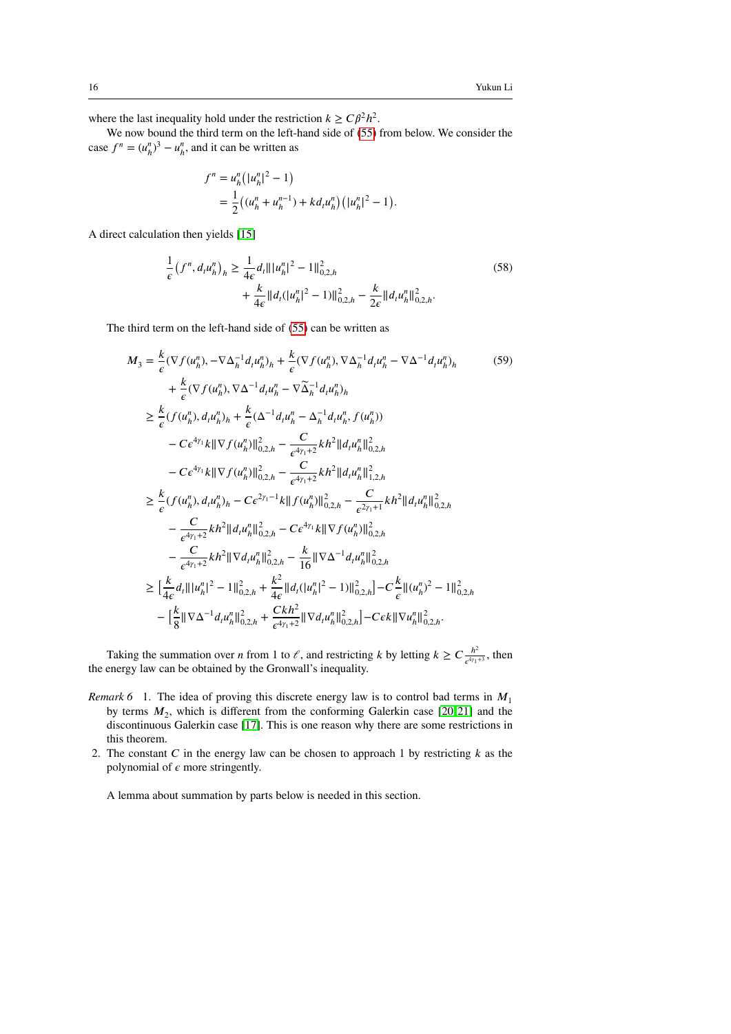where the last inequality hold under the restriction $k \geq C\beta^2 h^2$.

We now bound the third term on the left-hand side of (55) from below. We consider the case $f^n = (u_h^n)^3 - u_h^n$, and it can be written as

$$
\begin{aligned}
f^n &= u_h^n \big( |u_h^n|^2 - 1 \big) \\
&= \frac{1}{2} \big( (u_h^n + u_h^{n-1}) + k d_t u_h^n \big) \big( |u_h^n|^2 - 1 \big).
\end{aligned}
$$

A direct calculation then yields [15]

$$
\begin{aligned}
\frac{1}{\epsilon} \big( f^n, d_t u_h^n \big)_h \geq \frac{1}{4\epsilon} d_t \| |u_h^n|^2 - 1 \|_{0,2,h}^2 \\
+ \frac{k}{4\epsilon} \| d_t (|u_h^n|^2 - 1) \|_{0,2,h}^2 - \frac{k}{2\epsilon} \| d_t u_h^n \|_{0,2,h}^2.
\end{aligned} \tag{58}
$$

The third term on the left-hand side of (55) can be written as

$$
\begin{aligned}
M_3 &= \frac{k}{\epsilon} (\nabla f(u_h^n), -\nabla \Delta_h^{-1} d_t u_h^n)_h + \frac{k}{\epsilon} (\nabla f(u_h^n), \nabla \Delta_h^{-1} d_t u_h^n - \nabla \Delta^{-1} d_t u_h^n)_h \\
&\quad + \frac{k}{\epsilon} (\nabla f(u_h^n), \nabla \Delta^{-1} d_t u_h^n - \nabla \widetilde{\Delta}_h^{-1} d_t u_h^n)_h \\
&\geq \frac{k}{\epsilon} (f(u_h^n), d_t u_h^n)_h + \frac{k}{\epsilon} (\Delta^{-1} d_t u_h^n - \Delta_h^{-1} d_t u_h^n, f(u_h^n)) \\
&\quad - C\epsilon^{4\gamma_1} k \| \nabla f(u_h^n) \|_{0,2,h}^2 - \frac{C}{\epsilon^{4\gamma_1+2}} k h^2 \| d_t u_h^n \|_{0,2,h}^2 \\
&\quad - C\epsilon^{4\gamma_1} k \| \nabla f(u_h^n) \|_{0,2,h}^2 - \frac{C}{\epsilon^{4\gamma_1+2}} k h^2 \| d_t u_h^n \|_{1,2,h}^2 \\
&\geq \frac{k}{\epsilon} (f(u_h^n), d_t u_h^n)_h - C\epsilon^{2\gamma_1 - 1} k \| f(u_h^n) \|_{0,2,h}^2 - \frac{C}{\epsilon^{2\gamma_1+1}} k h^2 \| d_t u_h^n \|_{0,2,h}^2 \\
&\quad - \frac{C}{\epsilon^{4\gamma_1+2}} k h^2 \| d_t u_h^n \|_{0,2,h}^2 - C\epsilon^{4\gamma_1} k \| \nabla f(u_h^n) \|_{0,2,h}^2 \\
&\quad - \frac{C}{\epsilon^{4\gamma_1+2}} k h^2 \| \nabla d_t u_h^n \|_{0,2,h}^2 - \frac{k}{16} \| \nabla \Delta^{-1} d_t u_h^n \|_{0,2,h}^2 \\
&\geq \Big[ \frac{k}{4\epsilon} d_t \| |u_h^n|^2 - 1 \|_{0,2,h}^2 + \frac{k^2}{4\epsilon} \| d_t (|u_h^n|^2 - 1) \|_{0,2,h}^2 \Big] - C\frac{k}{\epsilon} \| (u_h^n)^2 - 1 \|_{0,2,h}^2 \\
&\quad - \Big[ \frac{k}{8} \| \nabla \Delta^{-1} d_t u_h^n \|_{0,2,h}^2 + \frac{C k h^2}{\epsilon^{4\gamma_1+2}} \| \nabla d_t u_h^n \|_{0,2,h}^2 \Big] - C\epsilon k \| \nabla u_h^n \|_{0,2,h}^2.
\end{aligned} \tag{59}
$$

Taking the summation over $n$ from 1 to $\ell$, and restricting $k$ by letting $k \geq C\frac{h^2}{\epsilon^{4\gamma_1+3}}$, then the energy law can be obtained by the Gronwall's inequality.

*Remark 6* 1. The idea of proving this discrete energy law is to control bad terms in $M_1$ by terms $M_2$, which is different from the conforming Galerkin case [20,21] and the discontinuous Galerkin case [17]. This is one reason why there are some restrictions in this theorem.

2. The constant $C$ in the energy law can be chosen to approach 1 by restricting $k$ as the polynomial of $\epsilon$ more stringently.

A lemma about summation by parts below is needed in this section.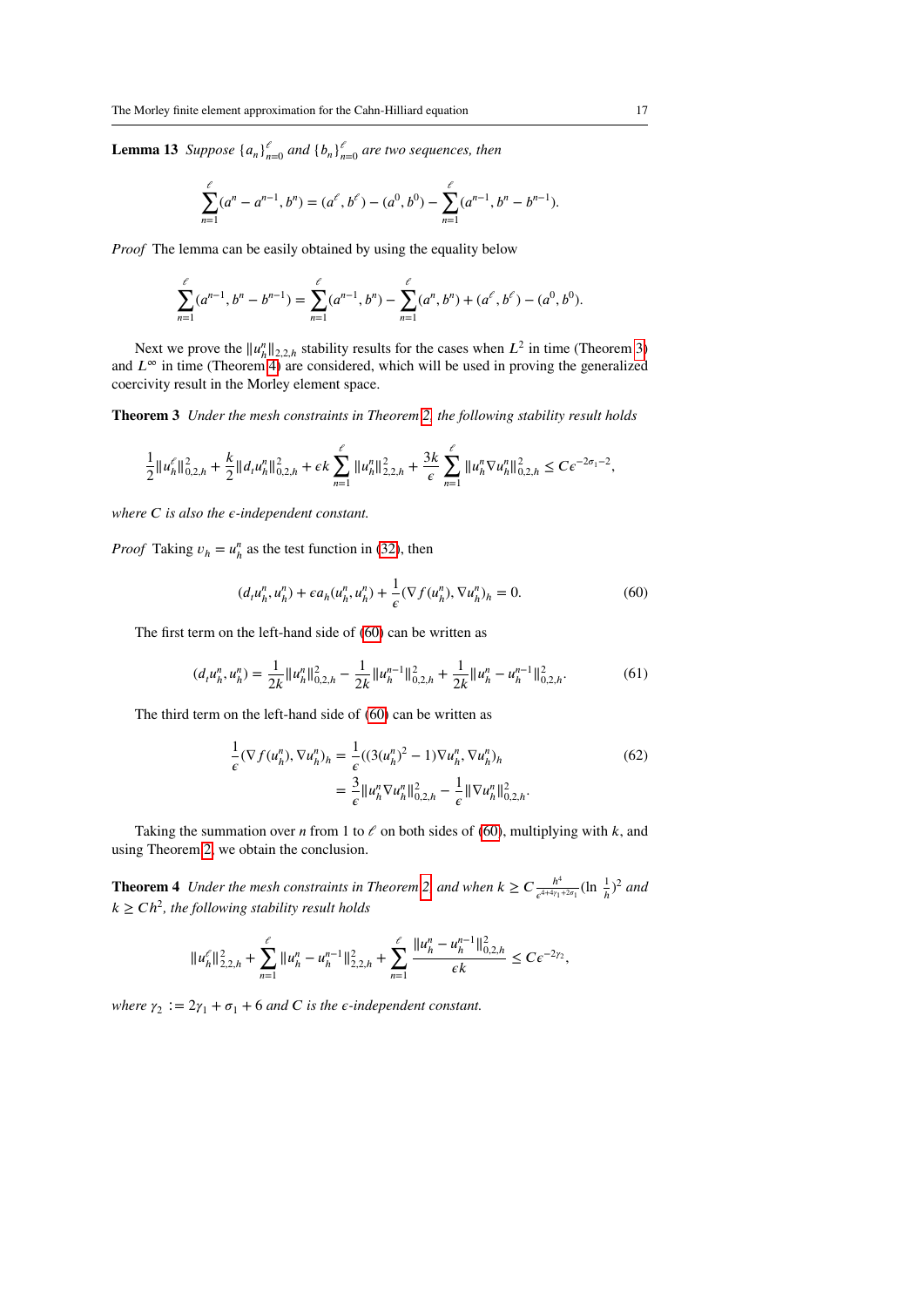**Lemma 13** *Suppose $\{a_n\}_{n=0}^{\ell}$ and $\{b_n\}_{n=0}^{\ell}$ are two sequences, then*

$$\sum_{n=1}^{\ell}(a^n - a^{n-1}, b^n) = (a^\ell, b^\ell) - (a^0, b^0) - \sum_{n=1}^{\ell}(a^{n-1}, b^n - b^{n-1}).$$

*Proof* The lemma can be easily obtained by using the equality below

$$\sum_{n=1}^{\ell}(a^{n-1}, b^n - b^{n-1}) = \sum_{n=1}^{\ell}(a^{n-1}, b^n) - \sum_{n=1}^{\ell}(a^n, b^n) + (a^\ell, b^\ell) - (a^0, b^0).$$

Next we prove the $\|u_h^n\|_{2,2,h}$ stability results for the cases when $L^2$ in time (Theorem 3) and $L^\infty$ in time (Theorem 4) are considered, which will be used in proving the generalized coercivity result in the Morley element space.

**Theorem 3** *Under the mesh constraints in Theorem 2, the following stability result holds*

$$\frac{1}{2}\|u_h^\ell\|_{0,2,h}^2 + \frac{k}{2}\|d_t u_h^n\|_{0,2,h}^2 + \epsilon k \sum_{n=1}^{\ell}\|u_h^n\|_{2,2,h}^2 + \frac{3k}{\epsilon}\sum_{n=1}^{\ell}\|u_h^n \nabla u_h^n\|_{0,2,h}^2 \le C\epsilon^{-2\sigma_1 - 2},$$

*where $C$ is also the $\epsilon$-independent constant.*

*Proof* Taking $v_h = u_h^n$ as the test function in (32), then

$$(d_t u_h^n, u_h^n) + \epsilon a_h(u_h^n, u_h^n) + \frac{1}{\epsilon}(\nabla f(u_h^n), \nabla u_h^n)_h = 0. \tag{60}$$

The first term on the left-hand side of (60) can be written as

$$(d_t u_h^n, u_h^n) = \frac{1}{2k}\|u_h^n\|_{0,2,h}^2 - \frac{1}{2k}\|u_h^{n-1}\|_{0,2,h}^2 + \frac{1}{2k}\|u_h^n - u_h^{n-1}\|_{0,2,h}^2. \tag{61}$$

The third term on the left-hand side of (60) can be written as

$$\begin{aligned}
\frac{1}{\epsilon}(\nabla f(u_h^n), \nabla u_h^n)_h &= \frac{1}{\epsilon}((3(u_h^n)^2 - 1)\nabla u_h^n, \nabla u_h^n)_h \\
&= \frac{3}{\epsilon}\|u_h^n \nabla u_h^n\|_{0,2,h}^2 - \frac{1}{\epsilon}\|\nabla u_h^n\|_{0,2,h}^2.
\end{aligned} \tag{62}$$

Taking the summation over $n$ from 1 to $\ell$ on both sides of (60), multiplying with $k$, and using Theorem 2, we obtain the conclusion.

**Theorem 4** *Under the mesh constraints in Theorem 2, and when $k \ge C\frac{h^4}{\epsilon^{4+4\gamma_1+2\sigma_1}}(\ln\frac{1}{h})^2$ and $k \ge Ch^2$, the following stability result holds*

$$\|u_h^\ell\|_{2,2,h}^2 + \sum_{n=1}^{\ell}\|u_h^n - u_h^{n-1}\|_{2,2,h}^2 + \sum_{n=1}^{\ell}\frac{\|u_h^n - u_h^{n-1}\|_{0,2,h}^2}{\epsilon k} \le C\epsilon^{-2\gamma_2},$$

*where $\gamma_2 := 2\gamma_1 + \sigma_1 + 6$ and $C$ is the $\epsilon$-independent constant.*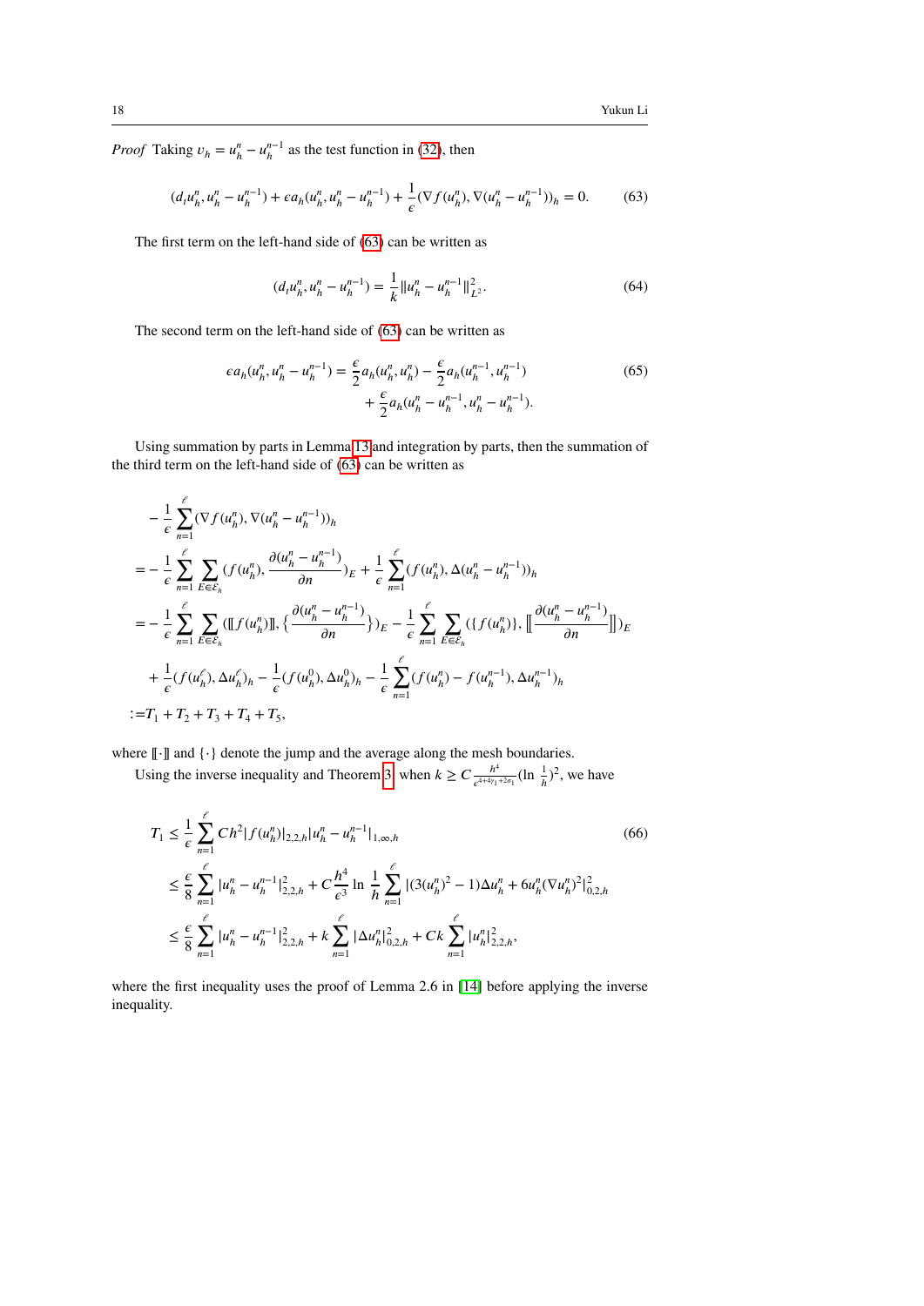*Proof* Taking $v_h = u_h^n - u_h^{n-1}$ as the test function in (32), then

$$(d_t u_h^n, u_h^n - u_h^{n-1}) + \epsilon a_h(u_h^n, u_h^n - u_h^{n-1}) + \frac{1}{\epsilon}(\nabla f(u_h^n), \nabla(u_h^n - u_h^{n-1}))_h = 0. \tag{63}$$

The first term on the left-hand side of (63) can be written as

$$(d_t u_h^n, u_h^n - u_h^{n-1}) = \frac{1}{k}\|u_h^n - u_h^{n-1}\|_{L^2}^2. \tag{64}$$

The second term on the left-hand side of (63) can be written as

$$\begin{aligned}\epsilon a_h(u_h^n, u_h^n - u_h^{n-1}) = &\frac{\epsilon}{2}a_h(u_h^n, u_h^n) - \frac{\epsilon}{2}a_h(u_h^{n-1}, u_h^{n-1}) \\ &+ \frac{\epsilon}{2}a_h(u_h^n - u_h^{n-1}, u_h^n - u_h^{n-1}).\end{aligned} \tag{65}$$

Using summation by parts in Lemma 13 and integration by parts, then the summation of the third term on the left-hand side of (63) can be written as

$$\begin{aligned}
&-\frac{1}{\epsilon}\sum_{n=1}^{\ell}(\nabla f(u_h^n), \nabla(u_h^n - u_h^{n-1}))_h \\
=&-\frac{1}{\epsilon}\sum_{n=1}^{\ell}\sum_{E\in\mathcal{E}_h}(f(u_h^n), \frac{\partial(u_h^n - u_h^{n-1})}{\partial n})_E + \frac{1}{\epsilon}\sum_{n=1}^{\ell}(f(u_h^n), \Delta(u_h^n - u_h^{n-1}))_h \\
=&-\frac{1}{\epsilon}\sum_{n=1}^{\ell}\sum_{E\in\mathcal{E}_h}([\![f(u_h^n)]\!], \{\frac{\partial(u_h^n - u_h^{n-1})}{\partial n}\})_E - \frac{1}{\epsilon}\sum_{n=1}^{\ell}\sum_{E\in\mathcal{E}_h}(\{f(u_h^n)\}, [\![\frac{\partial(u_h^n - u_h^{n-1})}{\partial n}]\!])_E \\
&+\frac{1}{\epsilon}(f(u_h^\ell), \Delta u_h^\ell)_h - \frac{1}{\epsilon}(f(u_h^0), \Delta u_h^0)_h - \frac{1}{\epsilon}\sum_{n=1}^{\ell}(f(u_h^n) - f(u_h^{n-1}), \Delta u_h^{n-1})_h \\
:=&T_1 + T_2 + T_3 + T_4 + T_5,
\end{aligned}$$

where $[\![\cdot]\!]$ and $\{\cdot\}$ denote the jump and the average along the mesh boundaries.

Using the inverse inequality and Theorem 3, when $k \geq C\frac{h^4}{\epsilon^{4+4\gamma_1+2\sigma_1}}(\ln\frac{1}{h})^2$, we have

$$\begin{aligned}
T_1 &\leq \frac{1}{\epsilon}\sum_{n=1}^{\ell}Ch^2|f(u_h^n)|_{2,2,h}|u_h^n - u_h^{n-1}|_{1,\infty,h} \\
&\leq \frac{\epsilon}{8}\sum_{n=1}^{\ell}|u_h^n - u_h^{n-1}|_{2,2,h}^2 + C\frac{h^4}{\epsilon^3}\ln\frac{1}{h}\sum_{n=1}^{\ell}|(3(u_h^n)^2 - 1)\Delta u_h^n + 6u_h^n(\nabla u_h^n)^2|_{0,2,h}^2 \\
&\leq \frac{\epsilon}{8}\sum_{n=1}^{\ell}|u_h^n - u_h^{n-1}|_{2,2,h}^2 + k\sum_{n=1}^{\ell}|\Delta u_h^n|_{0,2,h}^2 + Ck\sum_{n=1}^{\ell}|u_h^n|_{2,2,h}^2,
\end{aligned} \tag{66}$$

where the first inequality uses the proof of Lemma 2.6 in [14] before applying the inverse inequality.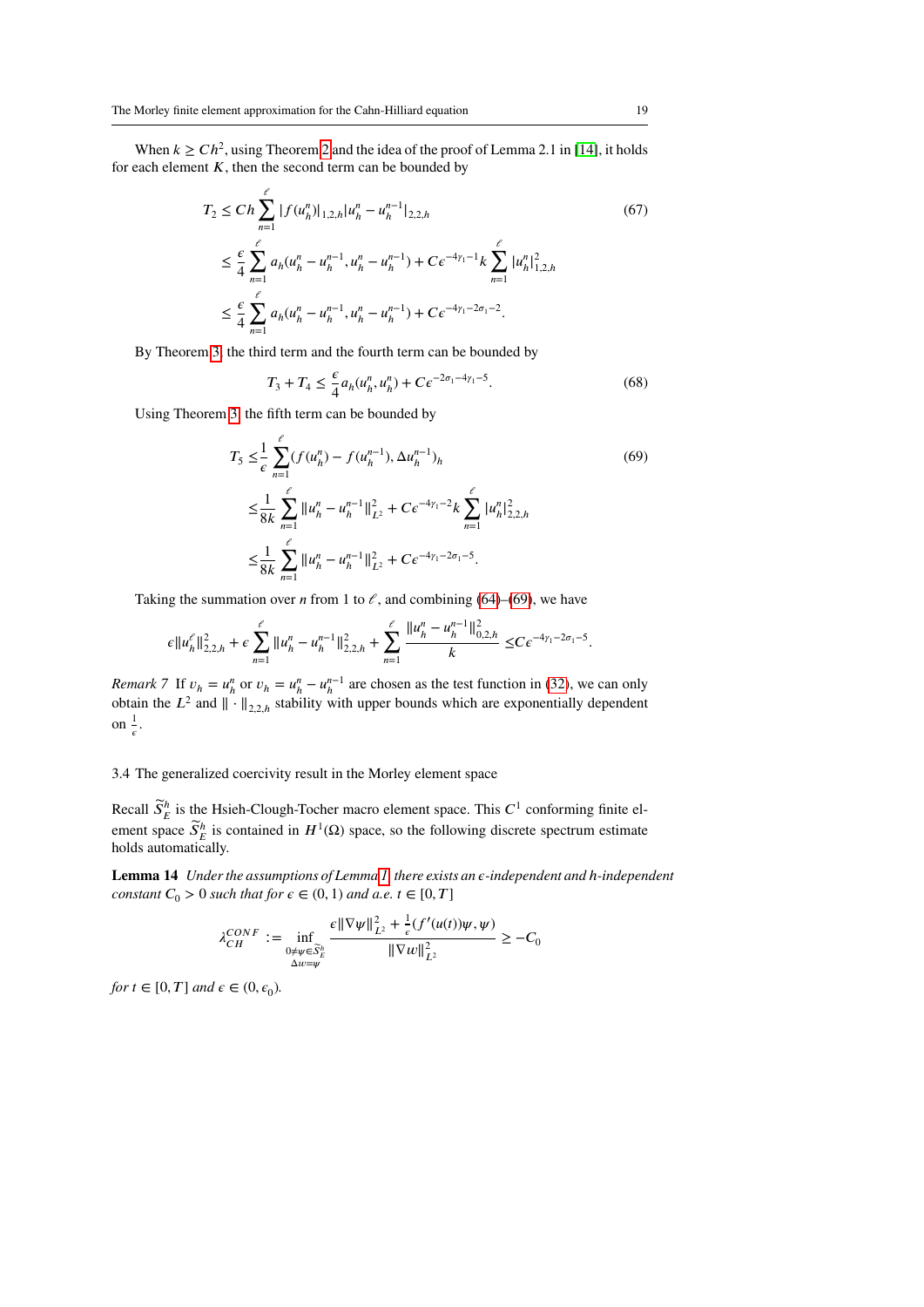When $k \geq Ch^2$, using Theorem 2 and the idea of the proof of Lemma 2.1 in [14], it holds for each element $K$, then the second term can be bounded by

$$
\begin{aligned}
T_2 &\leq Ch \sum_{n=1}^{\ell} |f(u_h^n)|_{1,2,h} |u_h^n - u_h^{n-1}|_{2,2,h} \qquad (67) \\
&\leq \frac{\epsilon}{4} \sum_{n=1}^{\ell} a_h(u_h^n - u_h^{n-1}, u_h^n - u_h^{n-1}) + C\epsilon^{-4\gamma_1 - 1} k \sum_{n=1}^{\ell} |u_h^n|^2_{1,2,h} \\
&\leq \frac{\epsilon}{4} \sum_{n=1}^{\ell} a_h(u_h^n - u_h^{n-1}, u_h^n - u_h^{n-1}) + C\epsilon^{-4\gamma_1 - 2\sigma_1 - 2}.
\end{aligned}
$$

By Theorem 3, the third term and the fourth term can be bounded by

$$
T_3 + T_4 \leq \frac{\epsilon}{4} a_h(u_h^n, u_h^n) + C\epsilon^{-2\sigma_1 - 4\gamma_1 - 5}. \qquad (68)
$$

Using Theorem 3, the fifth term can be bounded by

$$
\begin{aligned}
T_5 \leq& \frac{1}{\epsilon} \sum_{n=1}^{\ell} (f(u_h^n) - f(u_h^{n-1}), \Delta u_h^{n-1})_h \qquad (69) \\
\leq& \frac{1}{8k} \sum_{n=1}^{\ell} \|u_h^n - u_h^{n-1}\|^2_{L^2} + C\epsilon^{-4\gamma_1 - 2} k \sum_{n=1}^{\ell} |u_h^n|^2_{2,2,h} \\
\leq& \frac{1}{8k} \sum_{n=1}^{\ell} \|u_h^n - u_h^{n-1}\|^2_{L^2} + C\epsilon^{-4\gamma_1 - 2\sigma_1 - 5}.
\end{aligned}
$$

Taking the summation over $n$ from 1 to $\ell$, and combining (64)–(69), we have

$$
\epsilon \|u_h^\ell\|^2_{2,2,h} + \epsilon \sum_{n=1}^{\ell} \|u_h^n - u_h^{n-1}\|^2_{2,2,h} + \sum_{n=1}^{\ell} \frac{\|u_h^n - u_h^{n-1}\|^2_{0,2,h}}{k} \leq C\epsilon^{-4\gamma_1 - 2\sigma_1 - 5}.
$$

*Remark 7* If $v_h = u_h^n$ or $v_h = u_h^n - u_h^{n-1}$ are chosen as the test function in (32), we can only obtain the $L^2$ and $\|\cdot\|_{2,2,h}$ stability with upper bounds which are exponentially dependent on $\frac{1}{\epsilon}$.

### 3.4 The generalized coercivity result in the Morley element space

Recall $\widetilde{S}_E^h$ is the Hsieh-Clough-Tocher macro element space. This $C^1$ conforming finite element space $\widetilde{S}_E^h$ is contained in $H^1(\Omega)$ space, so the following discrete spectrum estimate holds automatically.

**Lemma 14** *Under the assumptions of Lemma 1, there exists an $\epsilon$-independent and $h$-independent constant $C_0 > 0$ such that for $\epsilon \in (0, 1)$ and a.e. $t \in [0, T]$*

$$
\lambda_{CH}^{CONF} := \inf_{\substack{0 \neq \psi \in \widetilde{S}_E^h \\ \Delta w = \psi}} \frac{\epsilon \|\nabla \psi\|^2_{L^2} + \frac{1}{\epsilon}(f'(u(t))\psi, \psi)}{\|\nabla w\|^2_{L^2}} \geq -C_0
$$

*for $t \in [0, T]$ and $\epsilon \in (0, \epsilon_0)$.*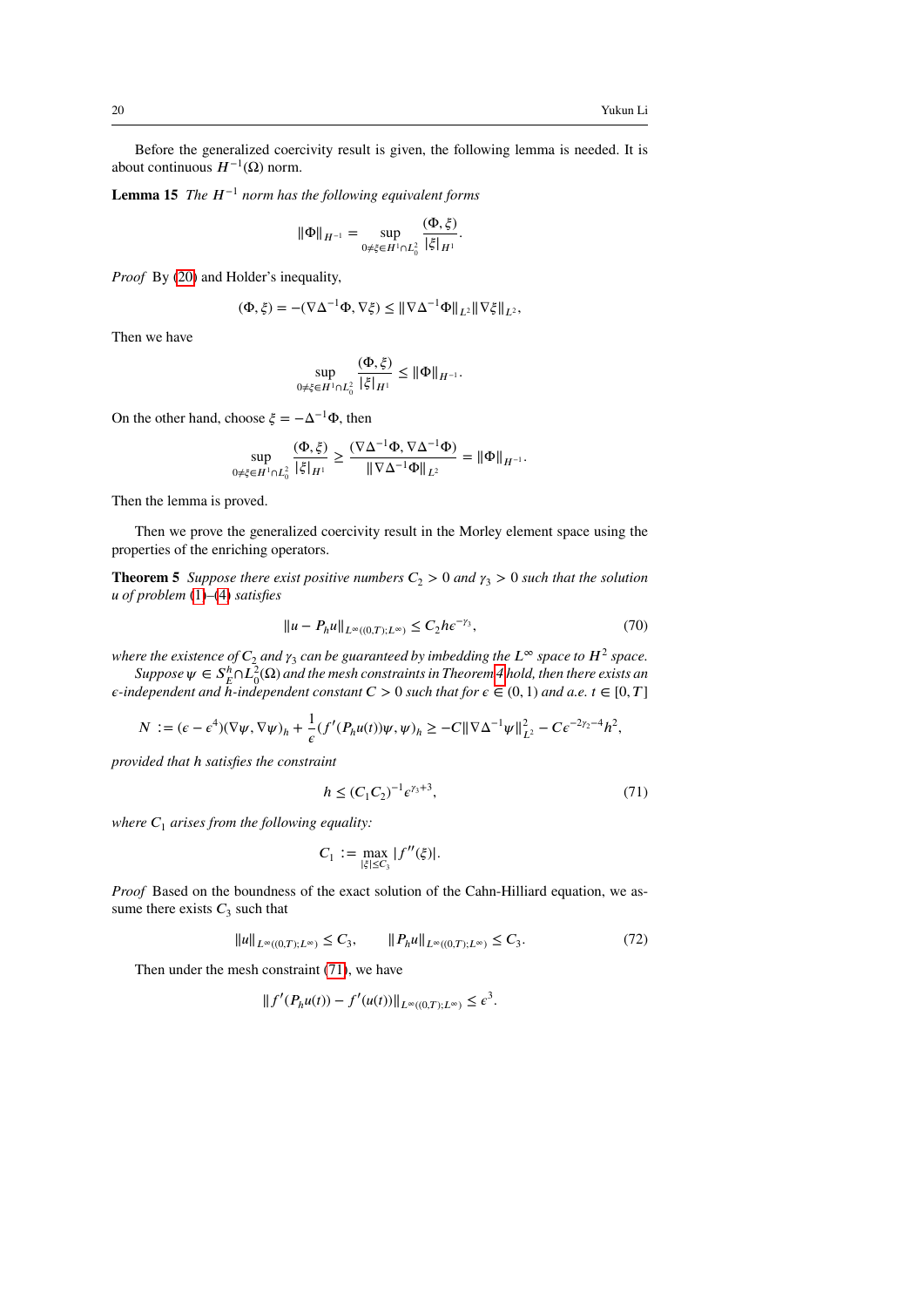Before the generalized coercivity result is given, the following lemma is needed. It is about continuous $H^{-1}(\Omega)$ norm.

**Lemma 15** *The $H^{-1}$ norm has the following equivalent forms*

$$\|\Phi\|_{H^{-1}} = \sup_{0\neq\xi\in H^1\cap L_0^2} \frac{(\Phi,\xi)}{|\xi|_{H^1}}.$$

*Proof* By (20) and Holder's inequality,

$$(\Phi,\xi) = -(\nabla\Delta^{-1}\Phi, \nabla\xi) \leq \|\nabla\Delta^{-1}\Phi\|_{L^2}\|\nabla\xi\|_{L^2},$$

Then we have

$$\sup_{0\neq\xi\in H^1\cap L_0^2} \frac{(\Phi,\xi)}{|\xi|_{H^1}} \leq \|\Phi\|_{H^{-1}}.$$

On the other hand, choose $\xi = -\Delta^{-1}\Phi$, then

$$\sup_{0\neq\xi\in H^1\cap L_0^2} \frac{(\Phi,\xi)}{|\xi|_{H^1}} \geq \frac{(\nabla\Delta^{-1}\Phi, \nabla\Delta^{-1}\Phi)}{\|\nabla\Delta^{-1}\Phi\|_{L^2}} = \|\Phi\|_{H^{-1}}.$$

Then the lemma is proved.

Then we prove the generalized coercivity result in the Morley element space using the properties of the enriching operators.

**Theorem 5** *Suppose there exist positive numbers $C_2 > 0$ and $\gamma_3 > 0$ such that the solution $u$ of problem (1)–(4) satisfies*

$$\|u - P_h u\|_{L^\infty((0,T);L^\infty)} \leq C_2 h\epsilon^{-\gamma_3}, \tag{70}$$

*where the existence of $C_2$ and $\gamma_3$ can be guaranteed by imbedding the $L^\infty$ space to $H^2$ space.*

*Suppose $\psi \in S_E^h \cap L_0^2(\Omega)$ and the mesh constraints in Theorem 4 hold, then there exists an $\epsilon$-independent and $h$-independent constant $C > 0$ such that for $\epsilon \in (0,1)$ and a.e. $t \in [0,T]$*

$$N := (\epsilon - \epsilon^4)(\nabla\psi, \nabla\psi)_h + \frac{1}{\epsilon}(f'(P_h u(t))\psi, \psi)_h \geq -C\|\nabla\Delta^{-1}\psi\|_{L^2}^2 - C\epsilon^{-2\gamma_2-4}h^2,$$

*provided that $h$ satisfies the constraint*

$$h \leq (C_1 C_2)^{-1}\epsilon^{\gamma_3+3}, \tag{71}$$

*where $C_1$ arises from the following equality:*

$$C_1 := \max_{|\xi|\leq C_3} |f''(\xi)|.$$

*Proof* Based on the boundness of the exact solution of the Cahn-Hilliard equation, we assume there exists $C_3$ such that

$$\|u\|_{L^\infty((0,T);L^\infty)} \leq C_3, \qquad \|P_h u\|_{L^\infty((0,T);L^\infty)} \leq C_3. \tag{72}$$

Then under the mesh constraint (71), we have

$$\|f'(P_h u(t)) - f'(u(t))\|_{L^\infty((0,T);L^\infty)} \leq \epsilon^3.$$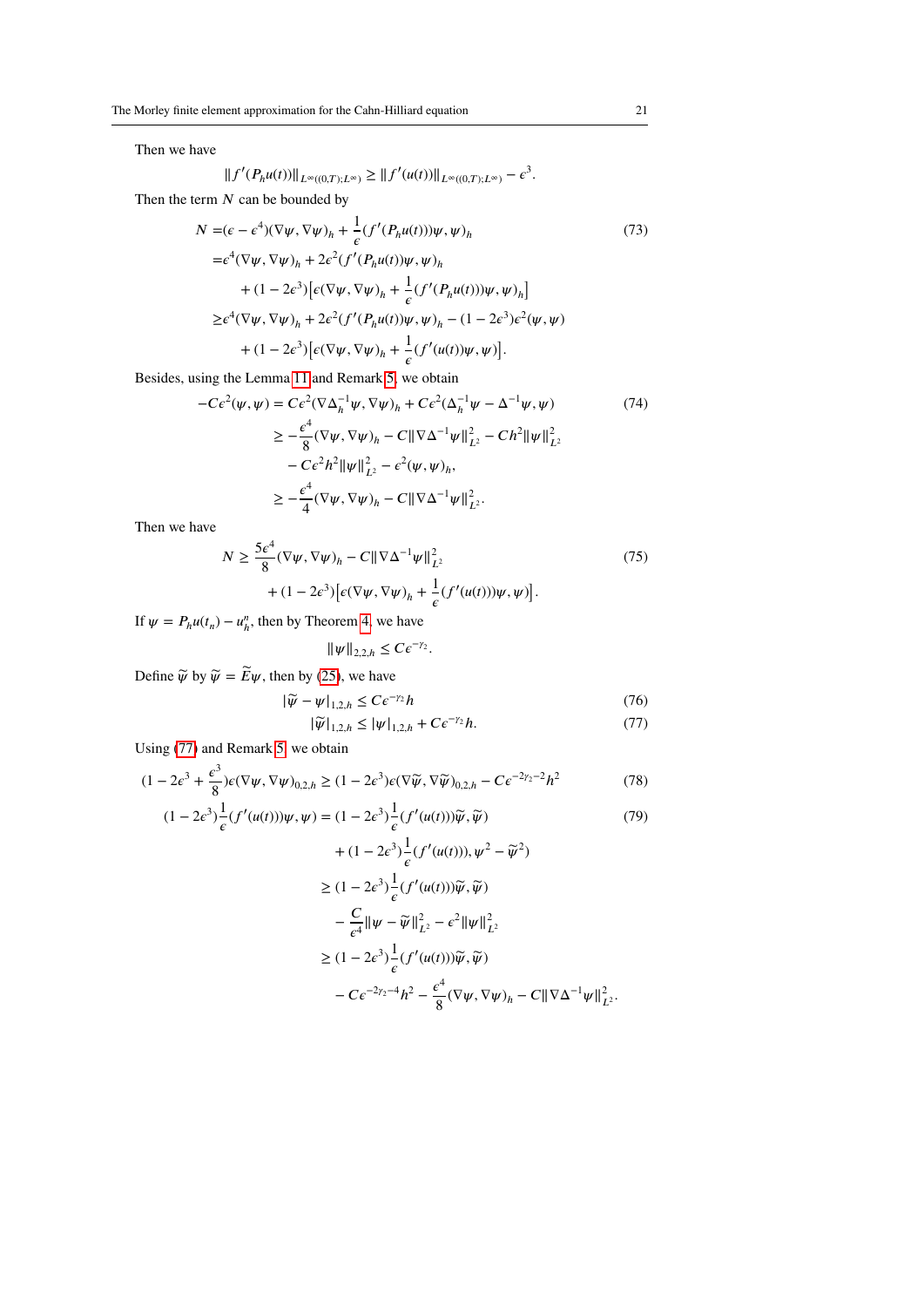Then we have

$$\|f'(P_h u(t))\|_{L^\infty((0,T);L^\infty)} \geq \|f'(u(t))\|_{L^\infty((0,T);L^\infty)} - \epsilon^3.$$

Then the term $N$ can be bounded by

$$
\begin{aligned}
N =&(\epsilon - \epsilon^4)(\nabla\psi, \nabla\psi)_h + \frac{1}{\epsilon}(f'(P_h u(t)))\psi, \psi)_h \\
=&\epsilon^4(\nabla\psi, \nabla\psi)_h + 2\epsilon^2(f'(P_h u(t))\psi, \psi)_h \\
&+ (1-2\epsilon^3)\big[\epsilon(\nabla\psi, \nabla\psi)_h + \frac{1}{\epsilon}(f'(P_h u(t)))\psi, \psi)_h\big] \\
\geq&\epsilon^4(\nabla\psi, \nabla\psi)_h + 2\epsilon^2(f'(P_h u(t))\psi, \psi)_h - (1-2\epsilon^3)\epsilon^2(\psi, \psi) \\
&+ (1-2\epsilon^3)\big[\epsilon(\nabla\psi, \nabla\psi)_h + \frac{1}{\epsilon}(f'(u(t))\psi, \psi)\big].
\end{aligned}
\tag{73}
$$

Besides, using the Lemma 11 and Remark 5, we obtain

$$
\begin{aligned}
-C\epsilon^2(\psi, \psi) =& C\epsilon^2(\nabla\Delta_h^{-1}\psi, \nabla\psi)_h + C\epsilon^2(\Delta_h^{-1}\psi - \Delta^{-1}\psi, \psi) \\
\geq& -\frac{\epsilon^4}{8}(\nabla\psi, \nabla\psi)_h - C\|\nabla\Delta^{-1}\psi\|_{L^2}^2 - Ch^2\|\psi\|_{L^2}^2 \\
&- C\epsilon^2h^2\|\psi\|_{L^2}^2 - \epsilon^2(\psi, \psi)_h, \\
\geq& -\frac{\epsilon^4}{4}(\nabla\psi, \nabla\psi)_h - C\|\nabla\Delta^{-1}\psi\|_{L^2}^2.
\end{aligned}
\tag{74}
$$

Then we have

$$
\begin{aligned}
N \geq& \frac{5\epsilon^4}{8}(\nabla\psi, \nabla\psi)_h - C\|\nabla\Delta^{-1}\psi\|_{L^2}^2 \\
&+ (1-2\epsilon^3)\big[\epsilon(\nabla\psi, \nabla\psi)_h + \frac{1}{\epsilon}(f'(u(t)))\psi, \psi)\big].
\end{aligned}
\tag{75}
$$

If $\psi = P_h u(t_n) - u_h^n$, then by Theorem 4, we have

$$\|\psi\|_{2,2,h} \leq C\epsilon^{-\gamma_2}.$$

Define $\widetilde{\psi}$ by $\widetilde{\psi} = \widetilde{E}\psi$, then by (25), we have

$$|\widetilde{\psi} - \psi|_{1,2,h} \leq C\epsilon^{-\gamma_2}h \tag{76}$$

$$|\widetilde{\psi}|_{1,2,h} \leq |\psi|_{1,2,h} + C\epsilon^{-\gamma_2}h. \tag{77}$$

Using (77) and Remark 5, we obtain

$$(1-2\epsilon^3 + \frac{\epsilon^3}{8})\epsilon(\nabla\psi, \nabla\psi)_{0,2,h} \geq (1-2\epsilon^3)\epsilon(\nabla\widetilde{\psi}, \nabla\widetilde{\psi})_{0,2,h} - C\epsilon^{-2\gamma_2-2}h^2 \tag{78}$$

$$
\begin{aligned}
(1-2\epsilon^3)\frac{1}{\epsilon}(f'(u(t)))\psi, \psi) =& (1-2\epsilon^3)\frac{1}{\epsilon}(f'(u(t)))\widetilde{\psi}, \widetilde{\psi}) \\
&+ (1-2\epsilon^3)\frac{1}{\epsilon}(f'(u(t))), \psi^2 - \widetilde{\psi}^2) \\
\geq& (1-2\epsilon^3)\frac{1}{\epsilon}(f'(u(t)))\widetilde{\psi}, \widetilde{\psi}) \\
&- \frac{C}{\epsilon^4}\|\psi - \widetilde{\psi}\|_{L^2}^2 - \epsilon^2\|\psi\|_{L^2}^2 \\
\geq& (1-2\epsilon^3)\frac{1}{\epsilon}(f'(u(t)))\widetilde{\psi}, \widetilde{\psi}) \\
&- C\epsilon^{-2\gamma_2-4}h^2 - \frac{\epsilon^4}{8}(\nabla\psi, \nabla\psi)_h - C\|\nabla\Delta^{-1}\psi\|_{L^2}^2.
\end{aligned}
\tag{79}
$$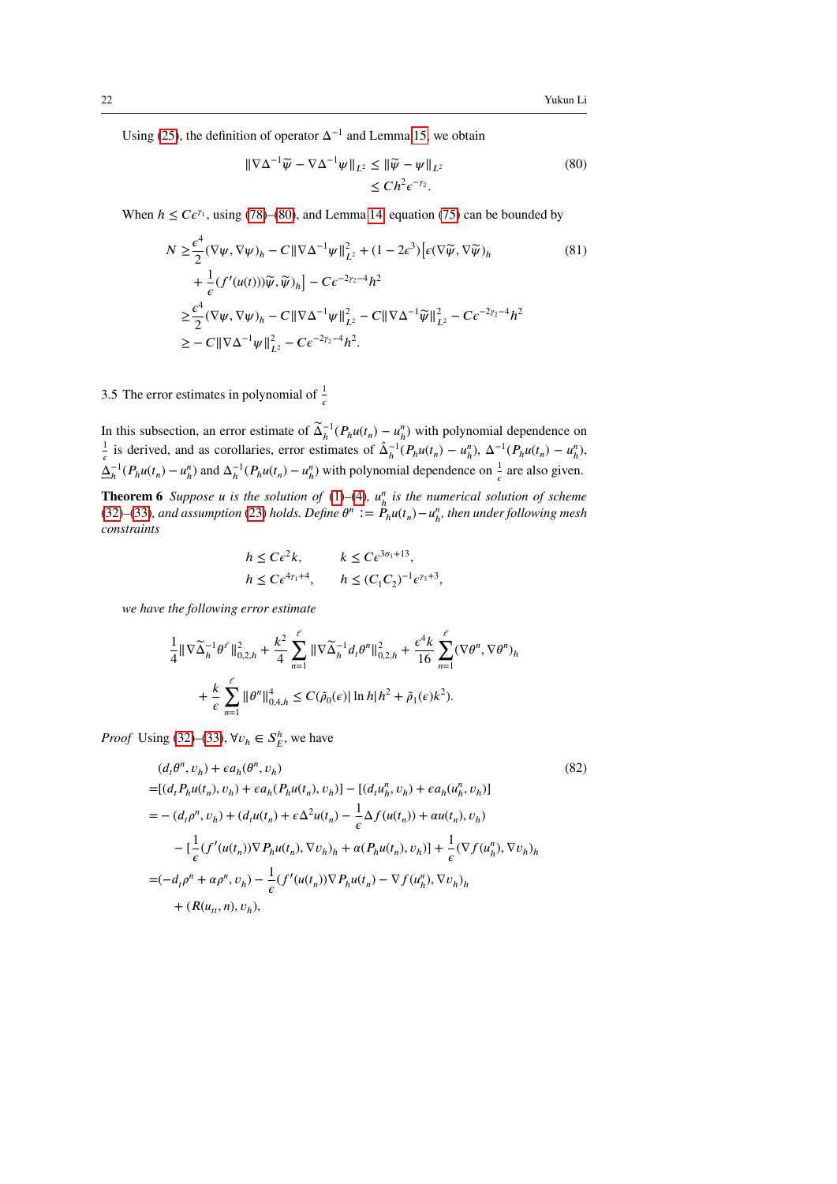Using (25), the definition of operator $\Delta^{-1}$ and Lemma 15, we obtain

$$
\begin{aligned}
\|\nabla\Delta^{-1}\widetilde{\psi} - \nabla\Delta^{-1}\psi\|_{L^2} &\leq \|\widetilde{\psi} - \psi\|_{L^2} \\
&\leq Ch^2\epsilon^{-\gamma_2}.
\end{aligned} \tag{80}
$$

When $h \leq C\epsilon^{\gamma_1}$, using (78)–(80), and Lemma 14, equation (75) can be bounded by

$$
\begin{aligned}
N \geq& \frac{\epsilon^4}{2}(\nabla\psi, \nabla\psi)_h - C\|\nabla\Delta^{-1}\psi\|_{L^2}^2 + (1-2\epsilon^3)\big[\epsilon(\nabla\widetilde{\psi}, \nabla\widetilde{\psi})_h \\
&+ \frac{1}{\epsilon}(f'(u(t))\widetilde{\psi}, \widetilde{\psi})_h\big] - C\epsilon^{-2\gamma_2-4}h^2 \\
\geq& \frac{\epsilon^4}{2}(\nabla\psi, \nabla\psi)_h - C\|\nabla\Delta^{-1}\psi\|_{L^2}^2 - C\|\nabla\Delta^{-1}\widetilde{\psi}\|_{L^2}^2 - C\epsilon^{-2\gamma_2-4}h^2 \\
\geq& -C\|\nabla\Delta^{-1}\psi\|_{L^2}^2 - C\epsilon^{-2\gamma_2-4}h^2.
\end{aligned} \tag{81}
$$

### 3.5 The error estimates in polynomial of $\frac{1}{\epsilon}$

In this subsection, an error estimate of $\widetilde{\Delta}_h^{-1}(P_h u(t_n) - u_h^n)$ with polynomial dependence on $\frac{1}{\epsilon}$ is derived, and as corollaries, error estimates of $\hat{\Delta}_h^{-1}(P_h u(t_n) - u_h^n)$, $\Delta^{-1}(P_h u(t_n) - u_h^n)$, $\underline{\Delta}_h^{-1}(P_h u(t_n) - u_h^n)$ and $\Delta_h^{-1}(P_h u(t_n) - u_h^n)$ with polynomial dependence on $\frac{1}{\epsilon}$ are also given.

**Theorem 6** *Suppose $u$ is the solution of (1)–(4), $u_h^n$ is the numerical solution of scheme (32)–(33), and assumption (23) holds. Define $\theta^n := P_h u(t_n) - u_h^n$, then under following mesh constraints*

$$
\begin{aligned}
h &\leq C\epsilon^2 k, \qquad && k \leq C\epsilon^{3\sigma_1+13}, \\
h &\leq C\epsilon^{4\gamma_1+4}, \qquad && h \leq (C_1C_2)^{-1}\epsilon^{\gamma_3+3},
\end{aligned}
$$

*we have the following error estimate*

$$
\begin{aligned}
&\frac{1}{4}\|\nabla\widetilde{\Delta}_h^{-1}\theta^\ell\|_{0,2,h}^2 + \frac{k^2}{4}\sum_{n=1}^{\ell}\|\nabla\widetilde{\Delta}_h^{-1}d_t\theta^n\|_{0,2,h}^2 + \frac{\epsilon^4 k}{16}\sum_{n=1}^{\ell}(\nabla\theta^n, \nabla\theta^n)_h \\
&+ \frac{k}{\epsilon}\sum_{n=1}^{\ell}\|\theta^n\|_{0,4,h}^4 \leq C(\tilde{\rho}_0(\epsilon)|\ln h|h^2 + \tilde{\rho}_1(\epsilon)k^2).
\end{aligned}
$$

*Proof* Using (32)–(33), $\forall v_h \in S_E^h$, we have

$$
\begin{aligned}
&(d_t\theta^n, v_h) + \epsilon a_h(\theta^n, v_h) \\
=&[(d_t P_h u(t_n), v_h) + \epsilon a_h(P_h u(t_n), v_h)] - [(d_t u_h^n, v_h) + \epsilon a_h(u_h^n, v_h)] \\
=&-(d_t\rho^n, v_h) + (d_t u(t_n) + \epsilon\Delta^2 u(t_n) - \frac{1}{\epsilon}\Delta f(u(t_n)) + \alpha u(t_n), v_h) \\
&- [\frac{1}{\epsilon}(f'(u(t_n))\nabla P_h u(t_n), \nabla v_h)_h + \alpha(P_h u(t_n), v_h)] + \frac{1}{\epsilon}(\nabla f(u_h^n), \nabla v_h)_h \\
=&(-d_t\rho^n + \alpha\rho^n, v_h) - \frac{1}{\epsilon}(f'(u(t_n))\nabla P_h u(t_n) - \nabla f(u_h^n), \nabla v_h)_h \\
&+ (R(u_{tt}, n), v_h),
\end{aligned} \tag{82}
$$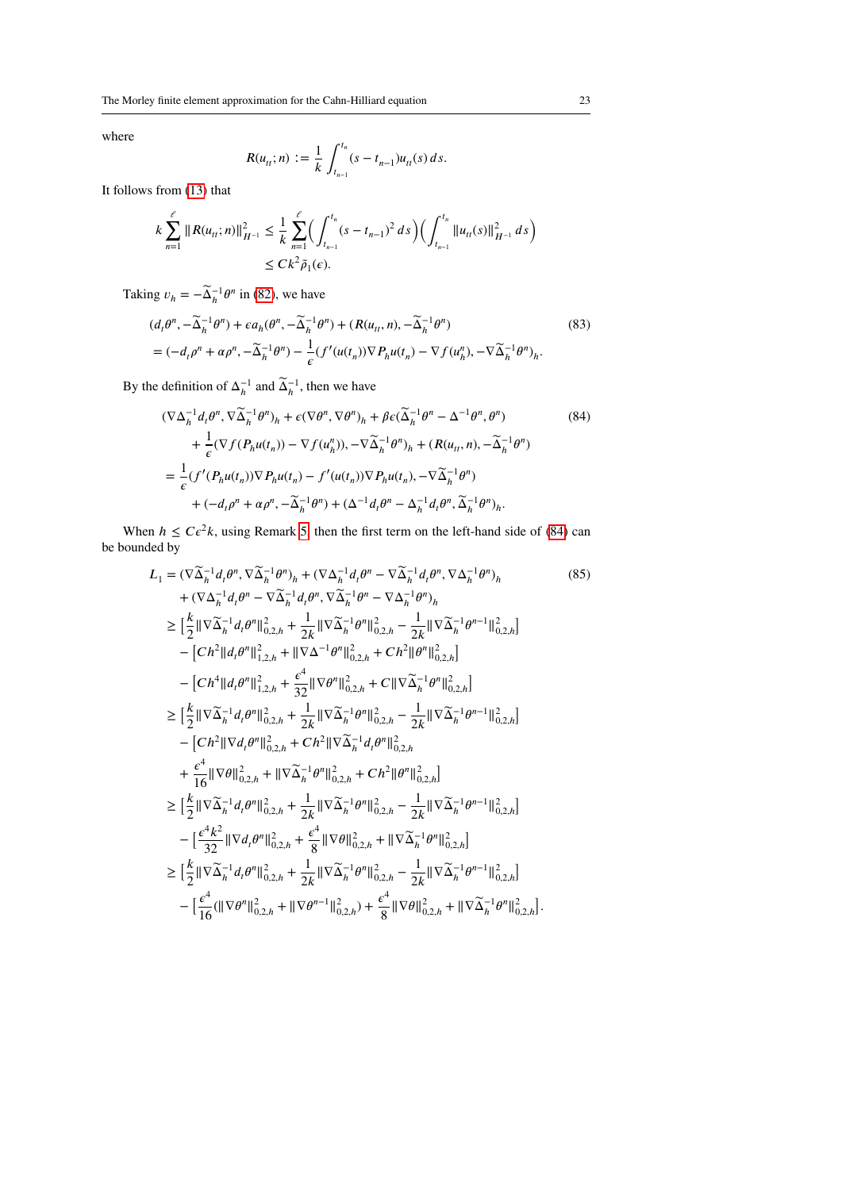where

$$R(u_{tt};n) := \frac{1}{k}\int_{t_{n-1}}^{t_n}(s-t_{n-1})u_{tt}(s)\,ds.$$

It follows from (13) that

$$\begin{aligned}
k\sum_{n=1}^{\ell}\|R(u_{tt};n)\|_{H^{-1}}^2 &\le \frac{1}{k}\sum_{n=1}^{\ell}\Big(\int_{t_{n-1}}^{t_n}(s-t_{n-1})^2\,ds\Big)\Big(\int_{t_{n-1}}^{t_n}\|u_{tt}(s)\|_{H^{-1}}^2\,ds\Big)\\
&\le Ck^2\tilde{\rho}_1(\epsilon).
\end{aligned}$$

Taking $v_h = -\widetilde{\Delta}_h^{-1}\theta^n$ in (82), we have

$$\begin{aligned}
&(d_t\theta^n, -\widetilde{\Delta}_h^{-1}\theta^n) + \epsilon a_h(\theta^n, -\widetilde{\Delta}_h^{-1}\theta^n) + (R(u_{tt}, n), -\widetilde{\Delta}_h^{-1}\theta^n) \\
&= (-d_t\rho^n + \alpha\rho^n, -\widetilde{\Delta}_h^{-1}\theta^n) - \frac{1}{\epsilon}(f'(u(t_n))\nabla P_h u(t_n) - \nabla f(u_h^n), -\nabla\widetilde{\Delta}_h^{-1}\theta^n)_h.
\end{aligned} \tag{83}$$

By the definition of $\Delta_h^{-1}$ and $\widetilde{\Delta}_h^{-1}$, then we have

$$\begin{aligned}
&(\nabla\Delta_h^{-1}d_t\theta^n, \nabla\widetilde{\Delta}_h^{-1}\theta^n)_h + \epsilon(\nabla\theta^n, \nabla\theta^n)_h + \beta\epsilon(\widetilde{\Delta}_h^{-1}\theta^n - \Delta^{-1}\theta^n, \theta^n) \\
&\quad + \frac{1}{\epsilon}(\nabla f(P_h u(t_n)) - \nabla f(u_h^n)), -\nabla\widetilde{\Delta}_h^{-1}\theta^n)_h + (R(u_{tt}, n), -\widetilde{\Delta}_h^{-1}\theta^n) \\
&= \frac{1}{\epsilon}(f'(P_h u(t_n))\nabla P_h u(t_n) - f'(u(t_n))\nabla P_h u(t_n), -\nabla\widetilde{\Delta}_h^{-1}\theta^n) \\
&\quad + (-d_t\rho^n + \alpha\rho^n, -\widetilde{\Delta}_h^{-1}\theta^n) + (\Delta^{-1}d_t\theta^n - \Delta_h^{-1}d_t\theta^n, \widetilde{\Delta}_h^{-1}\theta^n)_h.
\end{aligned} \tag{84}$$

When $h \le C\epsilon^2 k$, using Remark 5, then the first term on the left-hand side of (84) can be bounded by

$$\begin{aligned}
L_1 &= (\nabla\widetilde{\Delta}_h^{-1}d_t\theta^n, \nabla\widetilde{\Delta}_h^{-1}\theta^n)_h + (\nabla\Delta_h^{-1}d_t\theta^n - \nabla\widetilde{\Delta}_h^{-1}d_t\theta^n, \nabla\Delta_h^{-1}\theta^n)_h \\
&\quad + (\nabla\Delta_h^{-1}d_t\theta^n - \nabla\widetilde{\Delta}_h^{-1}d_t\theta^n, \nabla\widetilde{\Delta}_h^{-1}\theta^n - \nabla\Delta_h^{-1}\theta^n)_h \\
&\ge \Big[\frac{k}{2}\|\nabla\widetilde{\Delta}_h^{-1}d_t\theta^n\|_{0,2,h}^2 + \frac{1}{2k}\|\nabla\widetilde{\Delta}_h^{-1}\theta^n\|_{0,2,h}^2 - \frac{1}{2k}\|\nabla\widetilde{\Delta}_h^{-1}\theta^{n-1}\|_{0,2,h}^2\Big] \\
&\quad - \Big[Ch^2\|d_t\theta^n\|_{1,2,h}^2 + \|\nabla\Delta^{-1}\theta^n\|_{0,2,h}^2 + Ch^2\|\theta^n\|_{0,2,h}^2\Big] \\
&\quad - \Big[Ch^4\|d_t\theta^n\|_{1,2,h}^2 + \frac{\epsilon^4}{32}\|\nabla\theta^n\|_{0,2,h}^2 + C\|\nabla\widetilde{\Delta}_h^{-1}\theta^n\|_{0,2,h}^2\Big] \\
&\ge \Big[\frac{k}{2}\|\nabla\widetilde{\Delta}_h^{-1}d_t\theta^n\|_{0,2,h}^2 + \frac{1}{2k}\|\nabla\widetilde{\Delta}_h^{-1}\theta^n\|_{0,2,h}^2 - \frac{1}{2k}\|\nabla\widetilde{\Delta}_h^{-1}\theta^{n-1}\|_{0,2,h}^2\Big] \\
&\quad - \Big[Ch^2\|\nabla d_t\theta^n\|_{0,2,h}^2 + Ch^2\|\nabla\widetilde{\Delta}_h^{-1}d_t\theta^n\|_{0,2,h}^2 \\
&\quad + \frac{\epsilon^4}{16}\|\nabla\theta\|_{0,2,h}^2 + \|\nabla\widetilde{\Delta}_h^{-1}\theta^n\|_{0,2,h}^2 + Ch^2\|\theta^n\|_{0,2,h}^2\Big] \\
&\ge \Big[\frac{k}{2}\|\nabla\widetilde{\Delta}_h^{-1}d_t\theta^n\|_{0,2,h}^2 + \frac{1}{2k}\|\nabla\widetilde{\Delta}_h^{-1}\theta^n\|_{0,2,h}^2 - \frac{1}{2k}\|\nabla\widetilde{\Delta}_h^{-1}\theta^{n-1}\|_{0,2,h}^2\Big] \\
&\quad - \Big[\frac{\epsilon^4 k^2}{32}\|\nabla d_t\theta^n\|_{0,2,h}^2 + \frac{\epsilon^4}{8}\|\nabla\theta\|_{0,2,h}^2 + \|\nabla\widetilde{\Delta}_h^{-1}\theta^n\|_{0,2,h}^2\Big] \\
&\ge \Big[\frac{k}{2}\|\nabla\widetilde{\Delta}_h^{-1}d_t\theta^n\|_{0,2,h}^2 + \frac{1}{2k}\|\nabla\widetilde{\Delta}_h^{-1}\theta^n\|_{0,2,h}^2 - \frac{1}{2k}\|\nabla\widetilde{\Delta}_h^{-1}\theta^{n-1}\|_{0,2,h}^2\Big] \\
&\quad - \Big[\frac{\epsilon^4}{16}(\|\nabla\theta^n\|_{0,2,h}^2 + \|\nabla\theta^{n-1}\|_{0,2,h}^2) + \frac{\epsilon^4}{8}\|\nabla\theta\|_{0,2,h}^2 + \|\nabla\widetilde{\Delta}_h^{-1}\theta^n\|_{0,2,h}^2\Big].
\end{aligned} \tag{85}$$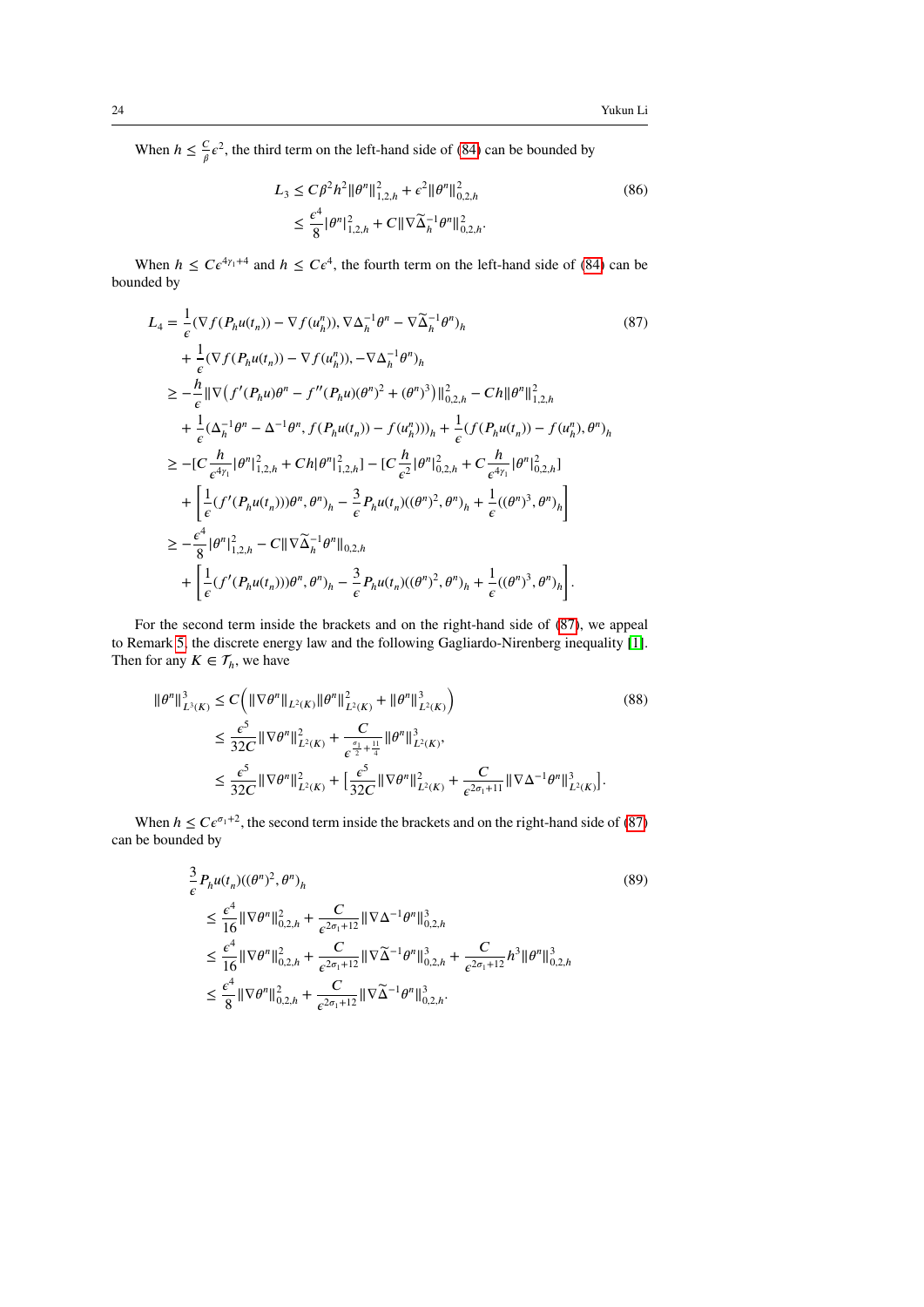When $h \leq \frac{C}{\beta}\epsilon^2$, the third term on the left-hand side of (84) can be bounded by

$$
\begin{aligned}
L_3 &\leq C\beta^2 h^2 \|\theta^n\|_{1,2,h}^2 + \epsilon^2 \|\theta^n\|_{0,2,h}^2 \\
&\leq \frac{\epsilon^4}{8}|\theta^n|_{1,2,h}^2 + C\|\nabla\widetilde{\Delta}_h^{-1}\theta^n\|_{0,2,h}^2.
\end{aligned} \tag{86}
$$

When $h \leq C\epsilon^{4\gamma_1+4}$ and $h \leq C\epsilon^4$, the fourth term on the left-hand side of (84) can be bounded by

$$
\begin{aligned}
L_4 &= \frac{1}{\epsilon}(\nabla f(P_h u(t_n)) - \nabla f(u_h^n)), \nabla\Delta_h^{-1}\theta^n - \nabla\widetilde{\Delta}_h^{-1}\theta^n)_h \\
&\quad + \frac{1}{\epsilon}(\nabla f(P_h u(t_n)) - \nabla f(u_h^n)), -\nabla\Delta_h^{-1}\theta^n)_h \\
&\geq -\frac{h}{\epsilon}\|\nabla\big(f'(P_h u)\theta^n - f''(P_h u)(\theta^n)^2 + (\theta^n)^3\big)\|_{0,2,h}^2 - Ch\|\theta^n\|_{1,2,h}^2 \\
&\quad + \frac{1}{\epsilon}(\Delta_h^{-1}\theta^n - \Delta^{-1}\theta^n, f(P_h u(t_n)) - f(u_h^n)))_h + \frac{1}{\epsilon}(f(P_h u(t_n)) - f(u_h^n), \theta^n)_h \\
&\geq -[C\frac{h}{\epsilon^{4\gamma_1}}|\theta^n|_{1,2,h}^2 + Ch|\theta^n|_{1,2,h}^2] - [C\frac{h}{\epsilon^2}|\theta^n|_{0,2,h}^2 + C\frac{h}{\epsilon^{4\gamma_1}}|\theta^n|_{0,2,h}^2] \\
&\quad + \left[\frac{1}{\epsilon}(f'(P_h u(t_n)))\theta^n, \theta^n)_h - \frac{3}{\epsilon}P_h u(t_n)((\theta^n)^2, \theta^n)_h + \frac{1}{\epsilon}((\theta^n)^3, \theta^n)_h\right] \\
&\geq -\frac{\epsilon^4}{8}|\theta^n|_{1,2,h}^2 - C\|\nabla\widetilde{\Delta}_h^{-1}\theta^n\|_{0,2,h} \\
&\quad + \left[\frac{1}{\epsilon}(f'(P_h u(t_n)))\theta^n, \theta^n)_h - \frac{3}{\epsilon}P_h u(t_n)((\theta^n)^2, \theta^n)_h + \frac{1}{\epsilon}((\theta^n)^3, \theta^n)_h\right].
\end{aligned} \tag{87}
$$

For the second term inside the brackets and on the right-hand side of (87), we appeal to Remark 5, the discrete energy law and the following Gagliardo-Nirenberg inequality [1]. Then for any $K \in \mathcal{T}_h$, we have

$$
\begin{aligned}
\|\theta^n\|_{L^3(K)}^3 &\leq C\Big(\|\nabla\theta^n\|_{L^2(K)}\|\theta^n\|_{L^2(K)}^2 + \|\theta^n\|_{L^2(K)}^3\Big) \\
&\leq \frac{\epsilon^5}{32C}\|\nabla\theta^n\|_{L^2(K)}^2 + \frac{C}{\epsilon^{\frac{\sigma_1}{2}+\frac{11}{4}}}\|\theta^n\|_{L^2(K)}^3, \\
&\leq \frac{\epsilon^5}{32C}\|\nabla\theta^n\|_{L^2(K)}^2 + \big[\frac{\epsilon^5}{32C}\|\nabla\theta^n\|_{L^2(K)}^2 + \frac{C}{\epsilon^{2\sigma_1+11}}\|\nabla\Delta^{-1}\theta^n\|_{L^2(K)}^3\big].
\end{aligned} \tag{88}
$$

When $h \leq C\epsilon^{\sigma_1+2}$, the second term inside the brackets and on the right-hand side of (87) can be bounded by

$$
\begin{aligned}
&\frac{3}{\epsilon}P_h u(t_n)((\theta^n)^2, \theta^n)_h \\
&\leq \frac{\epsilon^4}{16}\|\nabla\theta^n\|_{0,2,h}^2 + \frac{C}{\epsilon^{2\sigma_1+12}}\|\nabla\Delta^{-1}\theta^n\|_{0,2,h}^3 \\
&\leq \frac{\epsilon^4}{16}\|\nabla\theta^n\|_{0,2,h}^2 + \frac{C}{\epsilon^{2\sigma_1+12}}\|\nabla\widetilde{\Delta}^{-1}\theta^n\|_{0,2,h}^3 + \frac{C}{\epsilon^{2\sigma_1+12}}h^3\|\theta^n\|_{0,2,h}^3 \\
&\leq \frac{\epsilon^4}{8}\|\nabla\theta^n\|_{0,2,h}^2 + \frac{C}{\epsilon^{2\sigma_1+12}}\|\nabla\widetilde{\Delta}^{-1}\theta^n\|_{0,2,h}^3.
\end{aligned} \tag{89}
$$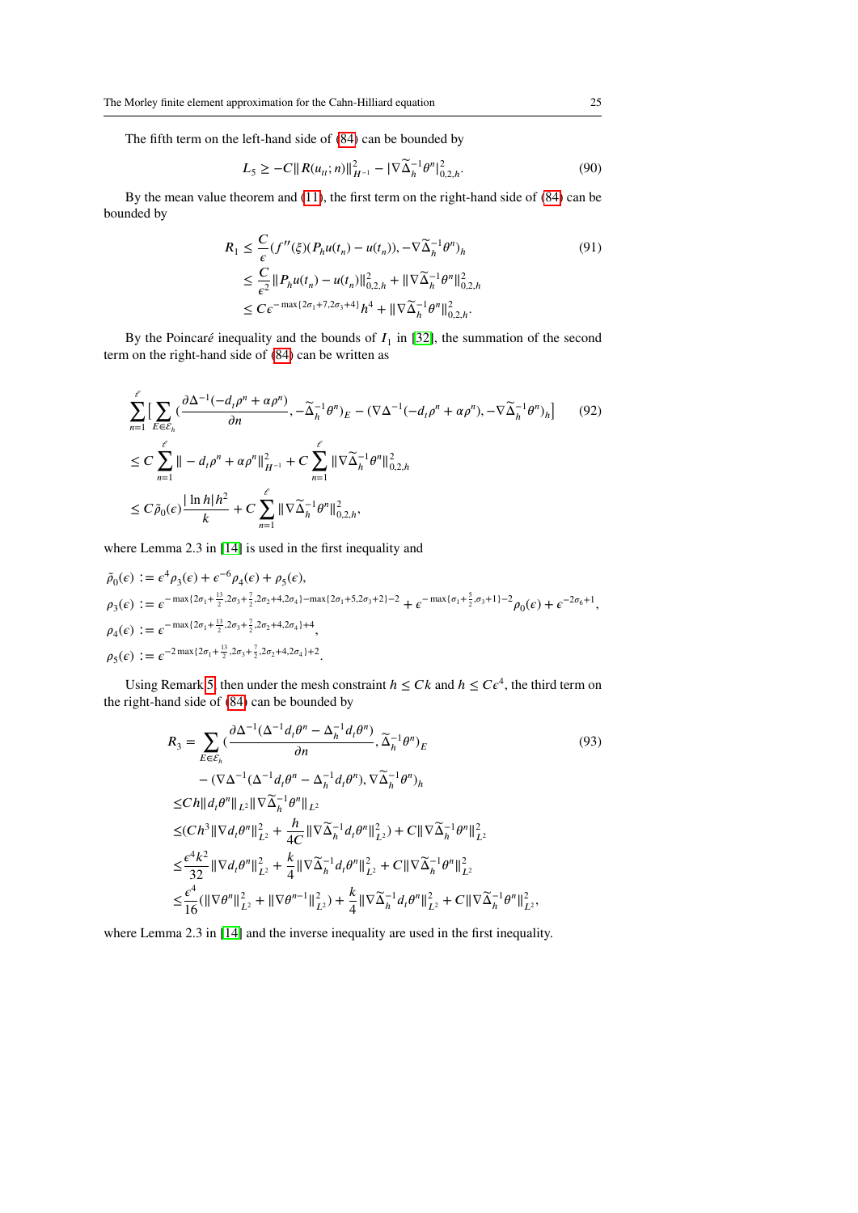The fifth term on the left-hand side of (84) can be bounded by

$$L_5 \geq -C\|R(u_{tt};n)\|_{H^{-1}}^2 - |\nabla\widetilde{\Delta}_h^{-1}\theta^n|_{0,2,h}^2. \tag{90}$$

By the mean value theorem and (11), the first term on the right-hand side of (84) can be bounded by

$$\begin{aligned}
R_1 &\leq \frac{C}{\epsilon}(f''(\xi)(P_h u(t_n) - u(t_n)), -\nabla\widetilde{\Delta}_h^{-1}\theta^n)_h \\
&\leq \frac{C}{\epsilon^2}\|P_h u(t_n) - u(t_n)\|_{0,2,h}^2 + \|\nabla\widetilde{\Delta}_h^{-1}\theta^n\|_{0,2,h}^2 \\
&\leq C\epsilon^{-\max\{2\sigma_1+7,2\sigma_3+4\}}h^4 + \|\nabla\widetilde{\Delta}_h^{-1}\theta^n\|_{0,2,h}^2.
\end{aligned} \tag{91}$$

By the Poincaré inequality and the bounds of $I_1$ in [32], the summation of the second term on the right-hand side of (84) can be written as

$$\begin{aligned}
&\sum_{n=1}^{\ell}\Big[\sum_{E\in\mathcal{E}_h}\Big(\frac{\partial\Delta^{-1}(-d_t\rho^n+\alpha\rho^n)}{\partial n}, -\widetilde{\Delta}_h^{-1}\theta^n\Big)_E - (\nabla\Delta^{-1}(-d_t\rho^n+\alpha\rho^n), -\nabla\widetilde{\Delta}_h^{-1}\theta^n)_h\Big] \\
&\leq C\sum_{n=1}^{\ell}\|-d_t\rho^n+\alpha\rho^n\|_{H^{-1}}^2 + C\sum_{n=1}^{\ell}\|\nabla\widetilde{\Delta}_h^{-1}\theta^n\|_{0,2,h}^2 \\
&\leq C\tilde{\rho}_0(\epsilon)\frac{|\ln h|h^2}{k} + C\sum_{n=1}^{\ell}\|\nabla\widetilde{\Delta}_h^{-1}\theta^n\|_{0,2,h}^2,
\end{aligned} \tag{92}$$

where Lemma 2.3 in [14] is used in the first inequality and

$$\begin{aligned}
\tilde{\rho}_0(\epsilon) &:= \epsilon^4\rho_3(\epsilon) + \epsilon^{-6}\rho_4(\epsilon) + \rho_5(\epsilon), \\
\rho_3(\epsilon) &:= \epsilon^{-\max\{2\sigma_1+\frac{13}{2},2\sigma_3+\frac{7}{2},2\sigma_2+4,2\sigma_4\}-\max\{2\sigma_1+5,2\sigma_3+2\}-2} + \epsilon^{-\max\{\sigma_1+\frac{5}{2},\sigma_3+1\}-2}\rho_0(\epsilon) + \epsilon^{-2\sigma_6+1}, \\
\rho_4(\epsilon) &:= \epsilon^{-\max\{2\sigma_1+\frac{13}{2},2\sigma_3+\frac{7}{2},2\sigma_2+4,2\sigma_4\}+4}, \\
\rho_5(\epsilon) &:= \epsilon^{-2\max\{2\sigma_1+\frac{13}{2},2\sigma_3+\frac{7}{2},2\sigma_2+4,2\sigma_4\}+2}.
\end{aligned}$$

Using Remark 5, then under the mesh constraint $h \leq Ck$ and $h \leq C\epsilon^4$, the third term on the right-hand side of (84) can be bounded by

$$\begin{aligned}
R_3 = &\sum_{E\in\mathcal{E}_h}\Big(\frac{\partial\Delta^{-1}(\Delta^{-1}d_t\theta^n - \Delta_h^{-1}d_t\theta^n)}{\partial n}, \widetilde{\Delta}_h^{-1}\theta^n\Big)_E \\
&-(\nabla\Delta^{-1}(\Delta^{-1}d_t\theta^n - \Delta_h^{-1}d_t\theta^n), \nabla\widetilde{\Delta}_h^{-1}\theta^n)_h \\
\leq &Ch\|d_t\theta^n\|_{L^2}\|\nabla\widetilde{\Delta}_h^{-1}\theta^n\|_{L^2} \\
\leq &(Ch^3\|\nabla d_t\theta^n\|_{L^2}^2 + \frac{h}{4C}\|\nabla\widetilde{\Delta}_h^{-1}d_t\theta^n\|_{L^2}^2) + C\|\nabla\widetilde{\Delta}_h^{-1}\theta^n\|_{L^2}^2 \\
\leq &\frac{\epsilon^4k^2}{32}\|\nabla d_t\theta^n\|_{L^2}^2 + \frac{k}{4}\|\nabla\widetilde{\Delta}_h^{-1}d_t\theta^n\|_{L^2}^2 + C\|\nabla\widetilde{\Delta}_h^{-1}\theta^n\|_{L^2}^2 \\
\leq &\frac{\epsilon^4}{16}(\|\nabla\theta^n\|_{L^2}^2 + \|\nabla\theta^{n-1}\|_{L^2}^2) + \frac{k}{4}\|\nabla\widetilde{\Delta}_h^{-1}d_t\theta^n\|_{L^2}^2 + C\|\nabla\widetilde{\Delta}_h^{-1}\theta^n\|_{L^2}^2,
\end{aligned} \tag{93}$$

where Lemma 2.3 in [14] and the inverse inequality are used in the first inequality.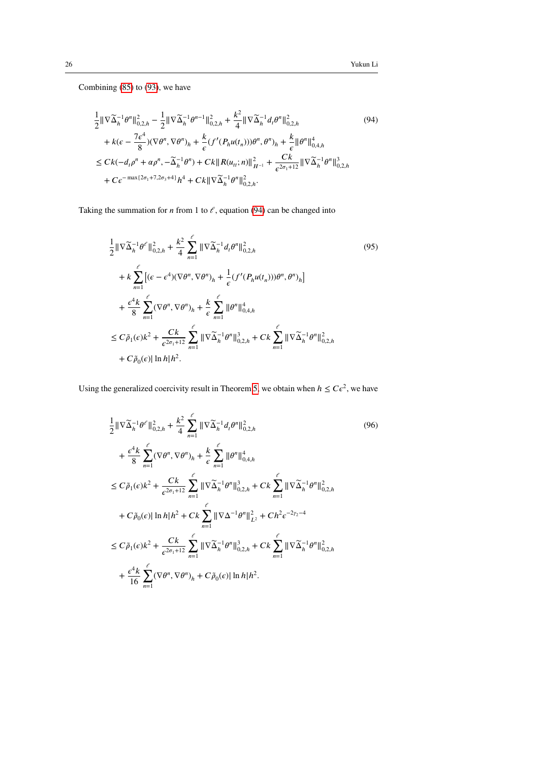Combining (85) to (93), we have

$$
\begin{aligned}
&\frac{1}{2}\|\nabla\widetilde{\Delta}_h^{-1}\theta^n\|_{0,2,h}^2 - \frac{1}{2}\|\nabla\widetilde{\Delta}_h^{-1}\theta^{n-1}\|_{0,2,h}^2 + \frac{k^2}{4}\|\nabla\widetilde{\Delta}_h^{-1}d_t\theta^n\|_{0,2,h}^2 \\
&+ k(\epsilon - \frac{7\epsilon^4}{8})(\nabla\theta^n,\nabla\theta^n)_h + \frac{k}{\epsilon}(f'(P_hu(t_n)))\theta^n,\theta^n)_h + \frac{k}{\epsilon}\|\theta^n\|_{0,4,h}^4 \\
&\leq Ck(-d_t\rho^n + \alpha\rho^n, -\widetilde{\Delta}_h^{-1}\theta^n) + Ck\|R(u_{tt};n)\|_{H^{-1}}^2 + \frac{Ck}{\epsilon^{2\sigma_1+12}}\|\nabla\widetilde{\Delta}_h^{-1}\theta^n\|_{0,2,h}^3 \\
&+ C\epsilon^{-\max\{2\sigma_1+7,2\sigma_3+4\}}h^4 + Ck\|\nabla\widetilde{\Delta}_h^{-1}\theta^n\|_{0,2,h}^2.
\end{aligned}
\tag{94}
$$

Taking the summation for $n$ from 1 to $\ell$, equation (94) can be changed into

$$
\begin{aligned}
&\frac{1}{2}\|\nabla\widetilde{\Delta}_h^{-1}\theta^\ell\|_{0,2,h}^2 + \frac{k^2}{4}\sum_{n=1}^{\ell}\|\nabla\widetilde{\Delta}_h^{-1}d_t\theta^n\|_{0,2,h}^2 \\
&+ k\sum_{n=1}^{\ell}\Big[(\epsilon-\epsilon^4)(\nabla\theta^n,\nabla\theta^n)_h + \frac{1}{\epsilon}(f'(P_hu(t_n)))\theta^n,\theta^n)_h\Big] \\
&+ \frac{\epsilon^4 k}{8}\sum_{n=1}^{\ell}(\nabla\theta^n,\nabla\theta^n)_h + \frac{k}{\epsilon}\sum_{n=1}^{\ell}\|\theta^n\|_{0,4,h}^4 \\
&\leq C\tilde{\rho}_1(\epsilon)k^2 + \frac{Ck}{\epsilon^{2\sigma_1+12}}\sum_{n=1}^{\ell}\|\nabla\widetilde{\Delta}_h^{-1}\theta^n\|_{0,2,h}^3 + Ck\sum_{n=1}^{\ell}\|\nabla\widetilde{\Delta}_h^{-1}\theta^n\|_{0,2,h}^2 \\
&+ C\tilde{\rho}_0(\epsilon)|\ln h|h^2.
\end{aligned}
\tag{95}
$$

Using the generalized coercivity result in Theorem 5, we obtain when $h \leq C\epsilon^2$, we have

$$
\begin{aligned}
&\frac{1}{2}\|\nabla\widetilde{\Delta}_h^{-1}\theta^\ell\|_{0,2,h}^2 + \frac{k^2}{4}\sum_{n=1}^{\ell}\|\nabla\widetilde{\Delta}_h^{-1}d_t\theta^n\|_{0,2,h}^2 \\
&+ \frac{\epsilon^4 k}{8}\sum_{n=1}^{\ell}(\nabla\theta^n,\nabla\theta^n)_h + \frac{k}{\epsilon}\sum_{n=1}^{\ell}\|\theta^n\|_{0,4,h}^4 \\
&\leq C\tilde{\rho}_1(\epsilon)k^2 + \frac{Ck}{\epsilon^{2\sigma_1+12}}\sum_{n=1}^{\ell}\|\nabla\widetilde{\Delta}_h^{-1}\theta^n\|_{0,2,h}^3 + Ck\sum_{n=1}^{\ell}\|\nabla\widetilde{\Delta}_h^{-1}\theta^n\|_{0,2,h}^2 \\
&+ C\tilde{\rho}_0(\epsilon)|\ln h|h^2 + Ck\sum_{n=1}^{\ell}\|\nabla\Delta^{-1}\theta^n\|_{L^2}^2 + Ch^2\epsilon^{-2\gamma_2-4} \\
&\leq C\tilde{\rho}_1(\epsilon)k^2 + \frac{Ck}{\epsilon^{2\sigma_1+12}}\sum_{n=1}^{\ell}\|\nabla\widetilde{\Delta}_h^{-1}\theta^n\|_{0,2,h}^3 + Ck\sum_{n=1}^{\ell}\|\nabla\widetilde{\Delta}_h^{-1}\theta^n\|_{0,2,h}^2 \\
&+ \frac{\epsilon^4 k}{16}\sum_{n=1}^{\ell}(\nabla\theta^n,\nabla\theta^n)_h + C\tilde{\rho}_0(\epsilon)|\ln h|h^2.
\end{aligned}
\tag{96}
$$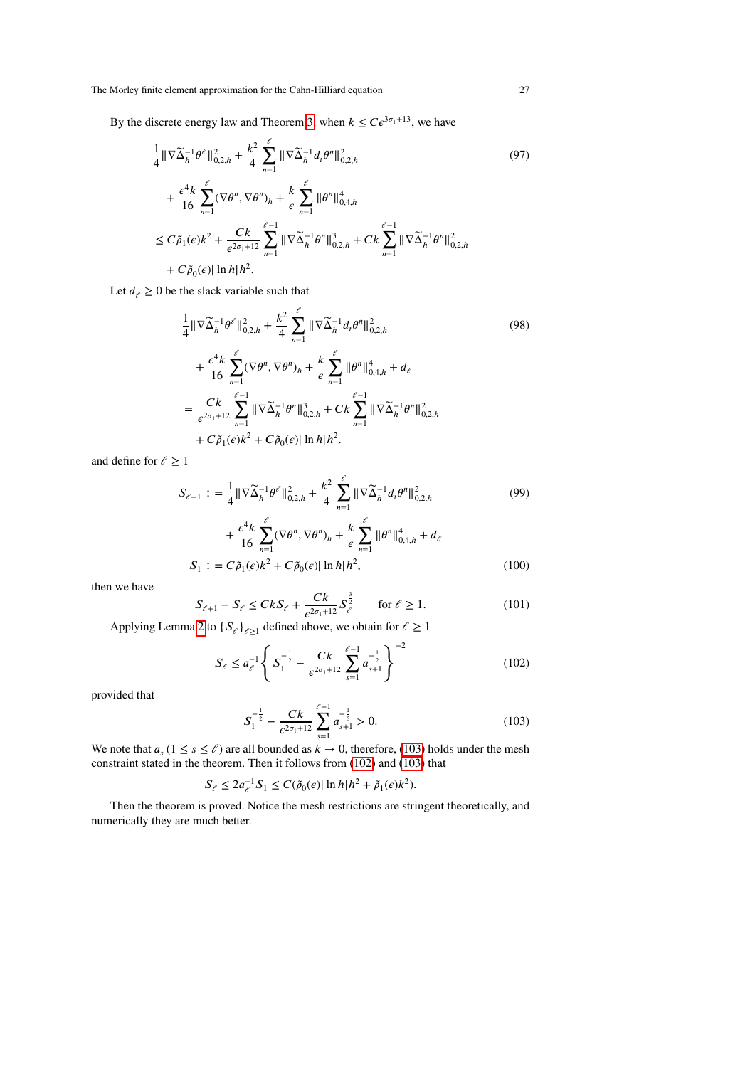By the discrete energy law and Theorem 3, when $k \le C\epsilon^{3\sigma_1+13}$, we have

$$
\begin{aligned}
&\frac{1}{4}\|\nabla\widetilde{\Delta}_h^{-1}\theta^\ell\|_{0,2,h}^2 + \frac{k^2}{4}\sum_{n=1}^{\ell}\|\nabla\widetilde{\Delta}_h^{-1}d_t\theta^n\|_{0,2,h}^2 \\
&+ \frac{\epsilon^4 k}{16}\sum_{n=1}^{\ell}(\nabla\theta^n,\nabla\theta^n)_h + \frac{k}{\epsilon}\sum_{n=1}^{\ell}\|\theta^n\|_{0,4,h}^4 \\
&\le C\tilde{\rho}_1(\epsilon)k^2 + \frac{Ck}{\epsilon^{2\sigma_1+12}}\sum_{n=1}^{\ell-1}\|\nabla\widetilde{\Delta}_h^{-1}\theta^n\|_{0,2,h}^3 + Ck\sum_{n=1}^{\ell-1}\|\nabla\widetilde{\Delta}_h^{-1}\theta^n\|_{0,2,h}^2 \\
&+ C\tilde{\rho}_0(\epsilon)|\ln h|h^2.
\end{aligned}
\tag{97}
$$

Let $d_\ell \ge 0$ be the slack variable such that

$$
\begin{aligned}
&\frac{1}{4}\|\nabla\widetilde{\Delta}_h^{-1}\theta^\ell\|_{0,2,h}^2 + \frac{k^2}{4}\sum_{n=1}^{\ell}\|\nabla\widetilde{\Delta}_h^{-1}d_t\theta^n\|_{0,2,h}^2 \\
&+ \frac{\epsilon^4 k}{16}\sum_{n=1}^{\ell}(\nabla\theta^n,\nabla\theta^n)_h + \frac{k}{\epsilon}\sum_{n=1}^{\ell}\|\theta^n\|_{0,4,h}^4 + d_\ell \\
&= \frac{Ck}{\epsilon^{2\sigma_1+12}}\sum_{n=1}^{\ell-1}\|\nabla\widetilde{\Delta}_h^{-1}\theta^n\|_{0,2,h}^3 + Ck\sum_{n=1}^{\ell-1}\|\nabla\widetilde{\Delta}_h^{-1}\theta^n\|_{0,2,h}^2 \\
&+ C\tilde{\rho}_1(\epsilon)k^2 + C\tilde{\rho}_0(\epsilon)|\ln h|h^2.
\end{aligned}
\tag{98}
$$

and define for $\ell \ge 1$

$$
\begin{aligned}
S_{\ell+1} :&= \frac{1}{4}\|\nabla\widetilde{\Delta}_h^{-1}\theta^\ell\|_{0,2,h}^2 + \frac{k^2}{4}\sum_{n=1}^{\ell}\|\nabla\widetilde{\Delta}_h^{-1}d_t\theta^n\|_{0,2,h}^2 \\
&\quad + \frac{\epsilon^4 k}{16}\sum_{n=1}^{\ell}(\nabla\theta^n,\nabla\theta^n)_h + \frac{k}{\epsilon}\sum_{n=1}^{\ell}\|\theta^n\|_{0,4,h}^4 + d_\ell
\end{aligned}
\tag{99}
$$

$$
S_1 := C\tilde{\rho}_1(\epsilon)k^2 + C\tilde{\rho}_0(\epsilon)|\ln h|h^2, \tag{100}
$$

then we have

$$
S_{\ell+1} - S_\ell \le CkS_\ell + \frac{Ck}{\epsilon^{2\sigma_1+12}}S_\ell^{\frac{3}{2}} \qquad \text{for } \ell \ge 1. \tag{101}
$$

Applying Lemma 2 to $\{S_\ell\}_{\ell\ge 1}$ defined above, we obtain for $\ell \ge 1$

$$
S_\ell \le a_\ell^{-1}\left\{ S_1^{-\frac{1}{2}} - \frac{Ck}{\epsilon^{2\sigma_1+12}}\sum_{s=1}^{\ell-1} a_{s+1}^{-\frac{1}{2}} \right\}^{-2} \tag{102}
$$

provided that

$$
S_1^{-\frac{1}{2}} - \frac{Ck}{\epsilon^{2\sigma_1+12}}\sum_{s=1}^{\ell-1} a_{s+1}^{-\frac{1}{3}} > 0. \tag{103}
$$

We note that $a_s$ $(1 \le s \le \ell)$ are all bounded as $k \to 0$, therefore, (103) holds under the mesh constraint stated in the theorem. Then it follows from (102) and (103) that

$$
S_\ell \le 2a_\ell^{-1}S_1 \le C(\tilde{\rho}_0(\epsilon)|\ln h|h^2 + \tilde{\rho}_1(\epsilon)k^2).
$$

Then the theorem is proved. Notice the mesh restrictions are stringent theoretically, and numerically they are much better.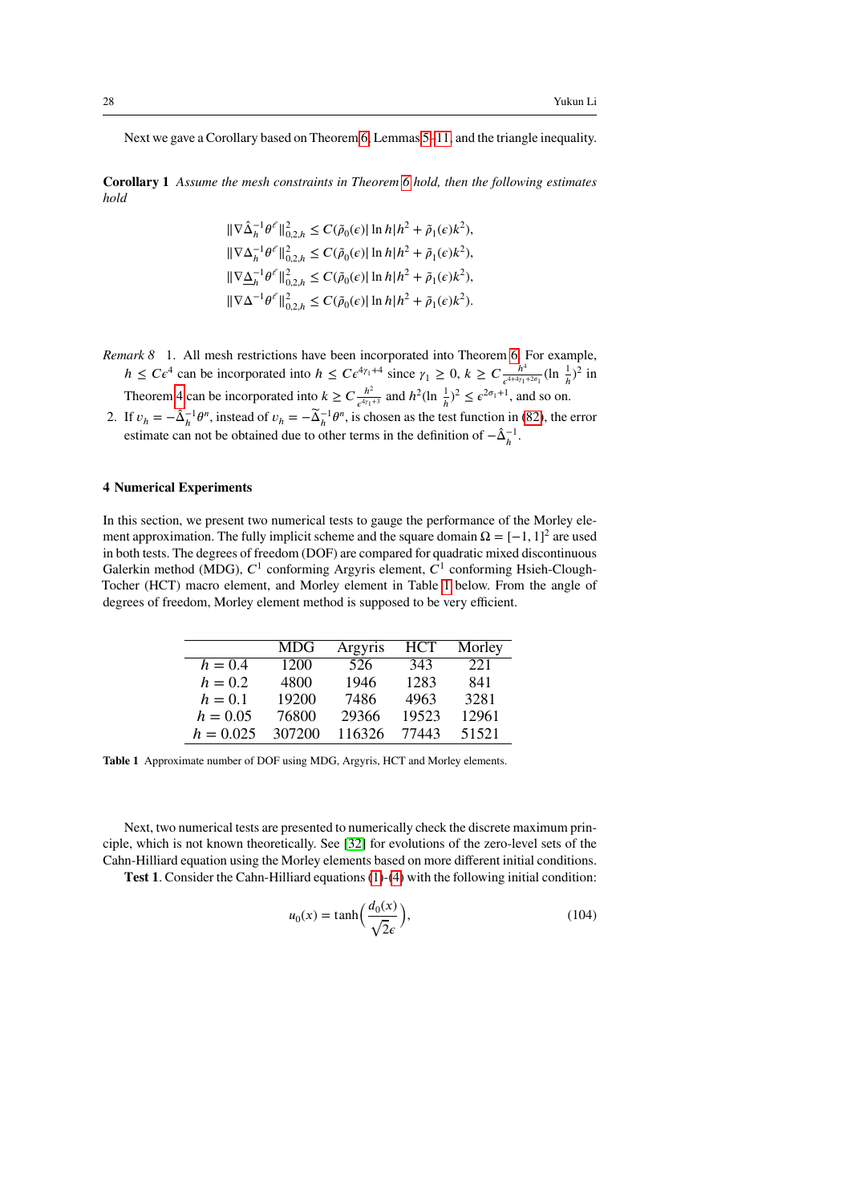Next we gave a Corollary based on Theorem 6, Lemmas 5–11, and the triangle inequality.

**Corollary 1** *Assume the mesh constraints in Theorem 6 hold, then the following estimates hold*

$$
\begin{aligned}
\|\nabla \hat{\Delta}_h^{-1}\theta^{\epsilon}\|_{0,2,h}^2 &\leq C(\tilde{\rho}_0(\epsilon)|\ln h|h^2 + \tilde{\rho}_1(\epsilon)k^2),\\
\|\nabla \Delta_h^{-1}\theta^{\epsilon}\|_{0,2,h}^2 &\leq C(\tilde{\rho}_0(\epsilon)|\ln h|h^2 + \tilde{\rho}_1(\epsilon)k^2),\\
\|\nabla \underline{\Delta}_h^{-1}\theta^{\epsilon}\|_{0,2,h}^2 &\leq C(\tilde{\rho}_0(\epsilon)|\ln h|h^2 + \tilde{\rho}_1(\epsilon)k^2),\\
\|\nabla \Delta^{-1}\theta^{\epsilon}\|_{0,2,h}^2 &\leq C(\tilde{\rho}_0(\epsilon)|\ln h|h^2 + \tilde{\rho}_1(\epsilon)k^2).
\end{aligned}
$$

*Remark 8* 1. All mesh restrictions have been incorporated into Theorem 6. For example, $h \leq C\epsilon^4$ can be incorporated into $h \leq C\epsilon^{4\gamma_1+4}$ since $\gamma_1 \geq 0$, $k \geq C\frac{h^4}{\epsilon^{4+4\gamma_1+2\sigma_1}}(\ln \frac{1}{h})^2$ in Theorem 4 can be incorporated into $k \geq C\frac{h^2}{\epsilon^{4\gamma_1+3}}$ and $h^2(\ln \frac{1}{h})^2 \leq \epsilon^{2\sigma_1+1}$, and so on.

2. If $v_h = -\hat{\Delta}_h^{-1}\theta^n$, instead of $v_h = -\widetilde{\Delta}_h^{-1}\theta^n$, is chosen as the test function in (82), the error estimate can not be obtained due to other terms in the definition of $-\hat{\Delta}_h^{-1}$.

## 4 Numerical Experiments

In this section, we present two numerical tests to gauge the performance of the Morley element approximation. The fully implicit scheme and the square domain $\Omega = [-1, 1]^2$ are used in both tests. The degrees of freedom (DOF) are compared for quadratic mixed discontinuous Galerkin method (MDG), $C^1$ conforming Argyris element, $C^1$ conforming Hsieh-Clough-Tocher (HCT) macro element, and Morley element in Table 1 below. From the angle of degrees of freedom, Morley element method is supposed to be very efficient.

| | MDG | Argyris | HCT | Morley |
|---|---|---|---|---|
| $h = 0.4$ | 1200 | 526 | 343 | 221 |
| $h = 0.2$ | 4800 | 1946 | 1283 | 841 |
| $h = 0.1$ | 19200 | 7486 | 4963 | 3281 |
| $h = 0.05$ | 76800 | 29366 | 19523 | 12961 |
| $h = 0.025$ | 307200 | 116326 | 77443 | 51521 |

**Table 1** Approximate number of DOF using MDG, Argyris, HCT and Morley elements.

Next, two numerical tests are presented to numerically check the discrete maximum principle, which is not known theoretically. See [32] for evolutions of the zero-level sets of the Cahn-Hilliard equation using the Morley elements based on more different initial conditions.

**Test 1**. Consider the Cahn-Hilliard equations (1)-(4) with the following initial condition:

$$
u_0(x) = \tanh\Big(\frac{d_0(x)}{\sqrt{2}\epsilon}\Big), \tag{104}
$$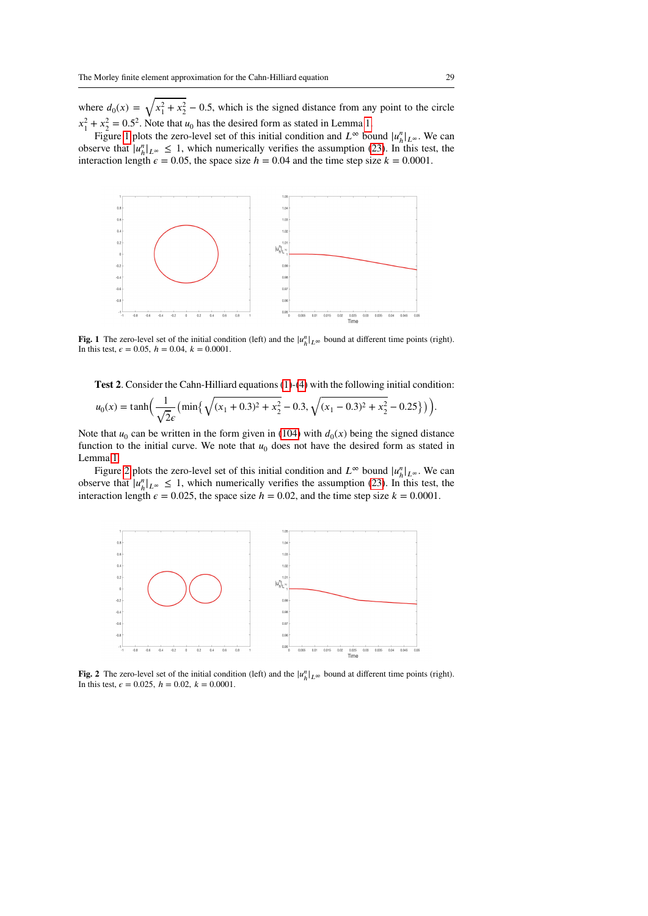where $d_0(x) = \sqrt{x_1^2 + x_2^2} - 0.5$, which is the signed distance from any point to the circle $x_1^2 + x_2^2 = 0.5^2$. Note that $u_0$ has the desired form as stated in Lemma 1.

Figure 1 plots the zero-level set of this initial condition and $L^\infty$ bound $|u_h^n|_{L^\infty}$. We can observe that $|u_h^n|_{L^\infty} \leq 1$, which numerically verifies the assumption (23). In this test, the interaction length $\epsilon = 0.05$, the space size $h = 0.04$ and the time step size $k = 0.0001$.

**Fig. 1** The zero-level set of the initial condition (left) and the $|u_h^n|_{L^\infty}$ bound at different time points (right). In this test, $\epsilon = 0.05$, $h = 0.04$, $k = 0.0001$.

**Test 2**. Consider the Cahn-Hilliard equations (1)-(4) with the following initial condition:

$$u_0(x) = \tanh\Big(\frac{1}{\sqrt{2}\epsilon}\big(\min\{\sqrt{(x_1+0.3)^2 + x_2^2} - 0.3, \sqrt{(x_1-0.3)^2 + x_2^2} - 0.25\}\big)\Big).$$

Note that $u_0$ can be written in the form given in (104) with $d_0(x)$ being the signed distance function to the initial curve. We note that $u_0$ does not have the desired form as stated in Lemma 1.

Figure 2 plots the zero-level set of this initial condition and $L^\infty$ bound $|u_h^n|_{L^\infty}$. We can observe that $|u_h^n|_{L^\infty} \leq 1$, which numerically verifies the assumption (23). In this test, the interaction length $\epsilon = 0.025$, the space size $h = 0.02$, and the time step size $k = 0.0001$.

**Fig. 2** The zero-level set of the initial condition (left) and the $|u_h^n|_{L^\infty}$ bound at different time points (right). In this test, $\epsilon = 0.025$, $h = 0.02$, $k = 0.0001$.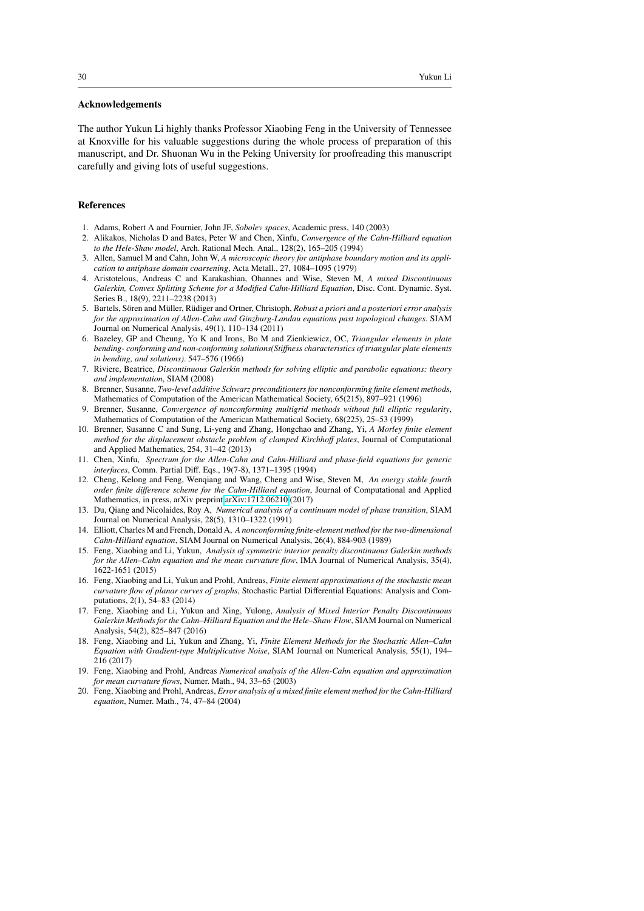## Acknowledgements

The author Yukun Li highly thanks Professor Xiaobing Feng in the University of Tennessee at Knoxville for his valuable suggestions during the whole process of preparation of this manuscript, and Dr. Shuonan Wu in the Peking University for proofreading this manuscript carefully and giving lots of useful suggestions.

## References

1. Adams, Robert A and Fournier, John JF, *Sobolev spaces*, Academic press, 140 (2003)
2. Alikakos, Nicholas D and Bates, Peter W and Chen, Xinfu, *Convergence of the Cahn-Hilliard equation to the Hele-Shaw model*, Arch. Rational Mech. Anal., 128(2), 165–205 (1994)
3. Allen, Samuel M and Cahn, John W, *A microscopic theory for antiphase boundary motion and its application to antiphase domain coarsening*, Acta Metall., 27, 1084–1095 (1979)
4. Aristotelous, Andreas C and Karakashian, Ohannes and Wise, Steven M, *A mixed Discontinuous Galerkin, Convex Splitting Scheme for a Modified Cahn-Hilliard Equation*, Disc. Cont. Dynamic. Syst. Series B., 18(9), 2211–2238 (2013)
5. Bartels, Sören and Müller, Rüdiger and Ortner, Christoph, *Robust a priori and a posteriori error analysis for the approximation of Allen-Cahn and Ginzburg-Landau equations past topological changes*. SIAM Journal on Numerical Analysis, 49(1), 110–134 (2011)
6. Bazeley, GP and Cheung, Yo K and Irons, Bo M and Zienkiewicz, OC, *Triangular elements in plate bending- conforming and non-conforming solutions(Stiffness characteristics of triangular plate elements in bending, and solutions)*. 547–576 (1966)
7. Riviere, Beatrice, *Discontinuous Galerkin methods for solving elliptic and parabolic equations: theory and implementation*, SIAM (2008)
8. Brenner, Susanne, *Two-level additive Schwarz preconditioners for nonconforming finite element methods*, Mathematics of Computation of the American Mathematical Society, 65(215), 897–921 (1996)
9. Brenner, Susanne, *Convergence of nonconforming multigrid methods without full elliptic regularity*, Mathematics of Computation of the American Mathematical Society, 68(225), 25–53 (1999)
10. Brenner, Susanne C and Sung, Li-yeng and Zhang, Hongchao and Zhang, Yi, *A Morley finite element method for the displacement obstacle problem of clamped Kirchhoff plates*, Journal of Computational and Applied Mathematics, 254, 31–42 (2013)
11. Chen, Xinfu, *Spectrum for the Allen-Cahn and Cahn-Hilliard and phase-field equations for generic interfaces*, Comm. Partial Diff. Eqs., 19(7-8), 1371–1395 (1994)
12. Cheng, Kelong and Feng, Wenqiang and Wang, Cheng and Wise, Steven M, *An energy stable fourth order finite difference scheme for the Cahn-Hilliard equation*, Journal of Computational and Applied Mathematics, in press, arXiv preprint arXiv:1712.06210 (2017)
13. Du, Qiang and Nicolaides, Roy A, *Numerical analysis of a continuum model of phase transition*, SIAM Journal on Numerical Analysis, 28(5), 1310–1322 (1991)
14. Elliott, Charles M and French, Donald A, *A nonconforming finite-element method for the two-dimensional Cahn-Hilliard equation*, SIAM Journal on Numerical Analysis, 26(4), 884-903 (1989)
15. Feng, Xiaobing and Li, Yukun, *Analysis of symmetric interior penalty discontinuous Galerkin methods for the Allen–Cahn equation and the mean curvature flow*, IMA Journal of Numerical Analysis, 35(4), 1622-1651 (2015)
16. Feng, Xiaobing and Li, Yukun and Prohl, Andreas, *Finite element approximations of the stochastic mean curvature flow of planar curves of graphs*, Stochastic Partial Differential Equations: Analysis and Computations, 2(1), 54–83 (2014)
17. Feng, Xiaobing and Li, Yukun and Xing, Yulong, *Analysis of Mixed Interior Penalty Discontinuous Galerkin Methods for the Cahn–Hilliard Equation and the Hele–Shaw Flow*, SIAM Journal on Numerical Analysis, 54(2), 825–847 (2016)
18. Feng, Xiaobing and Li, Yukun and Zhang, Yi, *Finite Element Methods for the Stochastic Allen–Cahn Equation with Gradient-type Multiplicative Noise*, SIAM Journal on Numerical Analysis, 55(1), 194–216 (2017)
19. Feng, Xiaobing and Prohl, Andreas *Numerical analysis of the Allen-Cahn equation and approximation for mean curvature flows*, Numer. Math., 94, 33–65 (2003)
20. Feng, Xiaobing and Prohl, Andreas, *Error analysis of a mixed finite element method for the Cahn-Hilliard equation*, Numer. Math., 74, 47–84 (2004)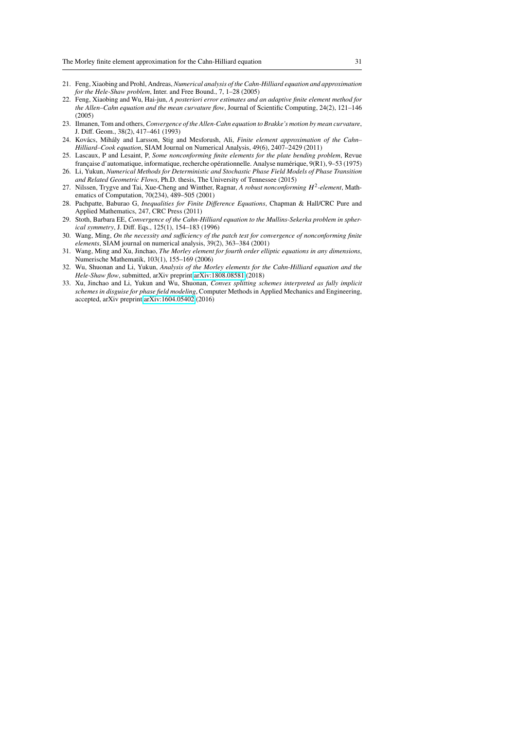21. Feng, Xiaobing and Prohl, Andreas, *Numerical analysis of the Cahn-Hilliard equation and approximation for the Hele-Shaw problem*, Inter. and Free Bound., 7, 1–28 (2005)
22. Feng, Xiaobing and Wu, Hai-jun, *A posteriori error estimates and an adaptive finite element method for the Allen–Cahn equation and the mean curvature flow*, Journal of Scientific Computing, 24(2), 121–146 (2005)
23. Ilmanen, Tom and others, *Convergence of the Allen-Cahn equation to Brakke's motion by mean curvature*, J. Diff. Geom., 38(2), 417–461 (1993)
24. Kovács, Mihály and Larsson, Stig and Mesforush, Ali, *Finite element approximation of the Cahn–Hilliard–Cook equation*, SIAM Journal on Numerical Analysis, 49(6), 2407–2429 (2011)
25. Lascaux, P and Lesaint, P, *Some nonconforming finite elements for the plate bending problem*, Revue française d'automatique, informatique, recherche opérationnelle. Analyse numérique, 9(R1), 9–53 (1975)
26. Li, Yukun, *Numerical Methods for Deterministic and Stochastic Phase Field Models of Phase Transition and Related Geometric Flows*, Ph.D. thesis, The University of Tennessee (2015)
27. Nilssen, Trygve and Tai, Xue-Cheng and Winther, Ragnar, *A robust nonconforming $H^2$-element*, Mathematics of Computation, 70(234), 489–505 (2001)
28. Pachpatte, Baburao G, *Inequalities for Finite Difference Equations*, Chapman & Hall/CRC Pure and Applied Mathematics, 247, CRC Press (2011)
29. Stoth, Barbara EE, *Convergence of the Cahn-Hilliard equation to the Mullins-Sekerka problem in spherical symmetry*, J. Diff. Eqs., 125(1), 154–183 (1996)
30. Wang, Ming, *On the necessity and sufficiency of the patch test for convergence of nonconforming finite elements*, SIAM journal on numerical analysis, 39(2), 363–384 (2001)
31. Wang, Ming and Xu, Jinchao, *The Morley element for fourth order elliptic equations in any dimensions*, Numerische Mathematik, 103(1), 155–169 (2006)
32. Wu, Shuonan and Li, Yukun, *Analysis of the Morley elements for the Cahn-Hilliard equation and the Hele-Shaw flow*, submitted, arXiv preprint arXiv:1808.08581 (2018)
33. Xu, Jinchao and Li, Yukun and Wu, Shuonan, *Convex splitting schemes interpreted as fully implicit schemes in disguise for phase field modeling*, Computer Methods in Applied Mechanics and Engineering, accepted, arXiv preprint arXiv:1604.05402 (2016)